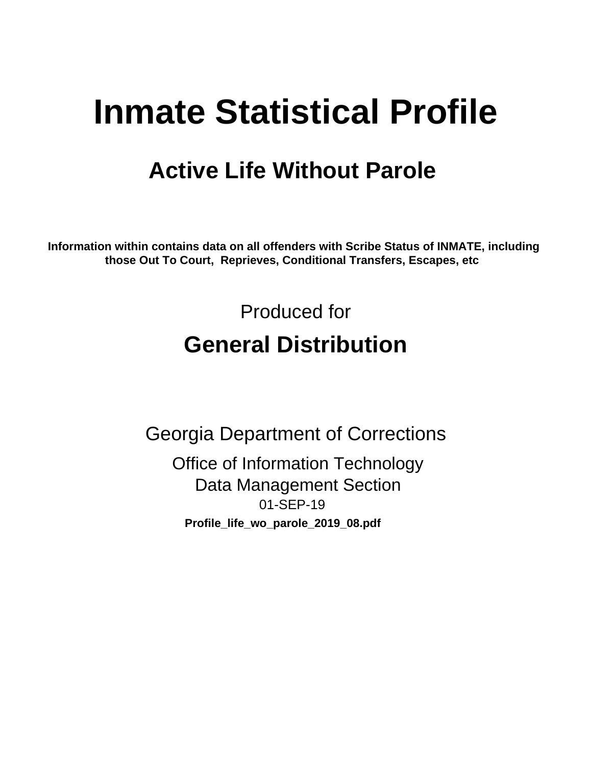# Inmate Statistical Profile

## Active Life Without Parole

**Information within contains data on all offenders with Scribe Status of INMATE, including those Out To Court, Reprieves, Conditional Transfers, Escapes, etc**

Produced for

## General Distribution

Georgia Department of Corrections

Office of Information Technology
Data Management Section
01-SEP-19

**Profile_life_wo_parole_2019_08.pdf**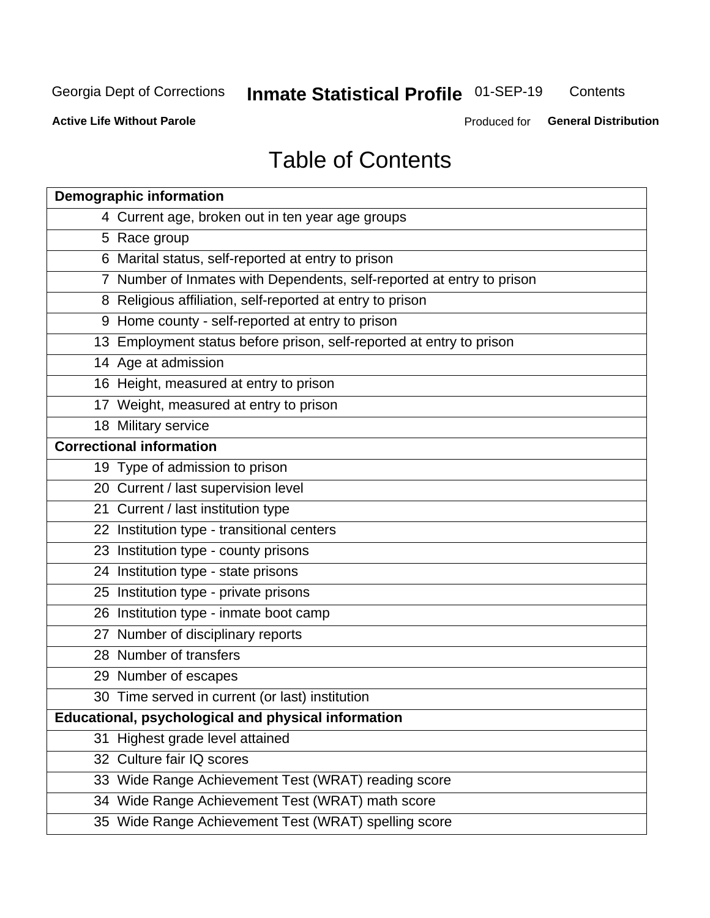# Table of Contents

| Demographic information | |
|---|---|
| 4 | Current age, broken out in ten year age groups |
| 5 | Race group |
| 6 | Marital status, self-reported at entry to prison |
| 7 | Number of Inmates with Dependents, self-reported at entry to prison |
| 8 | Religious affiliation, self-reported at entry to prison |
| 9 | Home county - self-reported at entry to prison |
| 13 | Employment status before prison, self-reported at entry to prison |
| 14 | Age at admission |
| 16 | Height, measured at entry to prison |
| 17 | Weight, measured at entry to prison |
| 18 | Military service |
| **Correctional information** | |
| 19 | Type of admission to prison |
| 20 | Current / last supervision level |
| 21 | Current / last institution type |
| 22 | Institution type - transitional centers |
| 23 | Institution type - county prisons |
| 24 | Institution type - state prisons |
| 25 | Institution type - private prisons |
| 26 | Institution type - inmate boot camp |
| 27 | Number of disciplinary reports |
| 28 | Number of transfers |
| 29 | Number of escapes |
| 30 | Time served in current (or last) institution |
| **Educational, psychological and physical information** | |
| 31 | Highest grade level attained |
| 32 | Culture fair IQ scores |
| 33 | Wide Range Achievement Test (WRAT) reading score |
| 34 | Wide Range Achievement Test (WRAT) math score |
| 35 | Wide Range Achievement Test (WRAT) spelling score |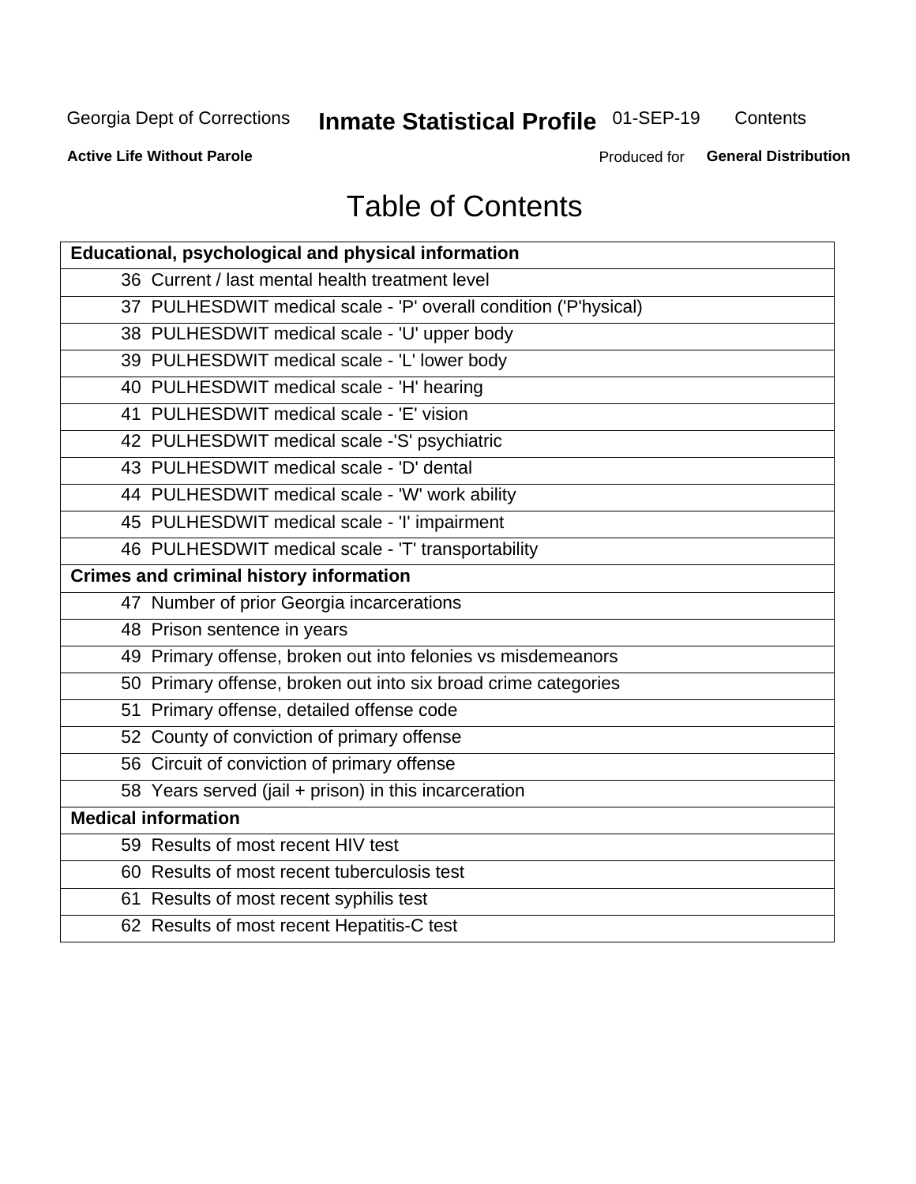# Table of Contents

| Educational, psychological and physical information |
|---|
| 36 Current / last mental health treatment level |
| 37 PULHESDWIT medical scale - 'P' overall condition ('P'hysical) |
| 38 PULHESDWIT medical scale - 'U' upper body |
| 39 PULHESDWIT medical scale - 'L' lower body |
| 40 PULHESDWIT medical scale - 'H' hearing |
| 41 PULHESDWIT medical scale - 'E' vision |
| 42 PULHESDWIT medical scale -'S' psychiatric |
| 43 PULHESDWIT medical scale - 'D' dental |
| 44 PULHESDWIT medical scale - 'W' work ability |
| 45 PULHESDWIT medical scale - 'I' impairment |
| 46 PULHESDWIT medical scale - 'T' transportability |
| **Crimes and criminal history information** |
| 47 Number of prior Georgia incarcerations |
| 48 Prison sentence in years |
| 49 Primary offense, broken out into felonies vs misdemeanors |
| 50 Primary offense, broken out into six broad crime categories |
| 51 Primary offense, detailed offense code |
| 52 County of conviction of primary offense |
| 56 Circuit of conviction of primary offense |
| 58 Years served (jail + prison) in this incarceration |
| **Medical information** |
| 59 Results of most recent HIV test |
| 60 Results of most recent tuberculosis test |
| 61 Results of most recent syphilis test |
| 62 Results of most recent Hepatitis-C test |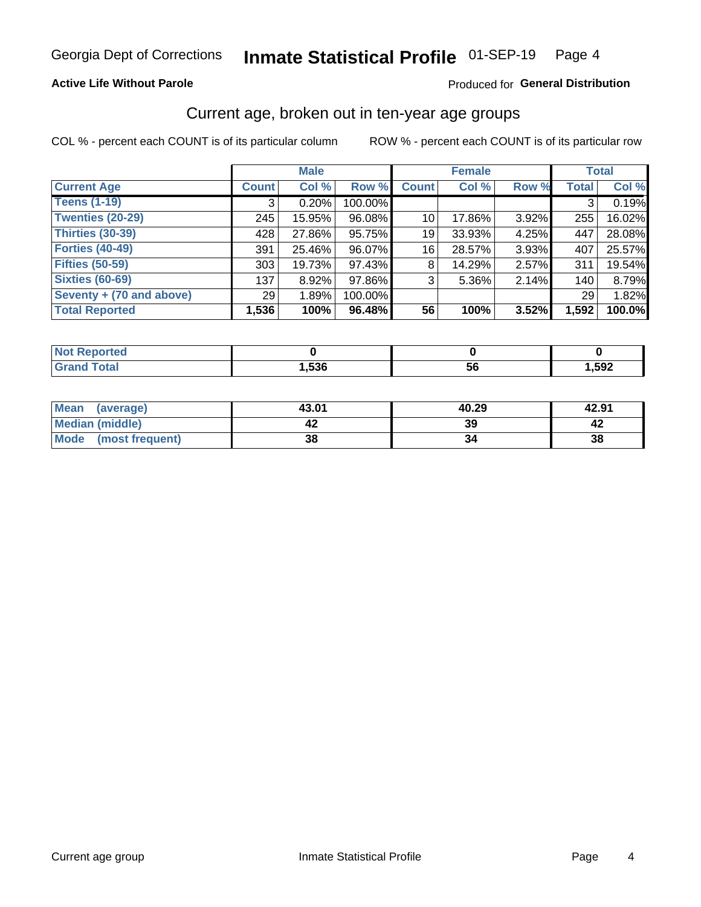Georgia Dept of Corrections **Inmate Statistical Profile** 01-SEP-19 Page 4

**Active Life Without Parole**

Produced for **General Distribution**

## Current age, broken out in ten-year age groups

COL % - percent each COUNT is of its particular column    ROW % - percent each COUNT is of its particular row

| | Male | | | Female | | | Total | |
|---|---|---|---|---|---|---|---|---|
| **Current Age** | **Count** | **Col %** | **Row %** | **Count** | **Col %** | **Row %** | **Total** | **Col %** |
| **Teens (1-19)** | 3 | 0.20% | 100.00% | | | | 3 | 0.19% |
| **Twenties (20-29)** | 245 | 15.95% | 96.08% | 10 | 17.86% | 3.92% | 255 | 16.02% |
| **Thirties (30-39)** | 428 | 27.86% | 95.75% | 19 | 33.93% | 4.25% | 447 | 28.08% |
| **Forties (40-49)** | 391 | 25.46% | 96.07% | 16 | 28.57% | 3.93% | 407 | 25.57% |
| **Fifties (50-59)** | 303 | 19.73% | 97.43% | 8 | 14.29% | 2.57% | 311 | 19.54% |
| **Sixties (60-69)** | 137 | 8.92% | 97.86% | 3 | 5.36% | 2.14% | 140 | 8.79% |
| **Seventy + (70 and above)** | 29 | 1.89% | 100.00% | | | | 29 | 1.82% |
| **Total Reported** | **1,536** | **100%** | **96.48%** | **56** | **100%** | **3.52%** | **1,592** | **100.0%** |

| | Male | Female | Total |
|---|---|---|---|
| **Not Reported** | **0** | **0** | **0** |
| **Grand Total** | **1,536** | **56** | **1,592** |

| | Male | Female | Total |
|---|---|---|---|
| **Mean (average)** | **43.01** | **40.29** | **42.91** |
| **Median (middle)** | **42** | **39** | **42** |
| **Mode (most frequent)** | **38** | **34** | **38** |

Current age group    Inmate Statistical Profile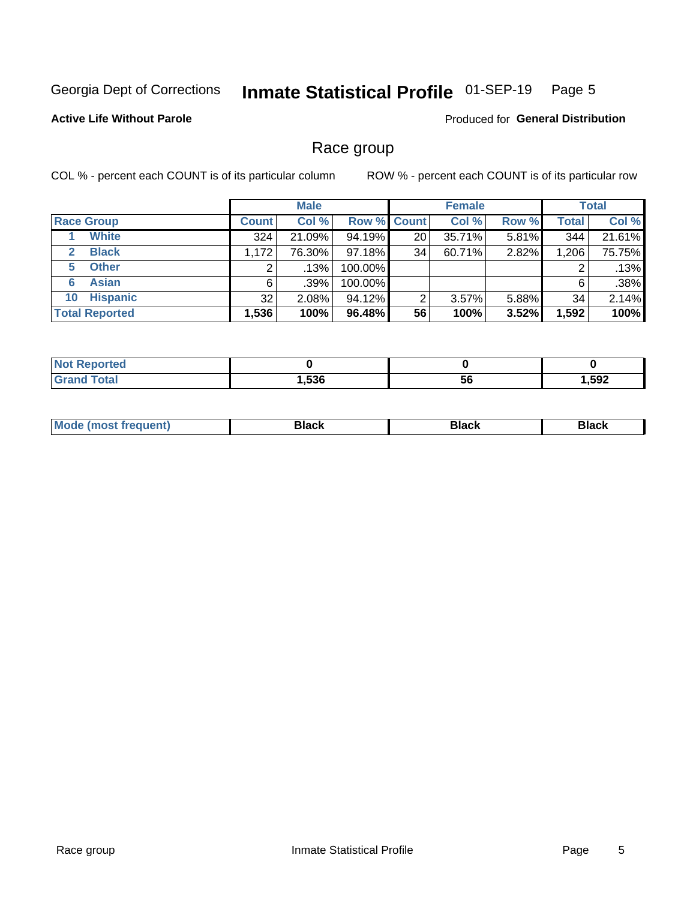Georgia Dept of Corrections **Inmate Statistical Profile** 01-SEP-19 Page 5

**Active Life Without Parole**

Produced for **General Distribution**

## Race group

COL % - percent each COUNT is of its particular column ROW % - percent each COUNT is of its particular row

| | Male | | | Female | | | Total | |
|---|---|---|---|---|---|---|---|---|
| **Race Group** | **Count** | **Col %** | **Row %** | **Count** | **Col %** | **Row %** | **Total** | **Col %** |
| 1 **White** | 324 | 21.09% | 94.19% | 20 | 35.71% | 5.81% | 344 | 21.61% |
| 2 **Black** | 1,172 | 76.30% | 97.18% | 34 | 60.71% | 2.82% | 1,206 | 75.75% |
| 5 **Other** | 2 | .13% | 100.00% | | | | 2 | .13% |
| 6 **Asian** | 6 | .39% | 100.00% | | | | 6 | .38% |
| 10 **Hispanic** | 32 | 2.08% | 94.12% | 2 | 3.57% | 5.88% | 34 | 2.14% |
| **Total Reported** | **1,536** | **100%** | **96.48%** | **56** | **100%** | **3.52%** | **1,592** | **100%** |

| | Male | Female | Total |
|---|---|---|---|
| **Not Reported** | **0** | **0** | **0** |
| **Grand Total** | **1,536** | **56** | **1,592** |

| | Male | Female | Total |
|---|---|---|---|
| **Mode (most frequent)** | **Black** | **Black** | **Black** |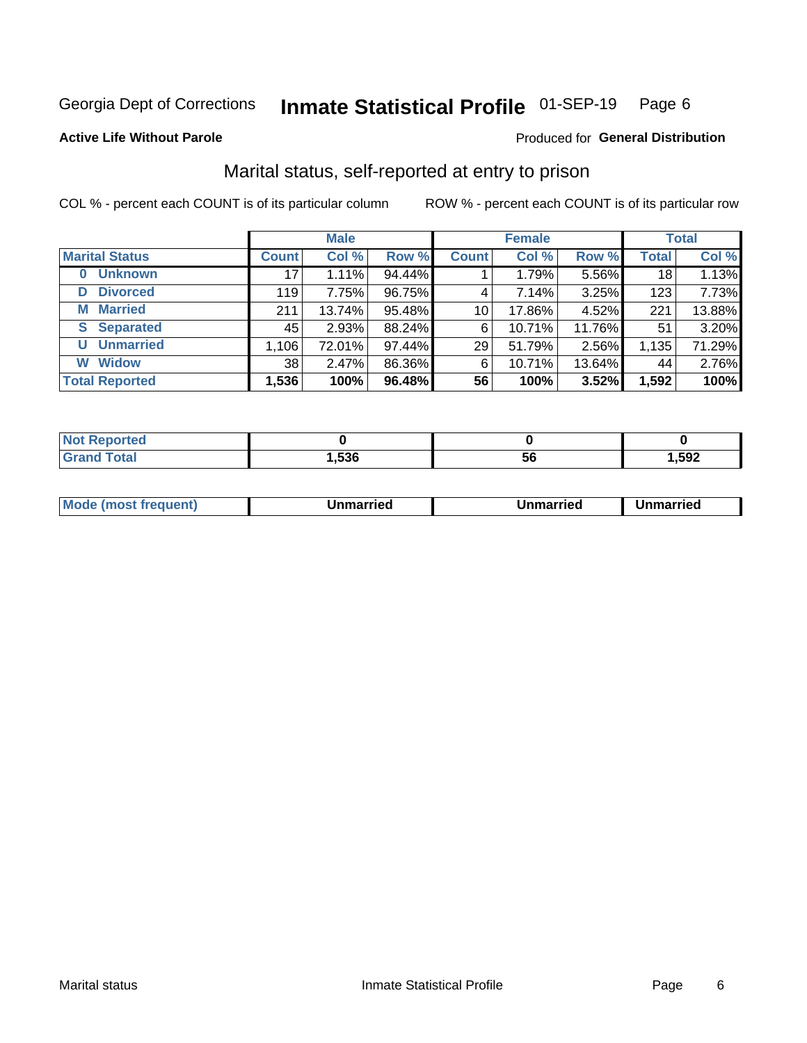Georgia Dept of Corrections **Inmate Statistical Profile** 01-SEP-19 Page 6

**Active Life Without Parole**

Produced for **General Distribution**

## Marital status, self-reported at entry to prison

COL % - percent each COUNT is of its particular column

ROW % - percent each COUNT is of its particular row

| | Male | | | Female | | | Total | |
|---|---|---|---|---|---|---|---|---|
| **Marital Status** | **Count** | **Col %** | **Row %** | **Count** | **Col %** | **Row %** | **Total** | **Col %** |
| **0 Unknown** | 17 | 1.11% | 94.44% | 1 | 1.79% | 5.56% | 18 | 1.13% |
| **D Divorced** | 119 | 7.75% | 96.75% | 4 | 7.14% | 3.25% | 123 | 7.73% |
| **M Married** | 211 | 13.74% | 95.48% | 10 | 17.86% | 4.52% | 221 | 13.88% |
| **S Separated** | 45 | 2.93% | 88.24% | 6 | 10.71% | 11.76% | 51 | 3.20% |
| **U Unmarried** | 1,106 | 72.01% | 97.44% | 29 | 51.79% | 2.56% | 1,135 | 71.29% |
| **W Widow** | 38 | 2.47% | 86.36% | 6 | 10.71% | 13.64% | 44 | 2.76% |
| **Total Reported** | **1,536** | **100%** | **96.48%** | **56** | **100%** | **3.52%** | **1,592** | **100%** |

| | Male | Female | Total |
|---|---|---|---|
| **Not Reported** | **0** | **0** | **0** |
| **Grand Total** | **1,536** | **56** | **1,592** |

| | Male | Female | Total |
|---|---|---|---|
| **Mode (most frequent)** | **Unmarried** | **Unmarried** | **Unmarried** |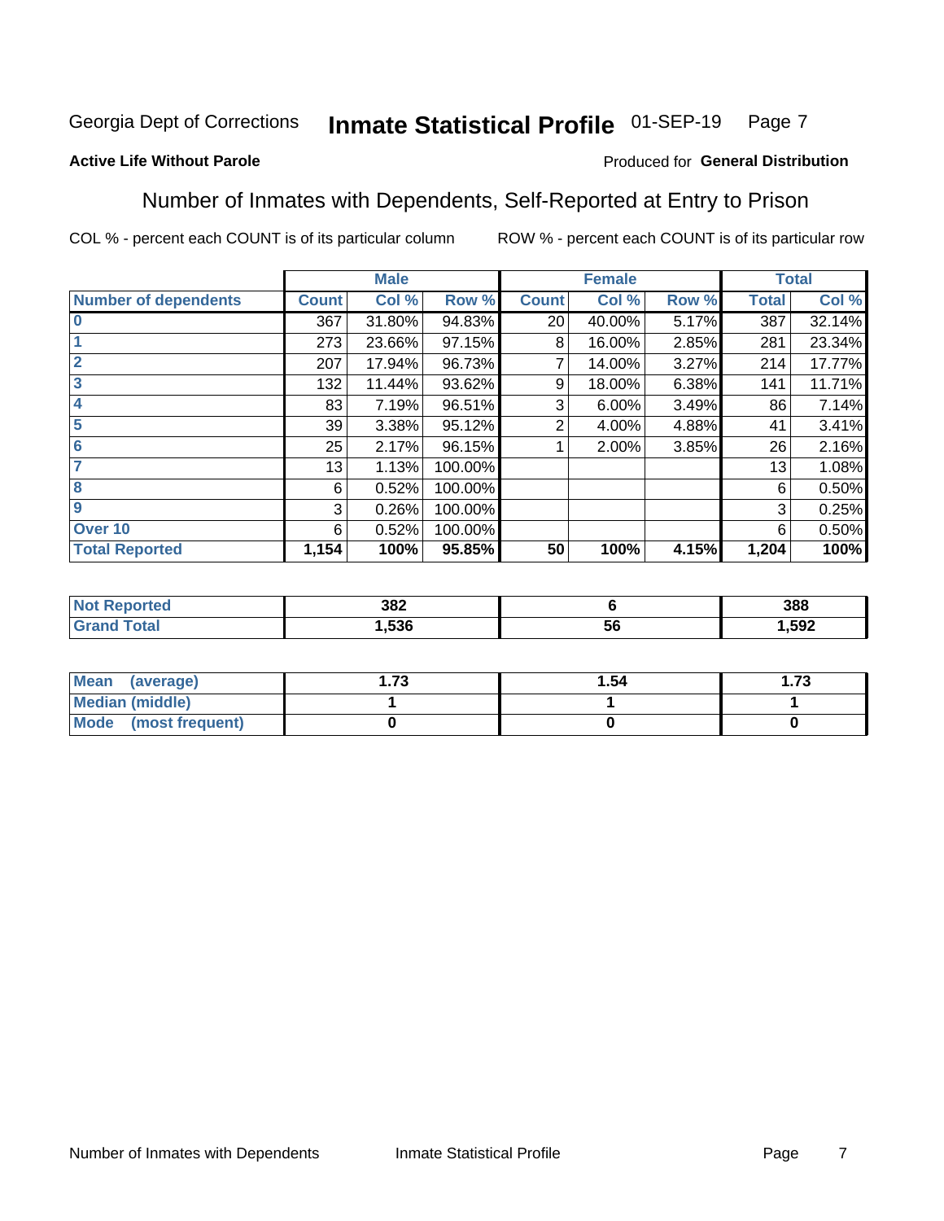Georgia Dept of Corrections **Inmate Statistical Profile** 01-SEP-19

**Active Life Without Parole**

Produced for **General Distribution**

## Number of Inmates with Dependents, Self-Reported at Entry to Prison

COL % - percent each COUNT is of its particular column    ROW % - percent each COUNT is of its particular row

| | Male | | | Female | | | Total | |
|---|---|---|---|---|---|---|---|---|
| **Number of dependents** | **Count** | **Col %** | **Row %** | **Count** | **Col %** | **Row %** | **Total** | **Col %** |
| **0** | 367 | 31.80% | 94.83% | 20 | 40.00% | 5.17% | 387 | 32.14% |
| **1** | 273 | 23.66% | 97.15% | 8 | 16.00% | 2.85% | 281 | 23.34% |
| **2** | 207 | 17.94% | 96.73% | 7 | 14.00% | 3.27% | 214 | 17.77% |
| **3** | 132 | 11.44% | 93.62% | 9 | 18.00% | 6.38% | 141 | 11.71% |
| **4** | 83 | 7.19% | 96.51% | 3 | 6.00% | 3.49% | 86 | 7.14% |
| **5** | 39 | 3.38% | 95.12% | 2 | 4.00% | 4.88% | 41 | 3.41% |
| **6** | 25 | 2.17% | 96.15% | 1 | 2.00% | 3.85% | 26 | 2.16% |
| **7** | 13 | 1.13% | 100.00% | | | | 13 | 1.08% |
| **8** | 6 | 0.52% | 100.00% | | | | 6 | 0.50% |
| **9** | 3 | 0.26% | 100.00% | | | | 3 | 0.25% |
| **Over 10** | 6 | 0.52% | 100.00% | | | | 6 | 0.50% |
| **Total Reported** | **1,154** | **100%** | **95.85%** | **50** | **100%** | **4.15%** | **1,204** | **100%** |

| | Male | Female | Total |
|---|---|---|---|
| **Not Reported** | **382** | **6** | **388** |
| **Grand Total** | **1,536** | **56** | **1,592** |

| | Male | Female | Total |
|---|---|---|---|
| **Mean (average)** | **1.73** | **1.54** | **1.73** |
| **Median (middle)** | **1** | **1** | **1** |
| **Mode (most frequent)** | **0** | **0** | **0** |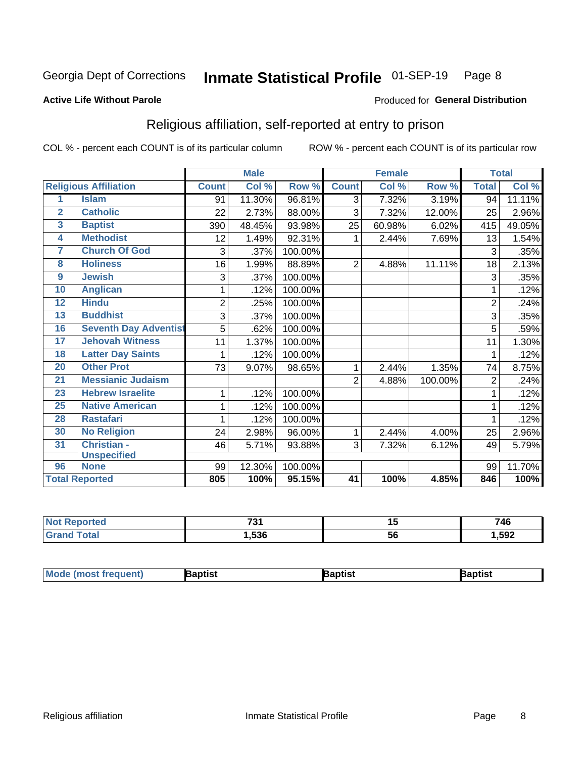Georgia Dept of Corrections **Inmate Statistical Profile** 01-SEP-19

**Active Life Without Parole**

Produced for **General Distribution**

## Religious affiliation, self-reported at entry to prison

COL % - percent each COUNT is of its particular column    ROW % - percent each COUNT is of its particular row

| | Religious Affiliation | Male | | | Female | | | Total | |
|---|---|---|---|---|---|---|---|---|---|
| | | Count | Col % | Row % | Count | Col % | Row % | Total | Col % |
| 1 | Islam | 91 | 11.30% | 96.81% | 3 | 7.32% | 3.19% | 94 | 11.11% |
| 2 | Catholic | 22 | 2.73% | 88.00% | 3 | 7.32% | 12.00% | 25 | 2.96% |
| 3 | Baptist | 390 | 48.45% | 93.98% | 25 | 60.98% | 6.02% | 415 | 49.05% |
| 4 | Methodist | 12 | 1.49% | 92.31% | 1 | 2.44% | 7.69% | 13 | 1.54% |
| 7 | Church Of God | 3 | .37% | 100.00% | | | | 3 | .35% |
| 8 | Holiness | 16 | 1.99% | 88.89% | 2 | 4.88% | 11.11% | 18 | 2.13% |
| 9 | Jewish | 3 | .37% | 100.00% | | | | 3 | .35% |
| 10 | Anglican | 1 | .12% | 100.00% | | | | 1 | .12% |
| 12 | Hindu | 2 | .25% | 100.00% | | | | 2 | .24% |
| 13 | Buddhist | 3 | .37% | 100.00% | | | | 3 | .35% |
| 16 | Seventh Day Adventist | 5 | .62% | 100.00% | | | | 5 | .59% |
| 17 | Jehovah Witness | 11 | 1.37% | 100.00% | | | | 11 | 1.30% |
| 18 | Latter Day Saints | 1 | .12% | 100.00% | | | | 1 | .12% |
| 20 | Other Prot | 73 | 9.07% | 98.65% | 1 | 2.44% | 1.35% | 74 | 8.75% |
| 21 | Messianic Judaism | | | | 2 | 4.88% | 100.00% | 2 | .24% |
| 23 | Hebrew Israelite | 1 | .12% | 100.00% | | | | 1 | .12% |
| 25 | Native American | 1 | .12% | 100.00% | | | | 1 | .12% |
| 28 | Rastafari | 1 | .12% | 100.00% | | | | 1 | .12% |
| 30 | No Religion | 24 | 2.98% | 96.00% | 1 | 2.44% | 4.00% | 25 | 2.96% |
| 31 | Christian - Unspecified | 46 | 5.71% | 93.88% | 3 | 7.32% | 6.12% | 49 | 5.79% |
| 96 | None | 99 | 12.30% | 100.00% | | | | 99 | 11.70% |
| **Total Reported** | | **805** | **100%** | **95.15%** | **41** | **100%** | **4.85%** | **846** | **100%** |

| | Male | Female | Total |
|---|---|---|---|
| Not Reported | 731 | 15 | 746 |
| Grand Total | 1,536 | 56 | 1,592 |

| | Male | Female | Total |
|---|---|---|---|
| Mode (most frequent) | Baptist | Baptist | Baptist |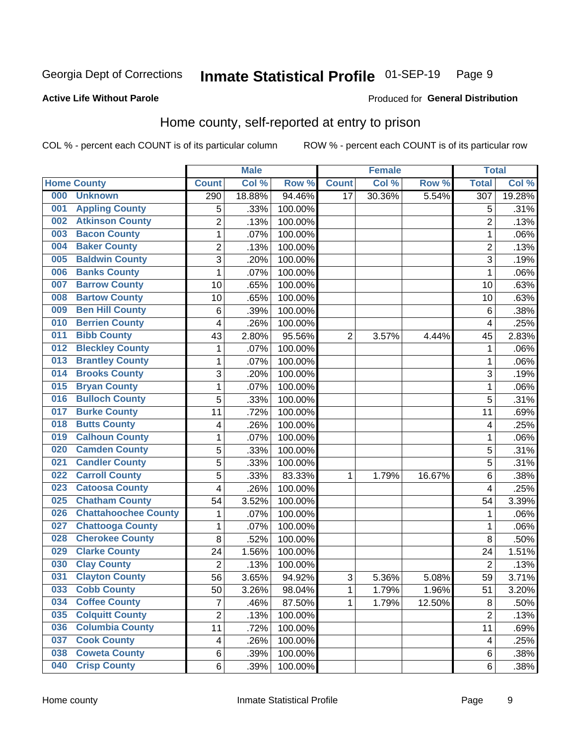Georgia Dept of Corrections **Inmate Statistical Profile** 01-SEP-19

**Active Life Without Parole**

Produced for **General Distribution**

## Home county, self-reported at entry to prison

COL % - percent each COUNT is of its particular column     ROW % - percent each COUNT is of its particular row

| Home County | | Male | | | Female | | | Total | |
|---|---|---|---|---|---|---|---|---|---|
| | | Count | Col % | Row % | Count | Col % | Row % | Total | Col % |
| 000 | Unknown | 290 | 18.88% | 94.46% | 17 | 30.36% | 5.54% | 307 | 19.28% |
| 001 | Appling County | 5 | .33% | 100.00% | | | | 5 | .31% |
| 002 | Atkinson County | 2 | .13% | 100.00% | | | | 2 | .13% |
| 003 | Bacon County | 1 | .07% | 100.00% | | | | 1 | .06% |
| 004 | Baker County | 2 | .13% | 100.00% | | | | 2 | .13% |
| 005 | Baldwin County | 3 | .20% | 100.00% | | | | 3 | .19% |
| 006 | Banks County | 1 | .07% | 100.00% | | | | 1 | .06% |
| 007 | Barrow County | 10 | .65% | 100.00% | | | | 10 | .63% |
| 008 | Bartow County | 10 | .65% | 100.00% | | | | 10 | .63% |
| 009 | Ben Hill County | 6 | .39% | 100.00% | | | | 6 | .38% |
| 010 | Berrien County | 4 | .26% | 100.00% | | | | 4 | .25% |
| 011 | Bibb County | 43 | 2.80% | 95.56% | 2 | 3.57% | 4.44% | 45 | 2.83% |
| 012 | Bleckley County | 1 | .07% | 100.00% | | | | 1 | .06% |
| 013 | Brantley County | 1 | .07% | 100.00% | | | | 1 | .06% |
| 014 | Brooks County | 3 | .20% | 100.00% | | | | 3 | .19% |
| 015 | Bryan County | 1 | .07% | 100.00% | | | | 1 | .06% |
| 016 | Bulloch County | 5 | .33% | 100.00% | | | | 5 | .31% |
| 017 | Burke County | 11 | .72% | 100.00% | | | | 11 | .69% |
| 018 | Butts County | 4 | .26% | 100.00% | | | | 4 | .25% |
| 019 | Calhoun County | 1 | .07% | 100.00% | | | | 1 | .06% |
| 020 | Camden County | 5 | .33% | 100.00% | | | | 5 | .31% |
| 021 | Candler County | 5 | .33% | 100.00% | | | | 5 | .31% |
| 022 | Carroll County | 5 | .33% | 83.33% | 1 | 1.79% | 16.67% | 6 | .38% |
| 023 | Catoosa County | 4 | .26% | 100.00% | | | | 4 | .25% |
| 025 | Chatham County | 54 | 3.52% | 100.00% | | | | 54 | 3.39% |
| 026 | Chattahoochee County | 1 | .07% | 100.00% | | | | 1 | .06% |
| 027 | Chattooga County | 1 | .07% | 100.00% | | | | 1 | .06% |
| 028 | Cherokee County | 8 | .52% | 100.00% | | | | 8 | .50% |
| 029 | Clarke County | 24 | 1.56% | 100.00% | | | | 24 | 1.51% |
| 030 | Clay County | 2 | .13% | 100.00% | | | | 2 | .13% |
| 031 | Clayton County | 56 | 3.65% | 94.92% | 3 | 5.36% | 5.08% | 59 | 3.71% |
| 033 | Cobb County | 50 | 3.26% | 98.04% | 1 | 1.79% | 1.96% | 51 | 3.20% |
| 034 | Coffee County | 7 | .46% | 87.50% | 1 | 1.79% | 12.50% | 8 | .50% |
| 035 | Colquitt County | 2 | .13% | 100.00% | | | | 2 | .13% |
| 036 | Columbia County | 11 | .72% | 100.00% | | | | 11 | .69% |
| 037 | Cook County | 4 | .26% | 100.00% | | | | 4 | .25% |
| 038 | Coweta County | 6 | .39% | 100.00% | | | | 6 | .38% |
| 040 | Crisp County | 6 | .39% | 100.00% | | | | 6 | .38% |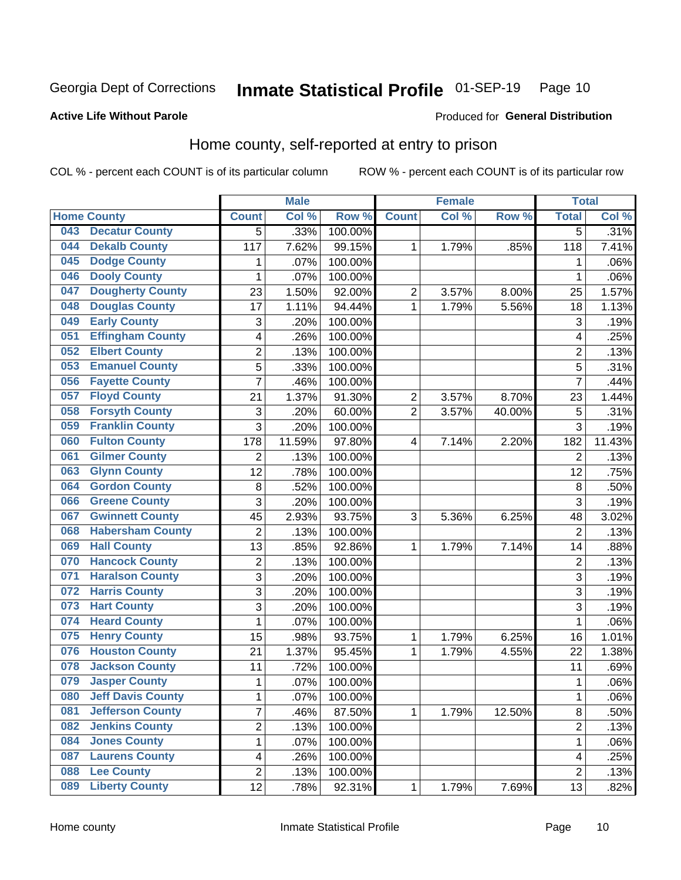Georgia Dept of Corrections **Inmate Statistical Profile** 01-SEP-19

**Active Life Without Parole**

Produced for **General Distribution**

## Home county, self-reported at entry to prison

COL % - percent each COUNT is of its particular column ROW % - percent each COUNT is of its particular row

| Home County | | Male | | | Female | | | Total | |
|---|---|---|---|---|---|---|---|---|---|
| | | Count | Col % | Row % | Count | Col % | Row % | Total | Col % |
| 043 | Decatur County | 5 | .33% | 100.00% | | | | 5 | .31% |
| 044 | Dekalb County | 117 | 7.62% | 99.15% | 1 | 1.79% | .85% | 118 | 7.41% |
| 045 | Dodge County | 1 | .07% | 100.00% | | | | 1 | .06% |
| 046 | Dooly County | 1 | .07% | 100.00% | | | | 1 | .06% |
| 047 | Dougherty County | 23 | 1.50% | 92.00% | 2 | 3.57% | 8.00% | 25 | 1.57% |
| 048 | Douglas County | 17 | 1.11% | 94.44% | 1 | 1.79% | 5.56% | 18 | 1.13% |
| 049 | Early County | 3 | .20% | 100.00% | | | | 3 | .19% |
| 051 | Effingham County | 4 | .26% | 100.00% | | | | 4 | .25% |
| 052 | Elbert County | 2 | .13% | 100.00% | | | | 2 | .13% |
| 053 | Emanuel County | 5 | .33% | 100.00% | | | | 5 | .31% |
| 056 | Fayette County | 7 | .46% | 100.00% | | | | 7 | .44% |
| 057 | Floyd County | 21 | 1.37% | 91.30% | 2 | 3.57% | 8.70% | 23 | 1.44% |
| 058 | Forsyth County | 3 | .20% | 60.00% | 2 | 3.57% | 40.00% | 5 | .31% |
| 059 | Franklin County | 3 | .20% | 100.00% | | | | 3 | .19% |
| 060 | Fulton County | 178 | 11.59% | 97.80% | 4 | 7.14% | 2.20% | 182 | 11.43% |
| 061 | Gilmer County | 2 | .13% | 100.00% | | | | 2 | .13% |
| 063 | Glynn County | 12 | .78% | 100.00% | | | | 12 | .75% |
| 064 | Gordon County | 8 | .52% | 100.00% | | | | 8 | .50% |
| 066 | Greene County | 3 | .20% | 100.00% | | | | 3 | .19% |
| 067 | Gwinnett County | 45 | 2.93% | 93.75% | 3 | 5.36% | 6.25% | 48 | 3.02% |
| 068 | Habersham County | 2 | .13% | 100.00% | | | | 2 | .13% |
| 069 | Hall County | 13 | .85% | 92.86% | 1 | 1.79% | 7.14% | 14 | .88% |
| 070 | Hancock County | 2 | .13% | 100.00% | | | | 2 | .13% |
| 071 | Haralson County | 3 | .20% | 100.00% | | | | 3 | .19% |
| 072 | Harris County | 3 | .20% | 100.00% | | | | 3 | .19% |
| 073 | Hart County | 3 | .20% | 100.00% | | | | 3 | .19% |
| 074 | Heard County | 1 | .07% | 100.00% | | | | 1 | .06% |
| 075 | Henry County | 15 | .98% | 93.75% | 1 | 1.79% | 6.25% | 16 | 1.01% |
| 076 | Houston County | 21 | 1.37% | 95.45% | 1 | 1.79% | 4.55% | 22 | 1.38% |
| 078 | Jackson County | 11 | .72% | 100.00% | | | | 11 | .69% |
| 079 | Jasper County | 1 | .07% | 100.00% | | | | 1 | .06% |
| 080 | Jeff Davis County | 1 | .07% | 100.00% | | | | 1 | .06% |
| 081 | Jefferson County | 7 | .46% | 87.50% | 1 | 1.79% | 12.50% | 8 | .50% |
| 082 | Jenkins County | 2 | .13% | 100.00% | | | | 2 | .13% |
| 084 | Jones County | 1 | .07% | 100.00% | | | | 1 | .06% |
| 087 | Laurens County | 4 | .26% | 100.00% | | | | 4 | .25% |
| 088 | Lee County | 2 | .13% | 100.00% | | | | 2 | .13% |
| 089 | Liberty County | 12 | .78% | 92.31% | 1 | 1.79% | 7.69% | 13 | .82% |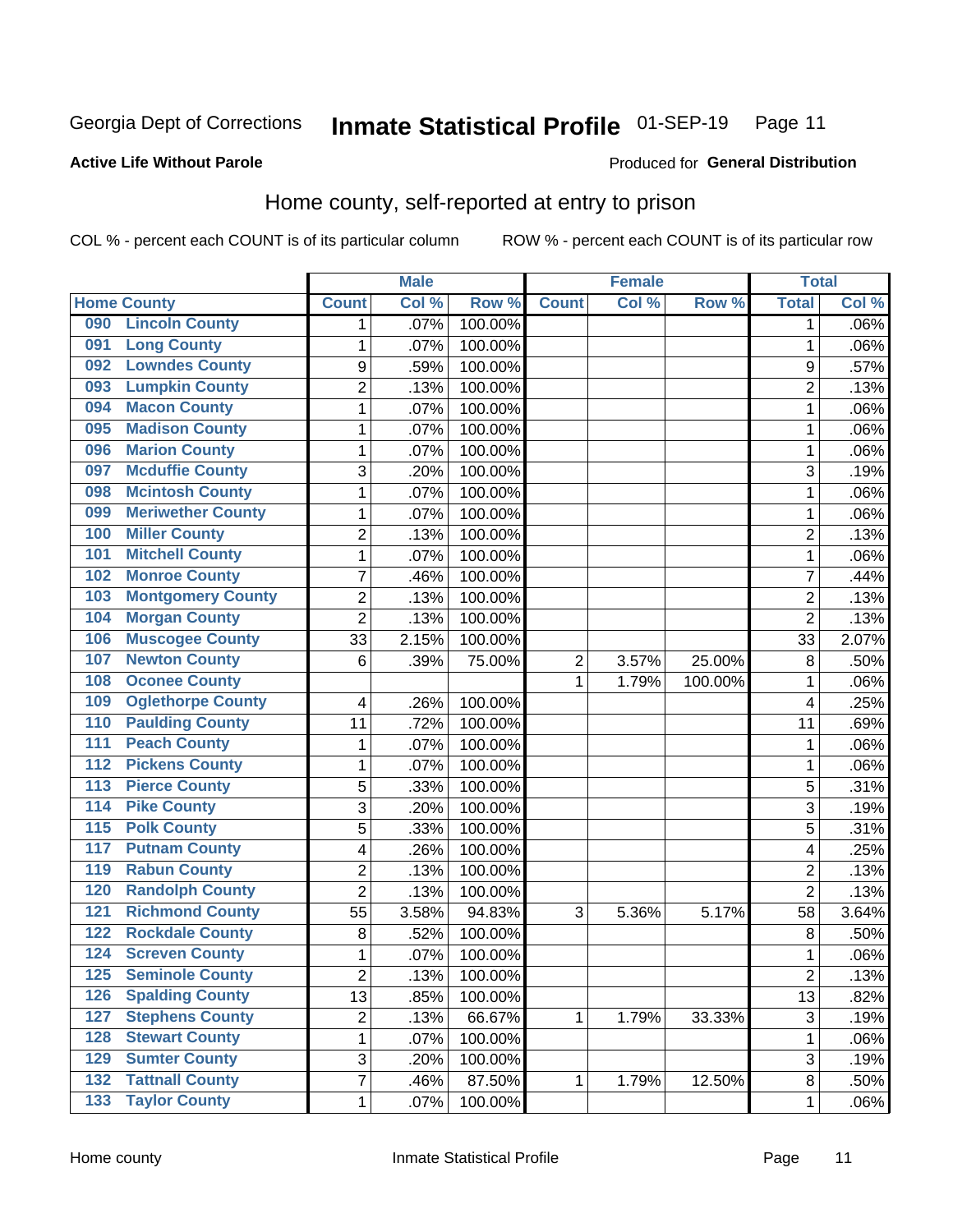Georgia Dept of Corrections **Inmate Statistical Profile** 01-SEP-19

**Active Life Without Parole** Produced for **General Distribution**

## Home county, self-reported at entry to prison

COL % - percent each COUNT is of its particular column ROW % - percent each COUNT is of its particular row

| Home County | | Male | | | Female | | | Total | |
|---|---|---|---|---|---|---|---|---|---|
| | | Count | Col % | Row % | Count | Col % | Row % | Total | Col % |
| 090 | Lincoln County | 1 | .07% | 100.00% | | | | 1 | .06% |
| 091 | Long County | 1 | .07% | 100.00% | | | | 1 | .06% |
| 092 | Lowndes County | 9 | .59% | 100.00% | | | | 9 | .57% |
| 093 | Lumpkin County | 2 | .13% | 100.00% | | | | 2 | .13% |
| 094 | Macon County | 1 | .07% | 100.00% | | | | 1 | .06% |
| 095 | Madison County | 1 | .07% | 100.00% | | | | 1 | .06% |
| 096 | Marion County | 1 | .07% | 100.00% | | | | 1 | .06% |
| 097 | Mcduffie County | 3 | .20% | 100.00% | | | | 3 | .19% |
| 098 | Mcintosh County | 1 | .07% | 100.00% | | | | 1 | .06% |
| 099 | Meriwether County | 1 | .07% | 100.00% | | | | 1 | .06% |
| 100 | Miller County | 2 | .13% | 100.00% | | | | 2 | .13% |
| 101 | Mitchell County | 1 | .07% | 100.00% | | | | 1 | .06% |
| 102 | Monroe County | 7 | .46% | 100.00% | | | | 7 | .44% |
| 103 | Montgomery County | 2 | .13% | 100.00% | | | | 2 | .13% |
| 104 | Morgan County | 2 | .13% | 100.00% | | | | 2 | .13% |
| 106 | Muscogee County | 33 | 2.15% | 100.00% | | | | 33 | 2.07% |
| 107 | Newton County | 6 | .39% | 75.00% | 2 | 3.57% | 25.00% | 8 | .50% |
| 108 | Oconee County | | | | 1 | 1.79% | 100.00% | 1 | .06% |
| 109 | Oglethorpe County | 4 | .26% | 100.00% | | | | 4 | .25% |
| 110 | Paulding County | 11 | .72% | 100.00% | | | | 11 | .69% |
| 111 | Peach County | 1 | .07% | 100.00% | | | | 1 | .06% |
| 112 | Pickens County | 1 | .07% | 100.00% | | | | 1 | .06% |
| 113 | Pierce County | 5 | .33% | 100.00% | | | | 5 | .31% |
| 114 | Pike County | 3 | .20% | 100.00% | | | | 3 | .19% |
| 115 | Polk County | 5 | .33% | 100.00% | | | | 5 | .31% |
| 117 | Putnam County | 4 | .26% | 100.00% | | | | 4 | .25% |
| 119 | Rabun County | 2 | .13% | 100.00% | | | | 2 | .13% |
| 120 | Randolph County | 2 | .13% | 100.00% | | | | 2 | .13% |
| 121 | Richmond County | 55 | 3.58% | 94.83% | 3 | 5.36% | 5.17% | 58 | 3.64% |
| 122 | Rockdale County | 8 | .52% | 100.00% | | | | 8 | .50% |
| 124 | Screven County | 1 | .07% | 100.00% | | | | 1 | .06% |
| 125 | Seminole County | 2 | .13% | 100.00% | | | | 2 | .13% |
| 126 | Spalding County | 13 | .85% | 100.00% | | | | 13 | .82% |
| 127 | Stephens County | 2 | .13% | 66.67% | 1 | 1.79% | 33.33% | 3 | .19% |
| 128 | Stewart County | 1 | .07% | 100.00% | | | | 1 | .06% |
| 129 | Sumter County | 3 | .20% | 100.00% | | | | 3 | .19% |
| 132 | Tattnall County | 7 | .46% | 87.50% | 1 | 1.79% | 12.50% | 8 | .50% |
| 133 | Taylor County | 1 | .07% | 100.00% | | | | 1 | .06% |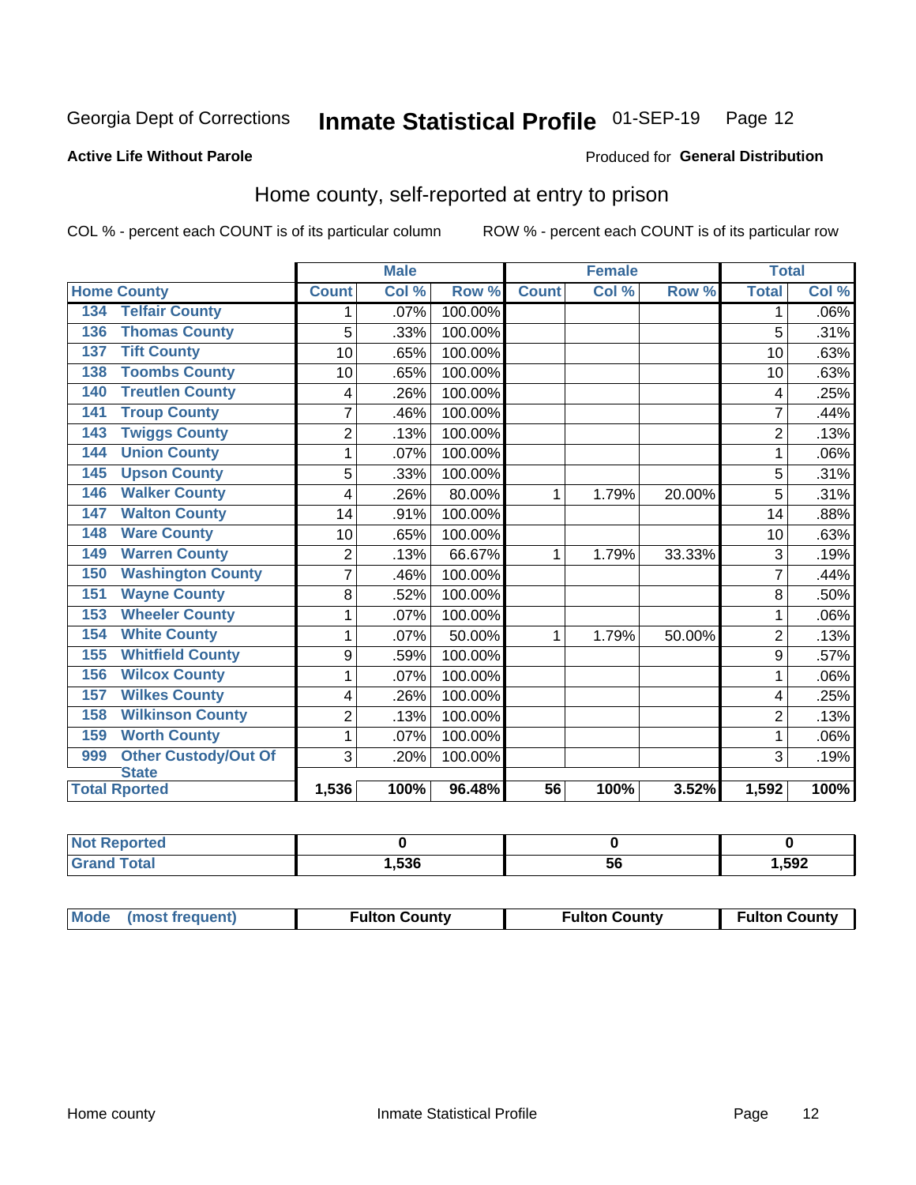Georgia Dept of Corrections **Inmate Statistical Profile** 01-SEP-19 Page 12

**Active Life Without Parole**

Produced for **General Distribution**

## Home county, self-reported at entry to prison

COL % - percent each COUNT is of its particular column     ROW % - percent each COUNT is of its particular row

| | | Male | | | Female | | | Total | |
|---|---|---|---|---|---|---|---|---|---|
| Home County | | Count | Col % | Row % | Count | Col % | Row % | Total | Col % |
| 134 | Telfair County | 1 | .07% | 100.00% | | | | 1 | .06% |
| 136 | Thomas County | 5 | .33% | 100.00% | | | | 5 | .31% |
| 137 | Tift County | 10 | .65% | 100.00% | | | | 10 | .63% |
| 138 | Toombs County | 10 | .65% | 100.00% | | | | 10 | .63% |
| 140 | Treutlen County | 4 | .26% | 100.00% | | | | 4 | .25% |
| 141 | Troup County | 7 | .46% | 100.00% | | | | 7 | .44% |
| 143 | Twiggs County | 2 | .13% | 100.00% | | | | 2 | .13% |
| 144 | Union County | 1 | .07% | 100.00% | | | | 1 | .06% |
| 145 | Upson County | 5 | .33% | 100.00% | | | | 5 | .31% |
| 146 | Walker County | 4 | .26% | 80.00% | 1 | 1.79% | 20.00% | 5 | .31% |
| 147 | Walton County | 14 | .91% | 100.00% | | | | 14 | .88% |
| 148 | Ware County | 10 | .65% | 100.00% | | | | 10 | .63% |
| 149 | Warren County | 2 | .13% | 66.67% | 1 | 1.79% | 33.33% | 3 | .19% |
| 150 | Washington County | 7 | .46% | 100.00% | | | | 7 | .44% |
| 151 | Wayne County | 8 | .52% | 100.00% | | | | 8 | .50% |
| 153 | Wheeler County | 1 | .07% | 100.00% | | | | 1 | .06% |
| 154 | White County | 1 | .07% | 50.00% | 1 | 1.79% | 50.00% | 2 | .13% |
| 155 | Whitfield County | 9 | .59% | 100.00% | | | | 9 | .57% |
| 156 | Wilcox County | 1 | .07% | 100.00% | | | | 1 | .06% |
| 157 | Wilkes County | 4 | .26% | 100.00% | | | | 4 | .25% |
| 158 | Wilkinson County | 2 | .13% | 100.00% | | | | 2 | .13% |
| 159 | Worth County | 1 | .07% | 100.00% | | | | 1 | .06% |
| 999 | Other Custody/Out Of State | 3 | .20% | 100.00% | | | | 3 | .19% |
| Total Rported | | 1,536 | 100% | 96.48% | 56 | 100% | 3.52% | 1,592 | 100% |

| | Male | Female | Total |
|---|---|---|---|
| Not Reported | 0 | 0 | 0 |
| Grand Total | 1,536 | 56 | 1,592 |

| | Male | Female | Total |
|---|---|---|---|
| Mode (most frequent) | Fulton County | Fulton County | Fulton County |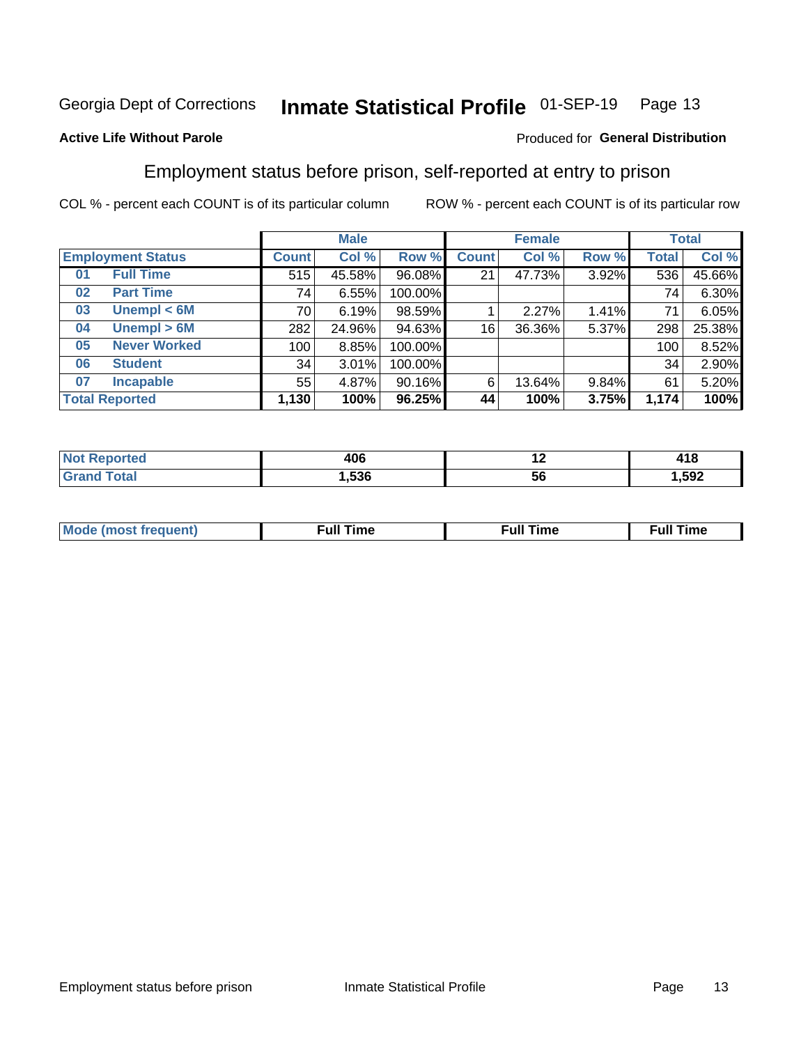Georgia Dept of Corrections **Inmate Statistical Profile** 01-SEP-19

**Active Life Without Parole**

Produced for **General Distribution**

## Employment status before prison, self-reported at entry to prison

COL % - percent each COUNT is of its particular column ROW % - percent each COUNT is of its particular row

| Employment Status | | Male | | | Female | | | Total | |
|---|---|---|---|---|---|---|---|---|---|
| | | Count | Col % | Row % | Count | Col % | Row % | Total | Col % |
| 01 | Full Time | 515 | 45.58% | 96.08% | 21 | 47.73% | 3.92% | 536 | 45.66% |
| 02 | Part Time | 74 | 6.55% | 100.00% | | | | 74 | 6.30% |
| 03 | Unempl < 6M | 70 | 6.19% | 98.59% | 1 | 2.27% | 1.41% | 71 | 6.05% |
| 04 | Unempl > 6M | 282 | 24.96% | 94.63% | 16 | 36.36% | 5.37% | 298 | 25.38% |
| 05 | Never Worked | 100 | 8.85% | 100.00% | | | | 100 | 8.52% |
| 06 | Student | 34 | 3.01% | 100.00% | | | | 34 | 2.90% |
| 07 | Incapable | 55 | 4.87% | 90.16% | 6 | 13.64% | 9.84% | 61 | 5.20% |
| **Total Reported** | | **1,130** | **100%** | **96.25%** | **44** | **100%** | **3.75%** | **1,174** | **100%** |

| | Male | Female | Total |
|---|---|---|---|
| Not Reported | 406 | 12 | 418 |
| Grand Total | 1,536 | 56 | 1,592 |

| | Male | Female | Total |
|---|---|---|---|
| Mode (most frequent) | Full Time | Full Time | Full Time |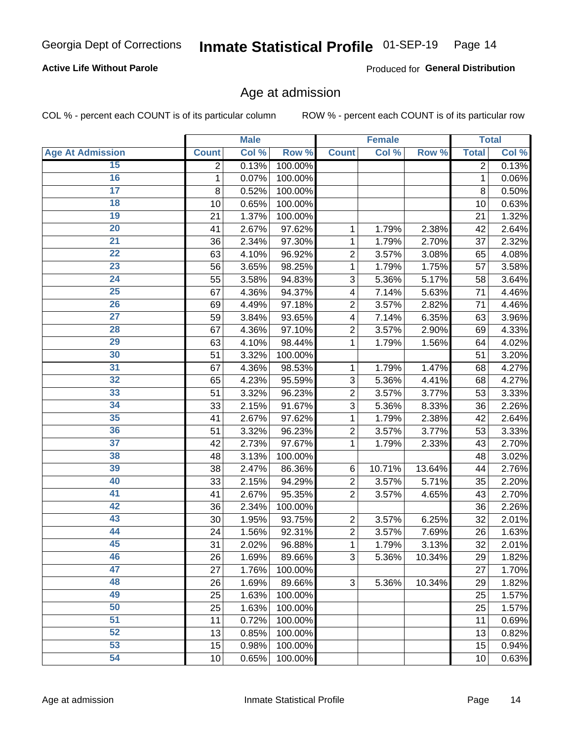Georgia Dept of Corrections **Inmate Statistical Profile** 01-SEP-19

**Active Life Without Parole**

Produced for **General Distribution**

## Age at admission

COL % - percent each COUNT is of its particular column ROW % - percent each COUNT is of its particular row

| | Male | | | Female | | | Total | |
|---|---|---|---|---|---|---|---|---|
| **Age At Admission** | **Count** | **Col %** | **Row %** | **Count** | **Col %** | **Row %** | **Total** | **Col %** |
| 15 | 2 | 0.13% | 100.00% | | | | 2 | 0.13% |
| 16 | 1 | 0.07% | 100.00% | | | | 1 | 0.06% |
| 17 | 8 | 0.52% | 100.00% | | | | 8 | 0.50% |
| 18 | 10 | 0.65% | 100.00% | | | | 10 | 0.63% |
| 19 | 21 | 1.37% | 100.00% | | | | 21 | 1.32% |
| 20 | 41 | 2.67% | 97.62% | 1 | 1.79% | 2.38% | 42 | 2.64% |
| 21 | 36 | 2.34% | 97.30% | 1 | 1.79% | 2.70% | 37 | 2.32% |
| 22 | 63 | 4.10% | 96.92% | 2 | 3.57% | 3.08% | 65 | 4.08% |
| 23 | 56 | 3.65% | 98.25% | 1 | 1.79% | 1.75% | 57 | 3.58% |
| 24 | 55 | 3.58% | 94.83% | 3 | 5.36% | 5.17% | 58 | 3.64% |
| 25 | 67 | 4.36% | 94.37% | 4 | 7.14% | 5.63% | 71 | 4.46% |
| 26 | 69 | 4.49% | 97.18% | 2 | 3.57% | 2.82% | 71 | 4.46% |
| 27 | 59 | 3.84% | 93.65% | 4 | 7.14% | 6.35% | 63 | 3.96% |
| 28 | 67 | 4.36% | 97.10% | 2 | 3.57% | 2.90% | 69 | 4.33% |
| 29 | 63 | 4.10% | 98.44% | 1 | 1.79% | 1.56% | 64 | 4.02% |
| 30 | 51 | 3.32% | 100.00% | | | | 51 | 3.20% |
| 31 | 67 | 4.36% | 98.53% | 1 | 1.79% | 1.47% | 68 | 4.27% |
| 32 | 65 | 4.23% | 95.59% | 3 | 5.36% | 4.41% | 68 | 4.27% |
| 33 | 51 | 3.32% | 96.23% | 2 | 3.57% | 3.77% | 53 | 3.33% |
| 34 | 33 | 2.15% | 91.67% | 3 | 5.36% | 8.33% | 36 | 2.26% |
| 35 | 41 | 2.67% | 97.62% | 1 | 1.79% | 2.38% | 42 | 2.64% |
| 36 | 51 | 3.32% | 96.23% | 2 | 3.57% | 3.77% | 53 | 3.33% |
| 37 | 42 | 2.73% | 97.67% | 1 | 1.79% | 2.33% | 43 | 2.70% |
| 38 | 48 | 3.13% | 100.00% | | | | 48 | 3.02% |
| 39 | 38 | 2.47% | 86.36% | 6 | 10.71% | 13.64% | 44 | 2.76% |
| 40 | 33 | 2.15% | 94.29% | 2 | 3.57% | 5.71% | 35 | 2.20% |
| 41 | 41 | 2.67% | 95.35% | 2 | 3.57% | 4.65% | 43 | 2.70% |
| 42 | 36 | 2.34% | 100.00% | | | | 36 | 2.26% |
| 43 | 30 | 1.95% | 93.75% | 2 | 3.57% | 6.25% | 32 | 2.01% |
| 44 | 24 | 1.56% | 92.31% | 2 | 3.57% | 7.69% | 26 | 1.63% |
| 45 | 31 | 2.02% | 96.88% | 1 | 1.79% | 3.13% | 32 | 2.01% |
| 46 | 26 | 1.69% | 89.66% | 3 | 5.36% | 10.34% | 29 | 1.82% |
| 47 | 27 | 1.76% | 100.00% | | | | 27 | 1.70% |
| 48 | 26 | 1.69% | 89.66% | 3 | 5.36% | 10.34% | 29 | 1.82% |
| 49 | 25 | 1.63% | 100.00% | | | | 25 | 1.57% |
| 50 | 25 | 1.63% | 100.00% | | | | 25 | 1.57% |
| 51 | 11 | 0.72% | 100.00% | | | | 11 | 0.69% |
| 52 | 13 | 0.85% | 100.00% | | | | 13 | 0.82% |
| 53 | 15 | 0.98% | 100.00% | | | | 15 | 0.94% |
| 54 | 10 | 0.65% | 100.00% | | | | 10 | 0.63% |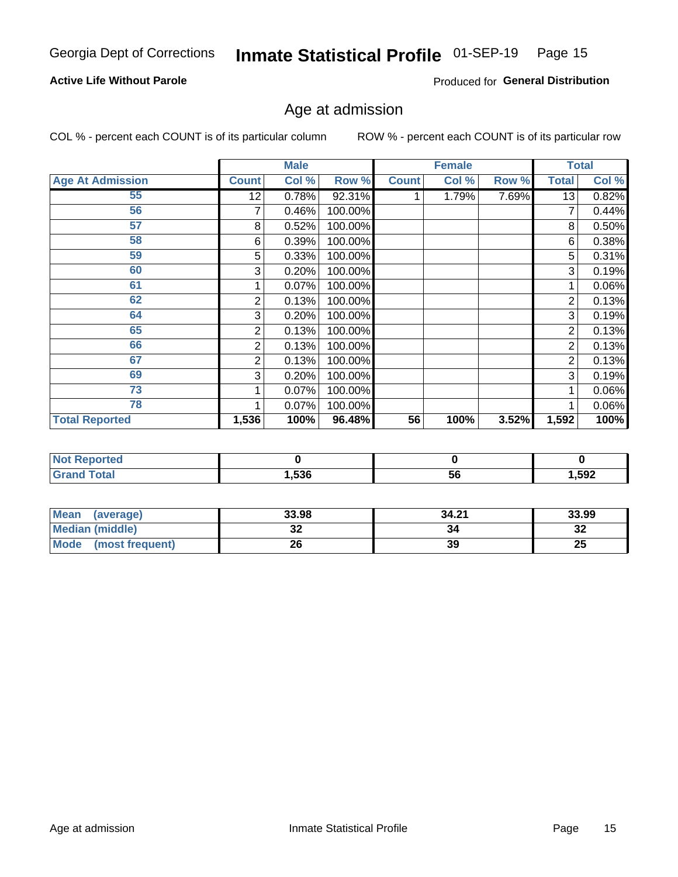Georgia Dept of Corrections **Inmate Statistical Profile** 01-SEP-19

**Active Life Without Parole**

Produced for **General Distribution**

## Age at admission

COL % - percent each COUNT is of its particular column

ROW % - percent each COUNT is of its particular row

| | Male | | | Female | | | Total | |
|---|---|---|---|---|---|---|---|---|
| **Age At Admission** | **Count** | **Col %** | **Row %** | **Count** | **Col %** | **Row %** | **Total** | **Col %** |
| 55 | 12 | 0.78% | 92.31% | 1 | 1.79% | 7.69% | 13 | 0.82% |
| 56 | 7 | 0.46% | 100.00% | | | | 7 | 0.44% |
| 57 | 8 | 0.52% | 100.00% | | | | 8 | 0.50% |
| 58 | 6 | 0.39% | 100.00% | | | | 6 | 0.38% |
| 59 | 5 | 0.33% | 100.00% | | | | 5 | 0.31% |
| 60 | 3 | 0.20% | 100.00% | | | | 3 | 0.19% |
| 61 | 1 | 0.07% | 100.00% | | | | 1 | 0.06% |
| 62 | 2 | 0.13% | 100.00% | | | | 2 | 0.13% |
| 64 | 3 | 0.20% | 100.00% | | | | 3 | 0.19% |
| 65 | 2 | 0.13% | 100.00% | | | | 2 | 0.13% |
| 66 | 2 | 0.13% | 100.00% | | | | 2 | 0.13% |
| 67 | 2 | 0.13% | 100.00% | | | | 2 | 0.13% |
| 69 | 3 | 0.20% | 100.00% | | | | 3 | 0.19% |
| 73 | 1 | 0.07% | 100.00% | | | | 1 | 0.06% |
| 78 | 1 | 0.07% | 100.00% | | | | 1 | 0.06% |
| **Total Reported** | **1,536** | **100%** | **96.48%** | **56** | **100%** | **3.52%** | **1,592** | **100%** |

| | Male | Female | Total |
|---|---|---|---|
| **Not Reported** | **0** | **0** | **0** |
| **Grand Total** | **1,536** | **56** | **1,592** |

| | Male | Female | Total |
|---|---|---|---|
| **Mean (average)** | **33.98** | **34.21** | **33.99** |
| **Median (middle)** | **32** | **34** | **32** |
| **Mode (most frequent)** | **26** | **39** | **25** |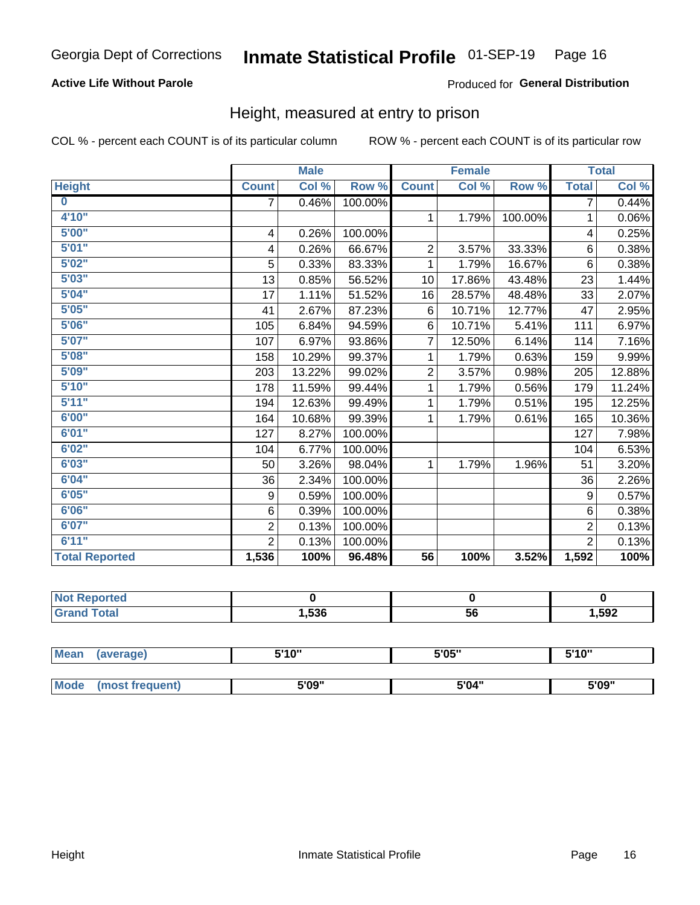Georgia Dept of Corrections **Inmate Statistical Profile** 01-SEP-19 Page 16

**Active Life Without Parole**

Produced for **General Distribution**

## Height, measured at entry to prison

COL % - percent each COUNT is of its particular column ROW % - percent each COUNT is of its particular row

| | Male | | | Female | | | Total | |
|---|---|---|---|---|---|---|---|---|
| **Height** | **Count** | **Col %** | **Row %** | **Count** | **Col %** | **Row %** | **Total** | **Col %** |
| **0** | 7 | 0.46% | 100.00% | | | | 7 | 0.44% |
| **4'10"** | | | | 1 | 1.79% | 100.00% | 1 | 0.06% |
| **5'00"** | 4 | 0.26% | 100.00% | | | | 4 | 0.25% |
| **5'01"** | 4 | 0.26% | 66.67% | 2 | 3.57% | 33.33% | 6 | 0.38% |
| **5'02"** | 5 | 0.33% | 83.33% | 1 | 1.79% | 16.67% | 6 | 0.38% |
| **5'03"** | 13 | 0.85% | 56.52% | 10 | 17.86% | 43.48% | 23 | 1.44% |
| **5'04"** | 17 | 1.11% | 51.52% | 16 | 28.57% | 48.48% | 33 | 2.07% |
| **5'05"** | 41 | 2.67% | 87.23% | 6 | 10.71% | 12.77% | 47 | 2.95% |
| **5'06"** | 105 | 6.84% | 94.59% | 6 | 10.71% | 5.41% | 111 | 6.97% |
| **5'07"** | 107 | 6.97% | 93.86% | 7 | 12.50% | 6.14% | 114 | 7.16% |
| **5'08"** | 158 | 10.29% | 99.37% | 1 | 1.79% | 0.63% | 159 | 9.99% |
| **5'09"** | 203 | 13.22% | 99.02% | 2 | 3.57% | 0.98% | 205 | 12.88% |
| **5'10"** | 178 | 11.59% | 99.44% | 1 | 1.79% | 0.56% | 179 | 11.24% |
| **5'11"** | 194 | 12.63% | 99.49% | 1 | 1.79% | 0.51% | 195 | 12.25% |
| **6'00"** | 164 | 10.68% | 99.39% | 1 | 1.79% | 0.61% | 165 | 10.36% |
| **6'01"** | 127 | 8.27% | 100.00% | | | | 127 | 7.98% |
| **6'02"** | 104 | 6.77% | 100.00% | | | | 104 | 6.53% |
| **6'03"** | 50 | 3.26% | 98.04% | 1 | 1.79% | 1.96% | 51 | 3.20% |
| **6'04"** | 36 | 2.34% | 100.00% | | | | 36 | 2.26% |
| **6'05"** | 9 | 0.59% | 100.00% | | | | 9 | 0.57% |
| **6'06"** | 6 | 0.39% | 100.00% | | | | 6 | 0.38% |
| **6'07"** | 2 | 0.13% | 100.00% | | | | 2 | 0.13% |
| **6'11"** | 2 | 0.13% | 100.00% | | | | 2 | 0.13% |
| **Total Reported** | **1,536** | **100%** | **96.48%** | **56** | **100%** | **3.52%** | **1,592** | **100%** |

| | Male | Female | Total |
|---|---|---|---|
| **Not Reported** | **0** | **0** | **0** |
| **Grand Total** | **1,536** | **56** | **1,592** |

| | Male | Female | Total |
|---|---|---|---|
| **Mean (average)** | **5'10"** | **5'05"** | **5'10"** |
| **Mode (most frequent)** | **5'09"** | **5'04"** | **5'09"** |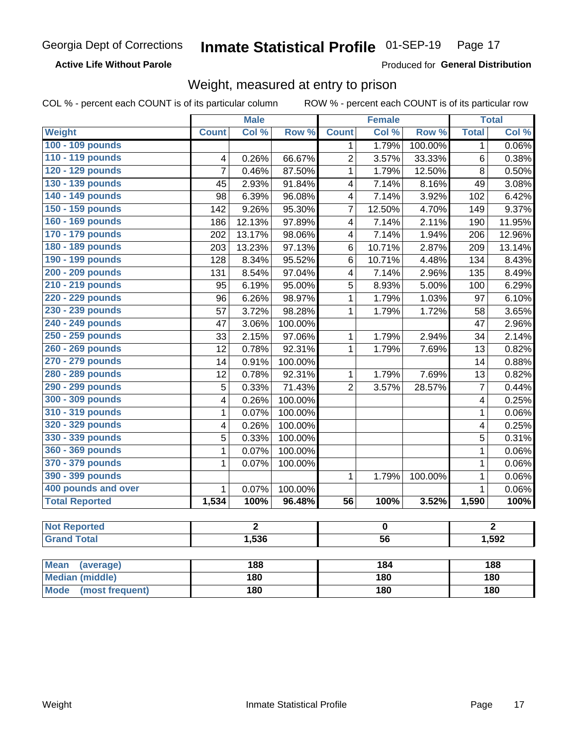Georgia Dept of Corrections **Inmate Statistical Profile** 01-SEP-19

**Active Life Without Parole**

Produced for **General Distribution**

## Weight, measured at entry to prison

COL % - percent each COUNT is of its particular column    ROW % - percent each COUNT is of its particular row

| | Male | | | Female | | | Total | |
|---|---|---|---|---|---|---|---|---|
| **Weight** | **Count** | **Col %** | **Row %** | **Count** | **Col %** | **Row %** | **Total** | **Col %** |
| **100 - 109 pounds** | | | | 1 | 1.79% | 100.00% | 1 | 0.06% |
| **110 - 119 pounds** | 4 | 0.26% | 66.67% | 2 | 3.57% | 33.33% | 6 | 0.38% |
| **120 - 129 pounds** | 7 | 0.46% | 87.50% | 1 | 1.79% | 12.50% | 8 | 0.50% |
| **130 - 139 pounds** | 45 | 2.93% | 91.84% | 4 | 7.14% | 8.16% | 49 | 3.08% |
| **140 - 149 pounds** | 98 | 6.39% | 96.08% | 4 | 7.14% | 3.92% | 102 | 6.42% |
| **150 - 159 pounds** | 142 | 9.26% | 95.30% | 7 | 12.50% | 4.70% | 149 | 9.37% |
| **160 - 169 pounds** | 186 | 12.13% | 97.89% | 4 | 7.14% | 2.11% | 190 | 11.95% |
| **170 - 179 pounds** | 202 | 13.17% | 98.06% | 4 | 7.14% | 1.94% | 206 | 12.96% |
| **180 - 189 pounds** | 203 | 13.23% | 97.13% | 6 | 10.71% | 2.87% | 209 | 13.14% |
| **190 - 199 pounds** | 128 | 8.34% | 95.52% | 6 | 10.71% | 4.48% | 134 | 8.43% |
| **200 - 209 pounds** | 131 | 8.54% | 97.04% | 4 | 7.14% | 2.96% | 135 | 8.49% |
| **210 - 219 pounds** | 95 | 6.19% | 95.00% | 5 | 8.93% | 5.00% | 100 | 6.29% |
| **220 - 229 pounds** | 96 | 6.26% | 98.97% | 1 | 1.79% | 1.03% | 97 | 6.10% |
| **230 - 239 pounds** | 57 | 3.72% | 98.28% | 1 | 1.79% | 1.72% | 58 | 3.65% |
| **240 - 249 pounds** | 47 | 3.06% | 100.00% | | | | 47 | 2.96% |
| **250 - 259 pounds** | 33 | 2.15% | 97.06% | 1 | 1.79% | 2.94% | 34 | 2.14% |
| **260 - 269 pounds** | 12 | 0.78% | 92.31% | 1 | 1.79% | 7.69% | 13 | 0.82% |
| **270 - 279 pounds** | 14 | 0.91% | 100.00% | | | | 14 | 0.88% |
| **280 - 289 pounds** | 12 | 0.78% | 92.31% | 1 | 1.79% | 7.69% | 13 | 0.82% |
| **290 - 299 pounds** | 5 | 0.33% | 71.43% | 2 | 3.57% | 28.57% | 7 | 0.44% |
| **300 - 309 pounds** | 4 | 0.26% | 100.00% | | | | 4 | 0.25% |
| **310 - 319 pounds** | 1 | 0.07% | 100.00% | | | | 1 | 0.06% |
| **320 - 329 pounds** | 4 | 0.26% | 100.00% | | | | 4 | 0.25% |
| **330 - 339 pounds** | 5 | 0.33% | 100.00% | | | | 5 | 0.31% |
| **360 - 369 pounds** | 1 | 0.07% | 100.00% | | | | 1 | 0.06% |
| **370 - 379 pounds** | 1 | 0.07% | 100.00% | | | | 1 | 0.06% |
| **390 - 399 pounds** | | | | 1 | 1.79% | 100.00% | 1 | 0.06% |
| **400 pounds and over** | 1 | 0.07% | 100.00% | | | | 1 | 0.06% |
| **Total Reported** | **1,534** | **100%** | **96.48%** | **56** | **100%** | **3.52%** | **1,590** | **100%** |

| | Male | Female | Total |
|---|---|---|---|
| **Not Reported** | **2** | **0** | **2** |
| **Grand Total** | **1,536** | **56** | **1,592** |

| | Male | Female | Total |
|---|---|---|---|
| **Mean (average)** | **188** | **184** | **188** |
| **Median (middle)** | **180** | **180** | **180** |
| **Mode (most frequent)** | **180** | **180** | **180** |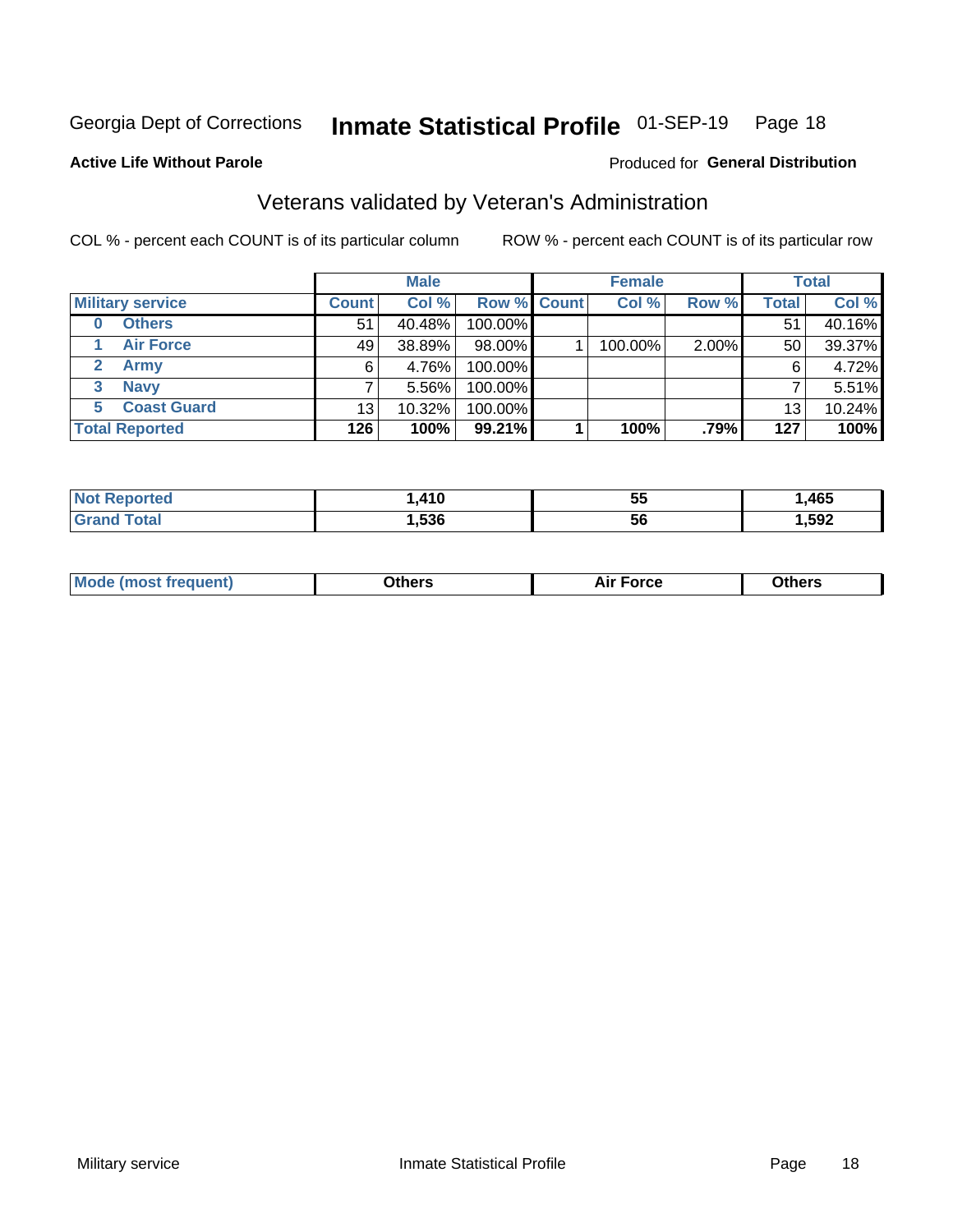Georgia Dept of Corrections **Inmate Statistical Profile** 01-SEP-19 Page 18

**Active Life Without Parole**

Produced for **General Distribution**

## Veterans validated by Veteran's Administration

COL % - percent each COUNT is of its particular column

ROW % - percent each COUNT is of its particular row

| | Male | | | Female | | | Total | |
|---|---|---|---|---|---|---|---|---|
| **Military service** | **Count** | **Col %** | **Row %** | **Count** | **Col %** | **Row %** | **Total** | **Col %** |
| **0 Others** | 51 | 40.48% | 100.00% | | | | 51 | 40.16% |
| **1 Air Force** | 49 | 38.89% | 98.00% | 1 | 100.00% | 2.00% | 50 | 39.37% |
| **2 Army** | 6 | 4.76% | 100.00% | | | | 6 | 4.72% |
| **3 Navy** | 7 | 5.56% | 100.00% | | | | 7 | 5.51% |
| **5 Coast Guard** | 13 | 10.32% | 100.00% | | | | 13 | 10.24% |
| **Total Reported** | **126** | **100%** | **99.21%** | **1** | **100%** | **.79%** | **127** | **100%** |

| | Male | Female | Total |
|---|---|---|---|
| **Not Reported** | **1,410** | **55** | **1,465** |
| **Grand Total** | **1,536** | **56** | **1,592** |

| | Male | Female | Total |
|---|---|---|---|
| **Mode (most frequent)** | **Others** | **Air Force** | **Others** |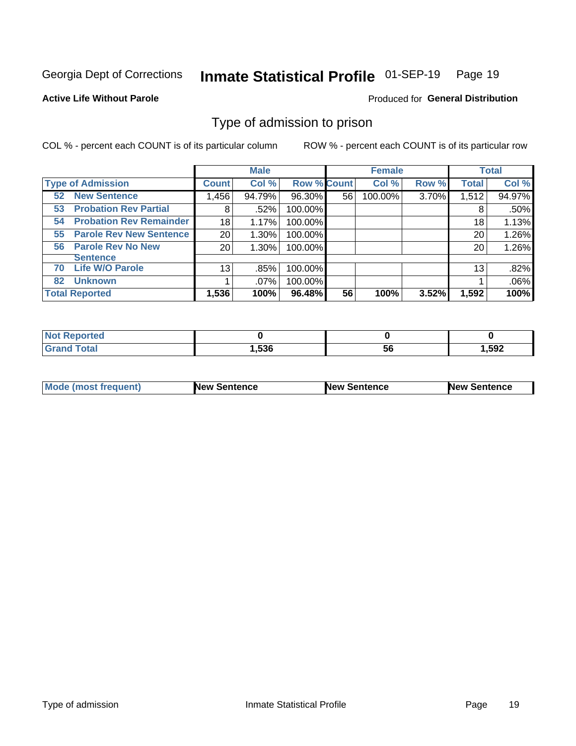Georgia Dept of Corrections **Inmate Statistical Profile** 01-SEP-19 Page 19

**Active Life Without Parole**

Produced for **General Distribution**

## Type of admission to prison

COL % - percent each COUNT is of its particular column ROW % - percent each COUNT is of its particular row

| | Male | | | Female | | | Total | |
|---|---|---|---|---|---|---|---|---|
| **Type of Admission** | **Count** | **Col %** | **Row %** | **Count** | **Col %** | **Row %** | **Total** | **Col %** |
| **52 New Sentence** | 1,456 | 94.79% | 96.30% | 56 | 100.00% | 3.70% | 1,512 | 94.97% |
| **53 Probation Rev Partial** | 8 | .52% | 100.00% | | | | 8 | .50% |
| **54 Probation Rev Remainder** | 18 | 1.17% | 100.00% | | | | 18 | 1.13% |
| **55 Parole Rev New Sentence** | 20 | 1.30% | 100.00% | | | | 20 | 1.26% |
| **56 Parole Rev No New Sentence** | 20 | 1.30% | 100.00% | | | | 20 | 1.26% |
| **70 Life W/O Parole** | 13 | .85% | 100.00% | | | | 13 | .82% |
| **82 Unknown** | 1 | .07% | 100.00% | | | | 1 | .06% |
| **Total Reported** | **1,536** | **100%** | **96.48%** | **56** | **100%** | **3.52%** | **1,592** | **100%** |

| | Male | Female | Total |
|---|---|---|---|
| **Not Reported** | **0** | **0** | **0** |
| **Grand Total** | **1,536** | **56** | **1,592** |

| | Male | Female | Total |
|---|---|---|---|
| **Mode (most frequent)** | **New Sentence** | **New Sentence** | **New Sentence** |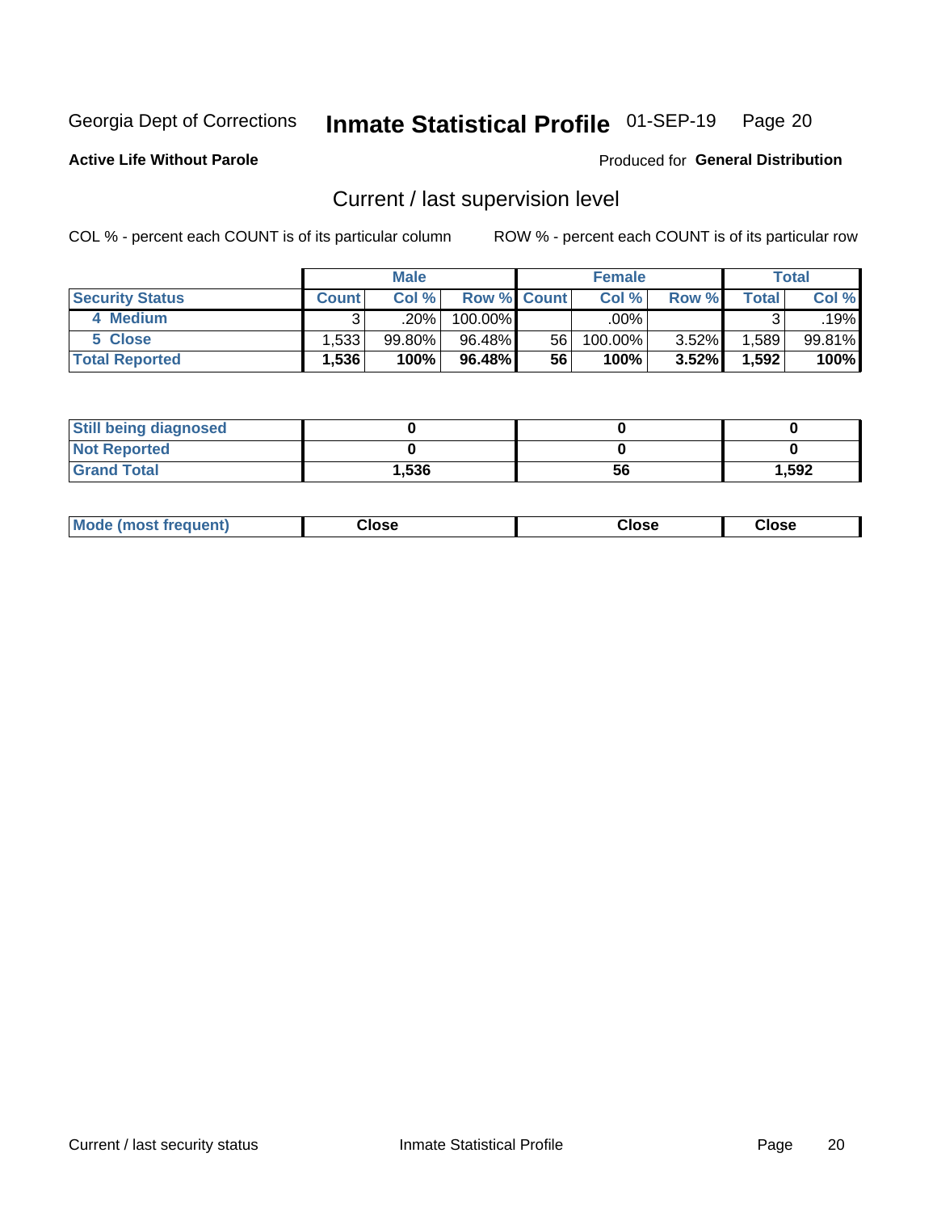Georgia Dept of Corrections **Inmate Statistical Profile** 01-SEP-19

**Active Life Without Parole**

Produced for **General Distribution**

## Current / last supervision level

COL % - percent each COUNT is of its particular column

ROW % - percent each COUNT is of its particular row

| | Male | | | Female | | | Total | |
|---|---|---|---|---|---|---|---|---|
| **Security Status** | **Count** | **Col %** | **Row %** | **Count** | **Col %** | **Row %** | **Total** | **Col %** |
| 4 Medium | 3 | .20% | 100.00% | | .00% | | 3 | .19% |
| 5 Close | 1,533 | 99.80% | 96.48% | 56 | 100.00% | 3.52% | 1,589 | 99.81% |
| **Total Reported** | **1,536** | **100%** | **96.48%** | **56** | **100%** | **3.52%** | **1,592** | **100%** |

| | Male | Female | Total |
|---|---|---|---|
| Still being diagnosed | 0 | 0 | 0 |
| Not Reported | 0 | 0 | 0 |
| Grand Total | 1,536 | 56 | 1,592 |

| | Male | Female | Total |
|---|---|---|---|
| Mode (most frequent) | Close | Close | Close |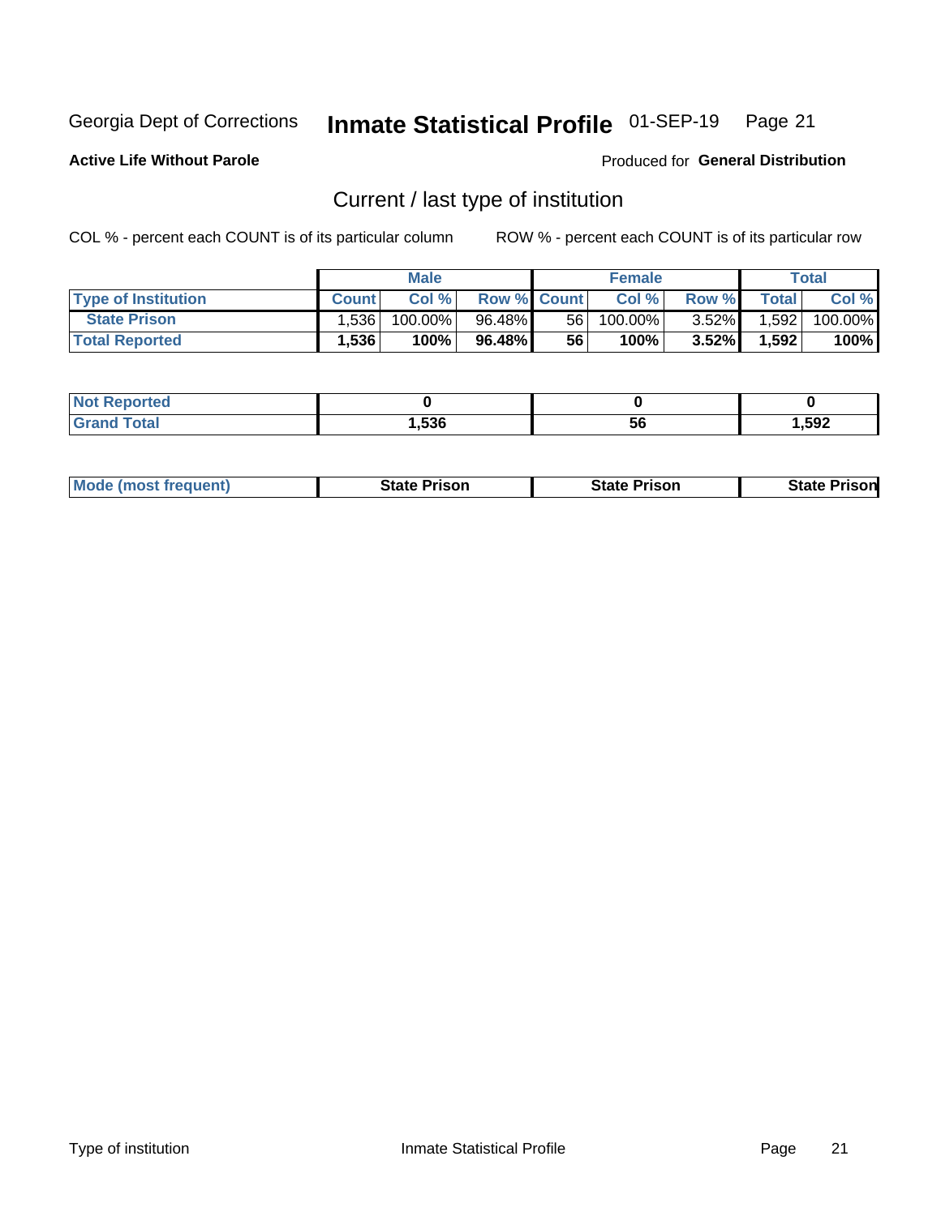Georgia Dept of Corrections **Inmate Statistical Profile** 01-SEP-19

**Active Life Without Parole**

Produced for **General Distribution**

## Current / last type of institution

COL % - percent each COUNT is of its particular column

ROW % - percent each COUNT is of its particular row

| | Male | | | Female | | | Total | |
|---|---|---|---|---|---|---|---|---|
| **Type of Institution** | **Count** | **Col %** | **Row %** | **Count** | **Col %** | **Row %** | **Total** | **Col %** |
| **State Prison** | 1,536 | 100.00% | 96.48% | 56 | 100.00% | 3.52% | 1,592 | 100.00% |
| **Total Reported** | **1,536** | **100%** | **96.48%** | **56** | **100%** | **3.52%** | **1,592** | **100%** |

| | Male | Female | Total |
|---|---|---|---|
| **Not Reported** | **0** | **0** | **0** |
| **Grand Total** | **1,536** | **56** | **1,592** |

| | Male | Female | Total |
|---|---|---|---|
| **Mode (most frequent)** | **State Prison** | **State Prison** | **State Prison** |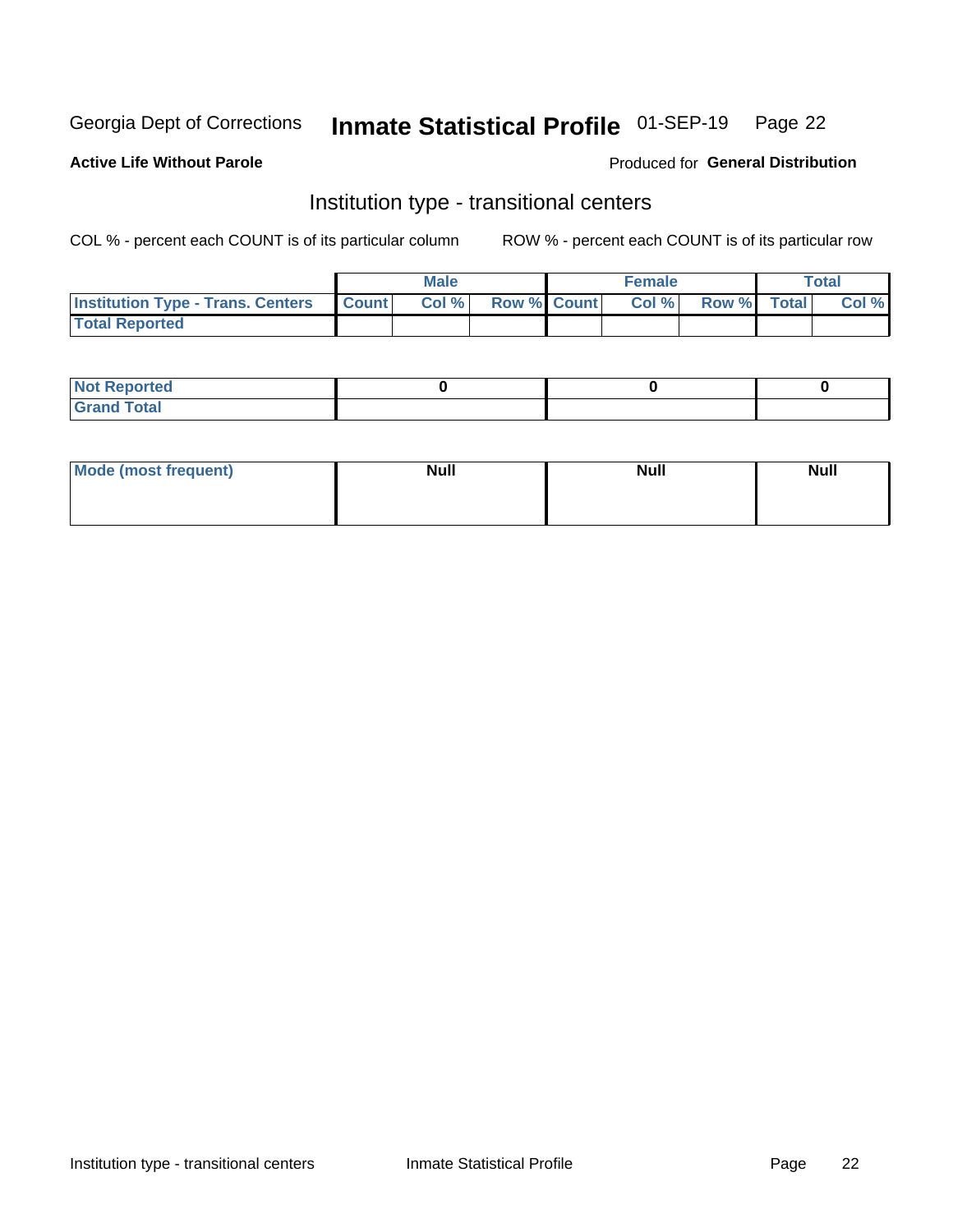Georgia Dept of Corrections **Inmate Statistical Profile** 01-SEP-19

**Active Life Without Parole**

Produced for **General Distribution**

## Institution type - transitional centers

COL % - percent each COUNT is of its particular column ROW % - percent each COUNT is of its particular row

| | Male | | | Female | | | Total | |
|---|---|---|---|---|---|---|---|---|
| **Institution Type - Trans. Centers** | **Count** | **Col %** | **Row %** | **Count** | **Col %** | **Row %** | **Total** | **Col %** |
| **Total Reported** | | | | | | | | |

| | Male | Female | Total |
|---|---|---|---|
| **Not Reported** | 0 | 0 | 0 |
| **Grand Total** | | | |

| | Male | Female | Total |
|---|---|---|---|
| **Mode (most frequent)** | **Null** | **Null** | **Null** |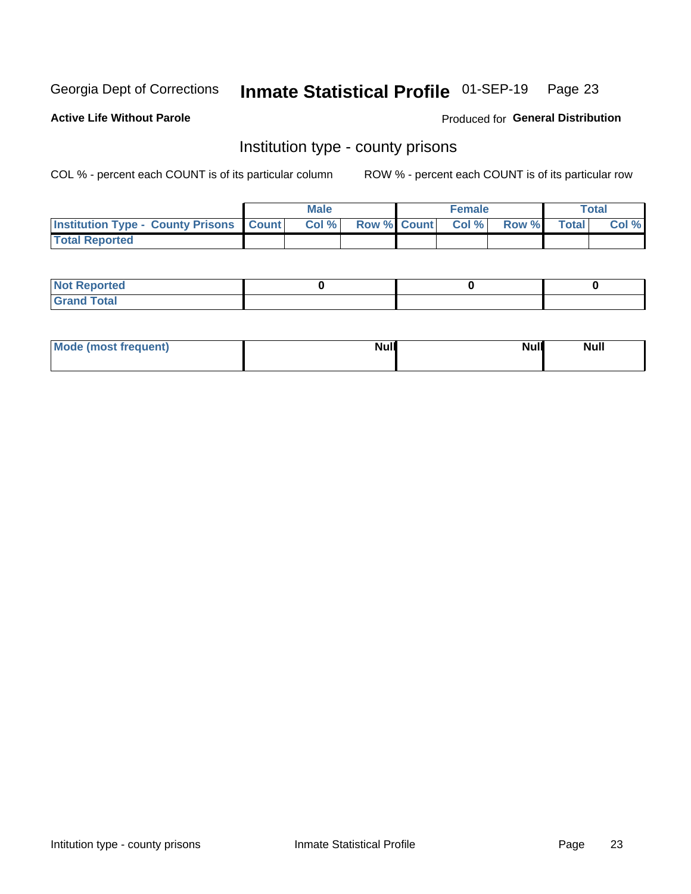Georgia Dept of Corrections **Inmate Statistical Profile** 01-SEP-19

**Active Life Without Parole**

Produced for **General Distribution**

## Institution type - county prisons

COL % - percent each COUNT is of its particular column

ROW % - percent each COUNT is of its particular row

| | Male | | | Female | | | Total | |
|---|---|---|---|---|---|---|---|---|
| **Institution Type - County Prisons** | **Count** | **Col %** | **Row %** | **Count** | **Col %** | **Row %** | **Total** | **Col %** |
| **Total Reported** | | | | | | | | |

| | Male | Female | Total |
|---|---|---|---|
| **Not Reported** | **0** | **0** | **0** |
| **Grand Total** | | | |

| | Male | Female | Total |
|---|---|---|---|
| **Mode (most frequent)** | **Null** | **Null** | **Null** |

Intitution type - county prisons | Inmate Statistical Profile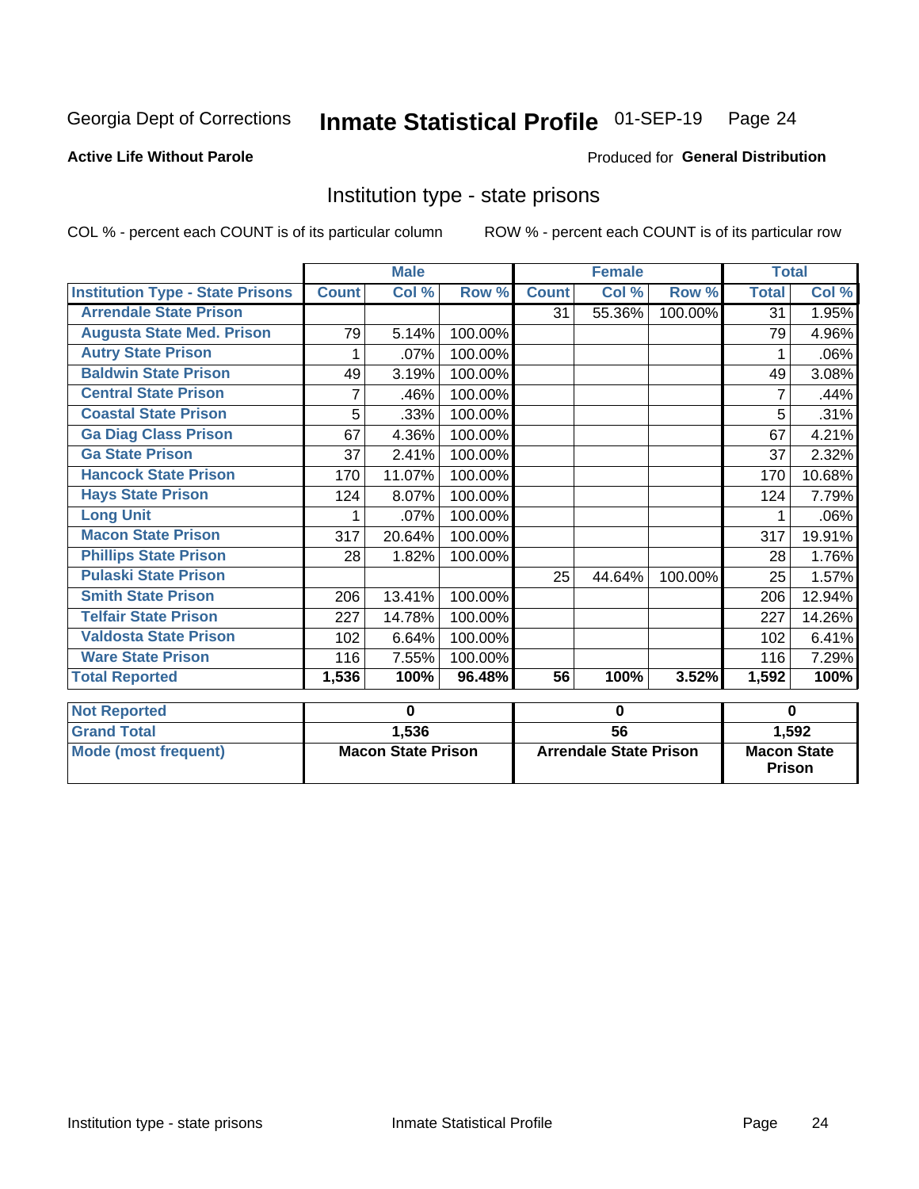Georgia Dept of Corrections **Inmate Statistical Profile** 01-SEP-19

**Active Life Without Parole**

Produced for **General Distribution**

## Institution type - state prisons

COL % - percent each COUNT is of its particular column ROW % - percent each COUNT is of its particular row

| | Male | | | Female | | | Total | |
|---|---|---|---|---|---|---|---|---|
| **Institution Type - State Prisons** | **Count** | **Col %** | **Row %** | **Count** | **Col %** | **Row %** | **Total** | **Col %** |
| Arrendale State Prison | | | | 31 | 55.36% | 100.00% | 31 | 1.95% |
| Augusta State Med. Prison | 79 | 5.14% | 100.00% | | | | 79 | 4.96% |
| Autry State Prison | 1 | .07% | 100.00% | | | | 1 | .06% |
| Baldwin State Prison | 49 | 3.19% | 100.00% | | | | 49 | 3.08% |
| Central State Prison | 7 | .46% | 100.00% | | | | 7 | .44% |
| Coastal State Prison | 5 | .33% | 100.00% | | | | 5 | .31% |
| Ga Diag Class Prison | 67 | 4.36% | 100.00% | | | | 67 | 4.21% |
| Ga State Prison | 37 | 2.41% | 100.00% | | | | 37 | 2.32% |
| Hancock State Prison | 170 | 11.07% | 100.00% | | | | 170 | 10.68% |
| Hays State Prison | 124 | 8.07% | 100.00% | | | | 124 | 7.79% |
| Long Unit | 1 | .07% | 100.00% | | | | 1 | .06% |
| Macon State Prison | 317 | 20.64% | 100.00% | | | | 317 | 19.91% |
| Phillips State Prison | 28 | 1.82% | 100.00% | | | | 28 | 1.76% |
| Pulaski State Prison | | | | 25 | 44.64% | 100.00% | 25 | 1.57% |
| Smith State Prison | 206 | 13.41% | 100.00% | | | | 206 | 12.94% |
| Telfair State Prison | 227 | 14.78% | 100.00% | | | | 227 | 14.26% |
| Valdosta State Prison | 102 | 6.64% | 100.00% | | | | 102 | 6.41% |
| Ware State Prison | 116 | 7.55% | 100.00% | | | | 116 | 7.29% |
| **Total Reported** | **1,536** | **100%** | **96.48%** | **56** | **100%** | **3.52%** | **1,592** | **100%** |

| | Male | Female | Total |
|---|---|---|---|
| **Not Reported** | **0** | **0** | **0** |
| **Grand Total** | **1,536** | **56** | **1,592** |
| **Mode (most frequent)** | **Macon State Prison** | **Arrendale State Prison** | **Macon State Prison** |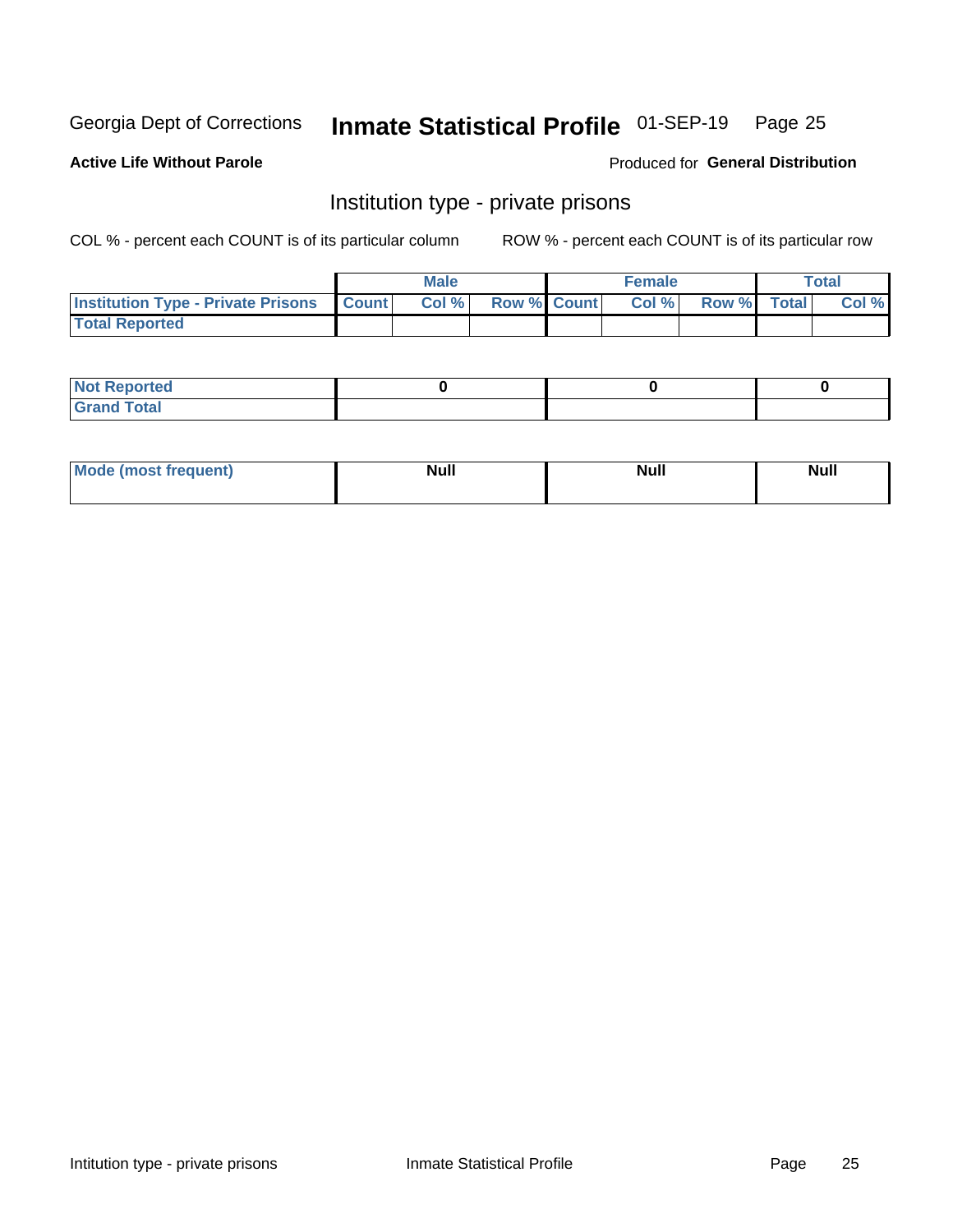Georgia Dept of Corrections **Inmate Statistical Profile** 01-SEP-19 Page 25

**Active Life Without Parole**

Produced for **General Distribution**

## Institution type - private prisons

COL % - percent each COUNT is of its particular column

ROW % - percent each COUNT is of its particular row

| | Male | | | Female | | | Total | |
|---|---|---|---|---|---|---|---|---|
| **Institution Type - Private Prisons** | **Count** | **Col %** | **Row %** | **Count** | **Col %** | **Row %** | **Total** | **Col %** |
| **Total Reported** | | | | | | | | |

| | Male | Female | Total |
|---|---|---|---|
| **Not Reported** | 0 | 0 | 0 |
| **Grand Total** | | | |

| | Male | Female | Total |
|---|---|---|---|
| **Mode (most frequent)** | Null | Null | Null |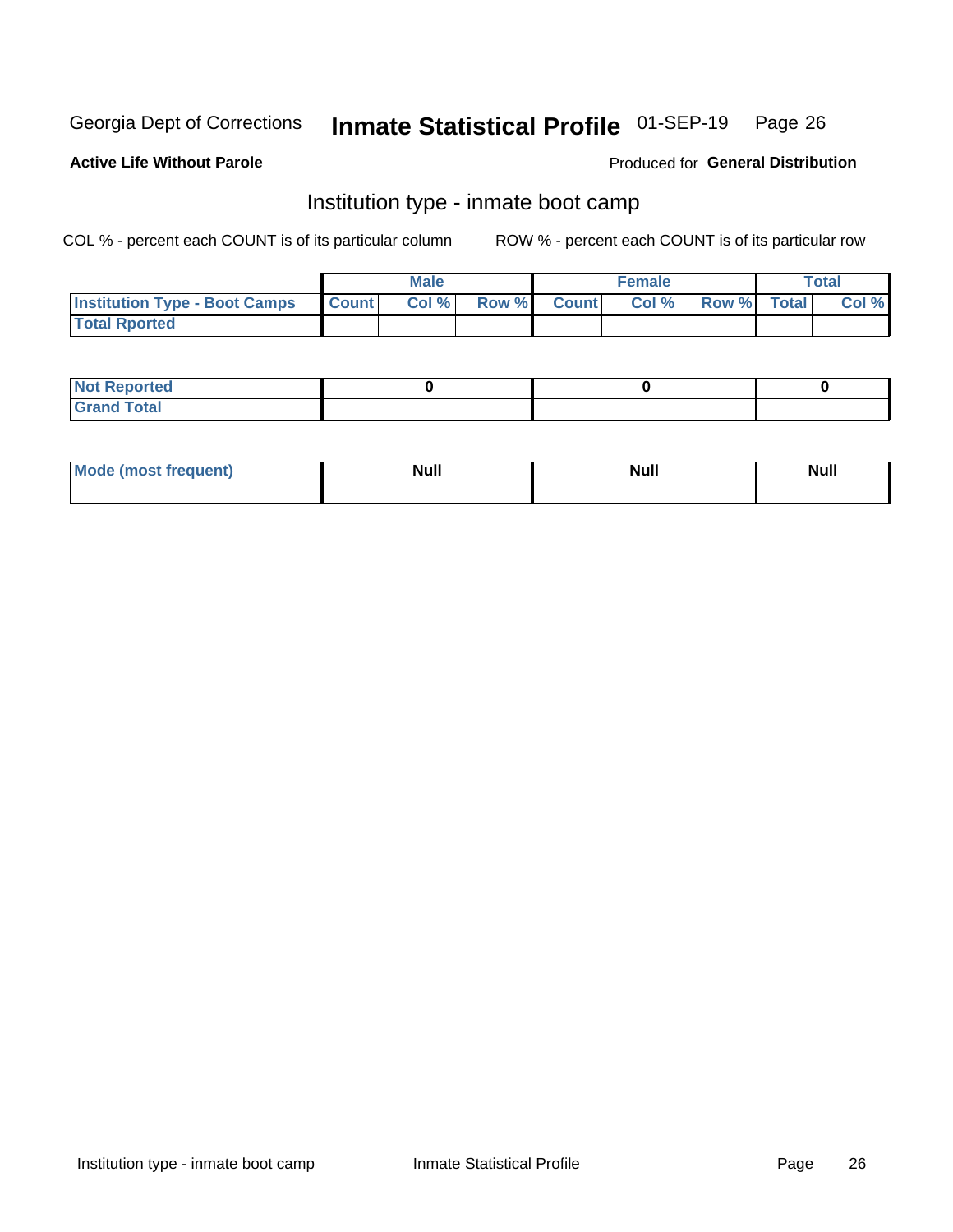Georgia Dept of Corrections **Inmate Statistical Profile** 01-SEP-19

**Active Life Without Parole**

Produced for **General Distribution**

## Institution type - inmate boot camp

COL % - percent each COUNT is of its particular column

ROW % - percent each COUNT is of its particular row

| | Male | | | Female | | | Total | |
|---|---|---|---|---|---|---|---|---|
| **Institution Type - Boot Camps** | **Count** | **Col %** | **Row %** | **Count** | **Col %** | **Row %** | **Total** | **Col %** |
| **Total Rported** | | | | | | | | |

| | Male | Female | Total |
|---|---|---|---|
| **Not Reported** | **0** | **0** | **0** |
| **Grand Total** | | | |

| | Male | Female | Total |
|---|---|---|---|
| **Mode (most frequent)** | **Null** | **Null** | **Null** |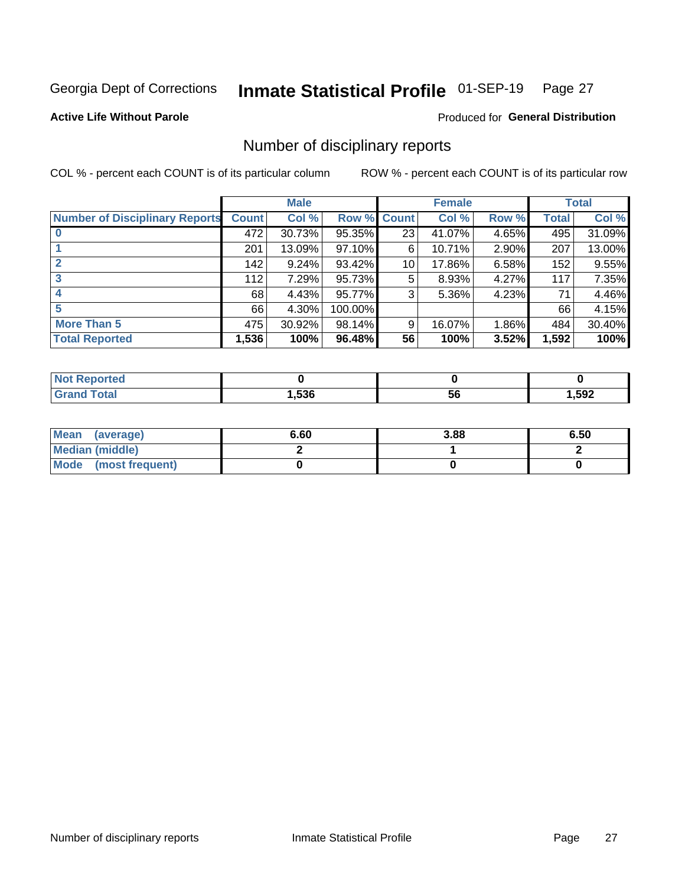Georgia Dept of Corrections **Inmate Statistical Profile** 01-SEP-19

**Active Life Without Parole**

Produced for **General Distribution**

## Number of disciplinary reports

COL % - percent each COUNT is of its particular column     ROW % - percent each COUNT is of its particular row

| | Male | | | Female | | | Total | |
|---|---|---|---|---|---|---|---|---|
| **Number of Disciplinary Reports** | **Count** | **Col %** | **Row %** | **Count** | **Col %** | **Row %** | **Total** | **Col %** |
| **0** | 472 | 30.73% | 95.35% | 23 | 41.07% | 4.65% | 495 | 31.09% |
| **1** | 201 | 13.09% | 97.10% | 6 | 10.71% | 2.90% | 207 | 13.00% |
| **2** | 142 | 9.24% | 93.42% | 10 | 17.86% | 6.58% | 152 | 9.55% |
| **3** | 112 | 7.29% | 95.73% | 5 | 8.93% | 4.27% | 117 | 7.35% |
| **4** | 68 | 4.43% | 95.77% | 3 | 5.36% | 4.23% | 71 | 4.46% |
| **5** | 66 | 4.30% | 100.00% | | | | 66 | 4.15% |
| **More Than 5** | 475 | 30.92% | 98.14% | 9 | 16.07% | 1.86% | 484 | 30.40% |
| **Total Reported** | **1,536** | **100%** | **96.48%** | **56** | **100%** | **3.52%** | **1,592** | **100%** |

| | Male | Female | Total |
|---|---|---|---|
| **Not Reported** | **0** | **0** | **0** |
| **Grand Total** | **1,536** | **56** | **1,592** |

| | Male | Female | Total |
|---|---|---|---|
| **Mean (average)** | **6.60** | **3.88** | **6.50** |
| **Median (middle)** | **2** | **1** | **2** |
| **Mode (most frequent)** | **0** | **0** | **0** |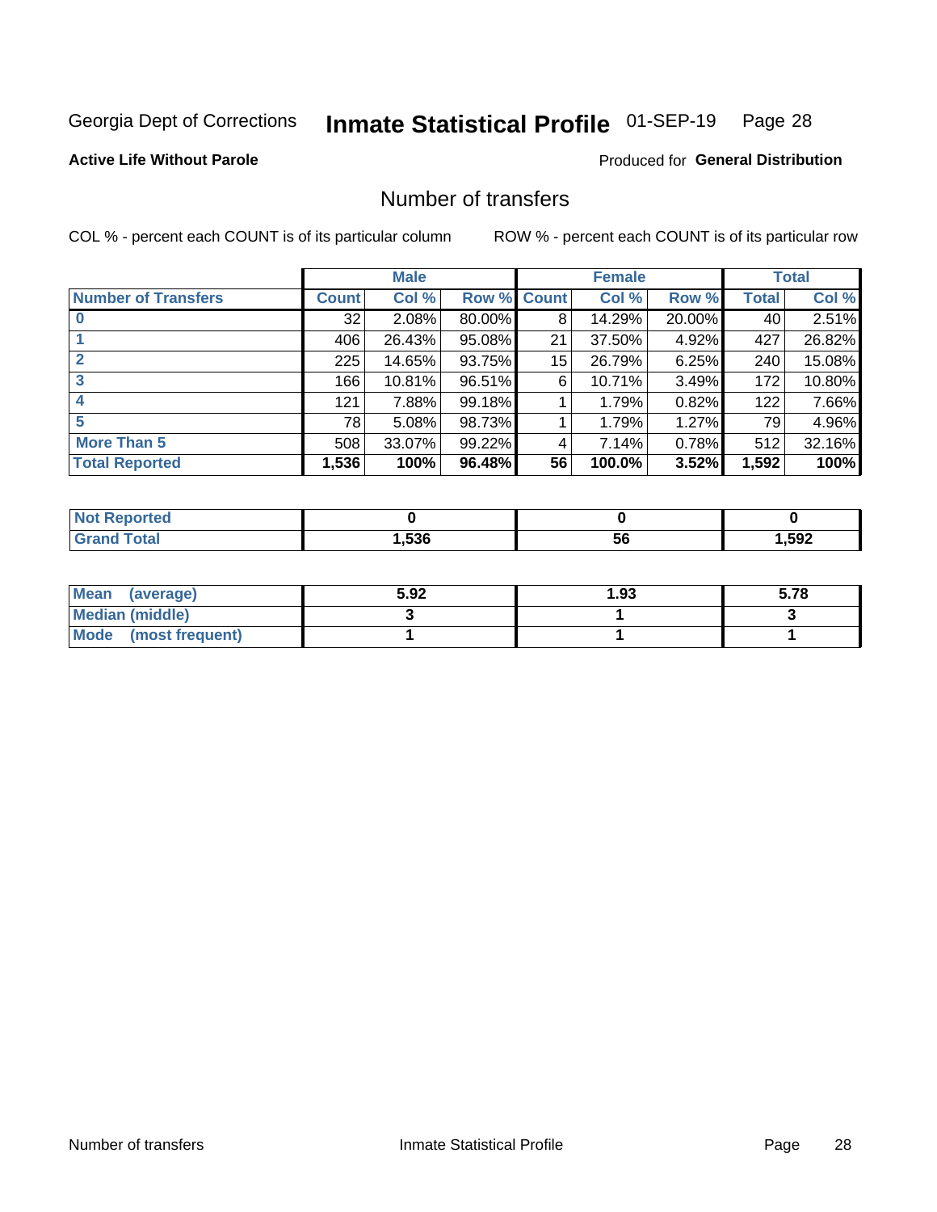Georgia Dept of Corrections **Inmate Statistical Profile** 01-SEP-19

**Active Life Without Parole**

Produced for **General Distribution**

## Number of transfers

COL % - percent each COUNT is of its particular column

ROW % - percent each COUNT is of its particular row

| | Male | | | Female | | | Total | |
|---|---|---|---|---|---|---|---|---|
| **Number of Transfers** | **Count** | **Col %** | **Row %** | **Count** | **Col %** | **Row %** | **Total** | **Col %** |
| **0** | 32 | 2.08% | 80.00% | 8 | 14.29% | 20.00% | 40 | 2.51% |
| **1** | 406 | 26.43% | 95.08% | 21 | 37.50% | 4.92% | 427 | 26.82% |
| **2** | 225 | 14.65% | 93.75% | 15 | 26.79% | 6.25% | 240 | 15.08% |
| **3** | 166 | 10.81% | 96.51% | 6 | 10.71% | 3.49% | 172 | 10.80% |
| **4** | 121 | 7.88% | 99.18% | 1 | 1.79% | 0.82% | 122 | 7.66% |
| **5** | 78 | 5.08% | 98.73% | 1 | 1.79% | 1.27% | 79 | 4.96% |
| **More Than 5** | 508 | 33.07% | 99.22% | 4 | 7.14% | 0.78% | 512 | 32.16% |
| **Total Reported** | **1,536** | **100%** | **96.48%** | **56** | **100.0%** | **3.52%** | **1,592** | **100%** |

| | Male | Female | Total |
|---|---|---|---|
| **Not Reported** | **0** | **0** | **0** |
| **Grand Total** | **1,536** | **56** | **1,592** |

| | Male | Female | Total |
|---|---|---|---|
| **Mean (average)** | **5.92** | **1.93** | **5.78** |
| **Median (middle)** | **3** | **1** | **3** |
| **Mode (most frequent)** | **1** | **1** | **1** |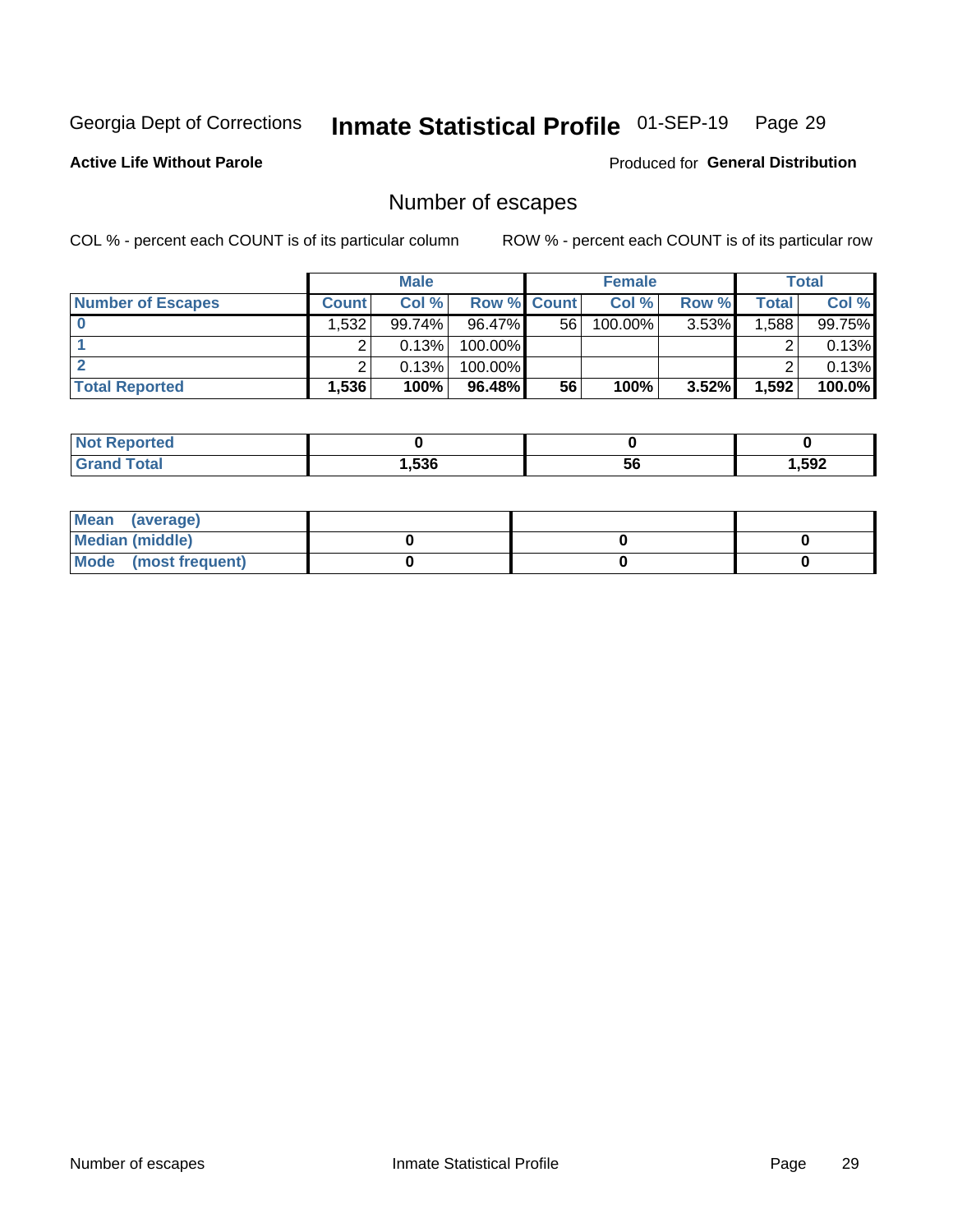Georgia Dept of Corrections **Inmate Statistical Profile** 01-SEP-19

**Active Life Without Parole** Produced for **General Distribution**

## Number of escapes

COL % - percent each COUNT is of its particular column ROW % - percent each COUNT is of its particular row

| | Male | | | Female | | | Total | |
|---|---|---|---|---|---|---|---|---|
| **Number of Escapes** | **Count** | **Col %** | **Row %** | **Count** | **Col %** | **Row %** | **Total** | **Col %** |
| **0** | 1,532 | 99.74% | 96.47% | 56 | 100.00% | 3.53% | 1,588 | 99.75% |
| **1** | 2 | 0.13% | 100.00% | | | | 2 | 0.13% |
| **2** | 2 | 0.13% | 100.00% | | | | 2 | 0.13% |
| **Total Reported** | **1,536** | **100%** | **96.48%** | **56** | **100%** | **3.52%** | **1,592** | **100.0%** |

| | Male | Female | Total |
|---|---|---|---|
| **Not Reported** | **0** | **0** | **0** |
| **Grand Total** | **1,536** | **56** | **1,592** |

| | Male | Female | Total |
|---|---|---|---|
| **Mean (average)** | | | |
| **Median (middle)** | **0** | **0** | **0** |
| **Mode (most frequent)** | **0** | **0** | **0** |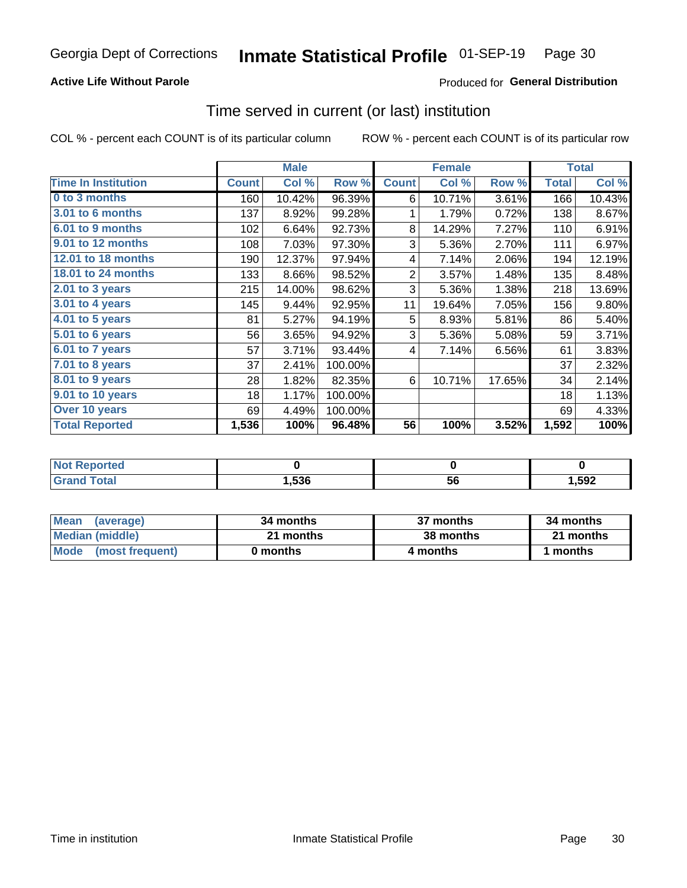Georgia Dept of Corrections **Inmate Statistical Profile** 01-SEP-19

**Active Life Without Parole**

Produced for **General Distribution**

## Time served in current (or last) institution

COL % - percent each COUNT is of its particular column

ROW % - percent each COUNT is of its particular row

| | Male | | | Female | | | Total | |
|---|---|---|---|---|---|---|---|---|
| **Time In Institution** | **Count** | **Col %** | **Row %** | **Count** | **Col %** | **Row %** | **Total** | **Col %** |
| **0 to 3 months** | 160 | 10.42% | 96.39% | 6 | 10.71% | 3.61% | 166 | 10.43% |
| **3.01 to 6 months** | 137 | 8.92% | 99.28% | 1 | 1.79% | 0.72% | 138 | 8.67% |
| **6.01 to 9 months** | 102 | 6.64% | 92.73% | 8 | 14.29% | 7.27% | 110 | 6.91% |
| **9.01 to 12 months** | 108 | 7.03% | 97.30% | 3 | 5.36% | 2.70% | 111 | 6.97% |
| **12.01 to 18 months** | 190 | 12.37% | 97.94% | 4 | 7.14% | 2.06% | 194 | 12.19% |
| **18.01 to 24 months** | 133 | 8.66% | 98.52% | 2 | 3.57% | 1.48% | 135 | 8.48% |
| **2.01 to 3 years** | 215 | 14.00% | 98.62% | 3 | 5.36% | 1.38% | 218 | 13.69% |
| **3.01 to 4 years** | 145 | 9.44% | 92.95% | 11 | 19.64% | 7.05% | 156 | 9.80% |
| **4.01 to 5 years** | 81 | 5.27% | 94.19% | 5 | 8.93% | 5.81% | 86 | 5.40% |
| **5.01 to 6 years** | 56 | 3.65% | 94.92% | 3 | 5.36% | 5.08% | 59 | 3.71% |
| **6.01 to 7 years** | 57 | 3.71% | 93.44% | 4 | 7.14% | 6.56% | 61 | 3.83% |
| **7.01 to 8 years** | 37 | 2.41% | 100.00% | | | | 37 | 2.32% |
| **8.01 to 9 years** | 28 | 1.82% | 82.35% | 6 | 10.71% | 17.65% | 34 | 2.14% |
| **9.01 to 10 years** | 18 | 1.17% | 100.00% | | | | 18 | 1.13% |
| **Over 10 years** | 69 | 4.49% | 100.00% | | | | 69 | 4.33% |
| **Total Reported** | **1,536** | **100%** | **96.48%** | **56** | **100%** | **3.52%** | **1,592** | **100%** |

| | Male | Female | Total |
|---|---|---|---|
| **Not Reported** | **0** | **0** | **0** |
| **Grand Total** | **1,536** | **56** | **1,592** |

| | Male | Female | Total |
|---|---|---|---|
| **Mean (average)** | **34 months** | **37 months** | **34 months** |
| **Median (middle)** | **21 months** | **38 months** | **21 months** |
| **Mode (most frequent)** | **0 months** | **4 months** | **1 months** |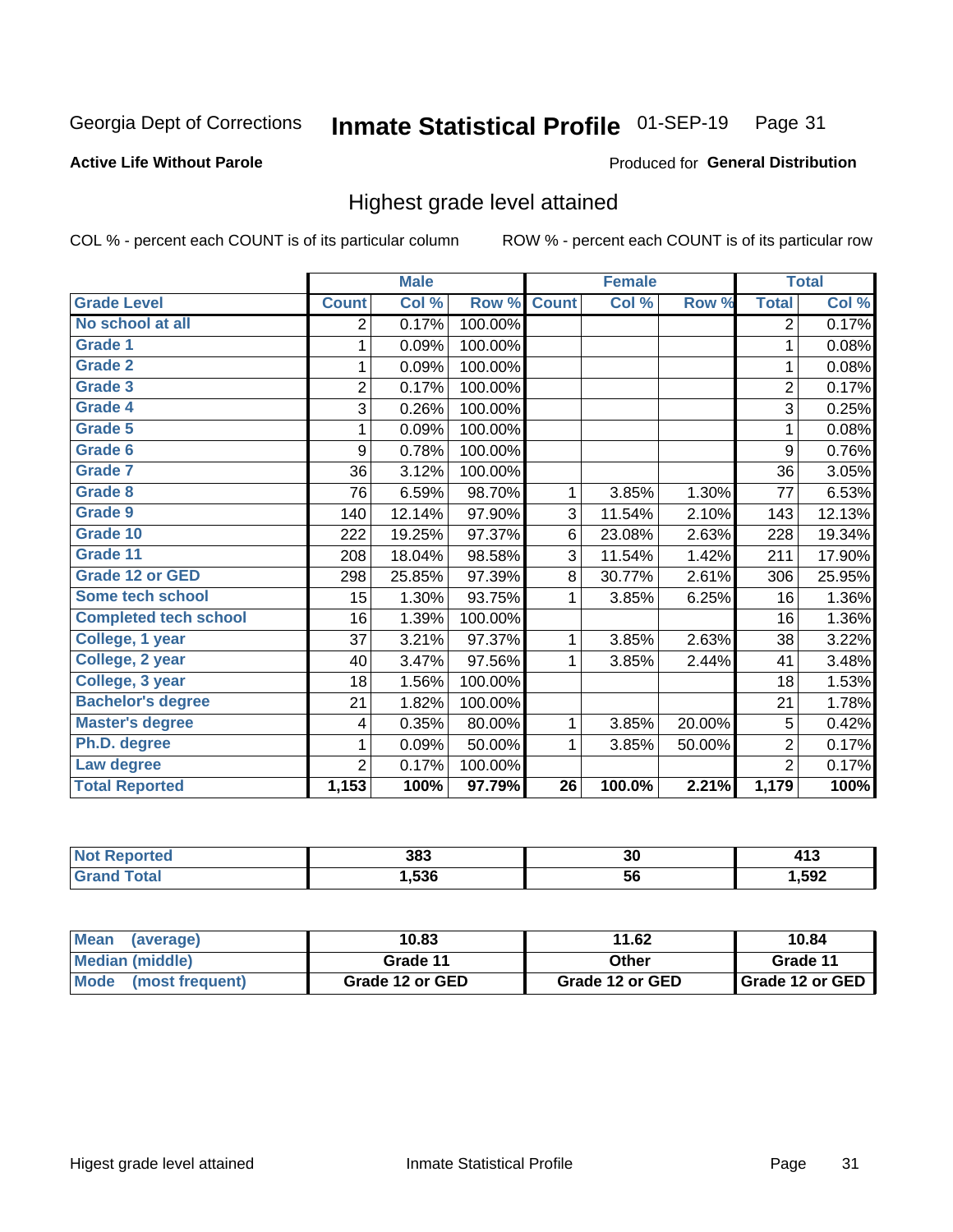Georgia Dept of Corrections **Inmate Statistical Profile** 01-SEP-19

**Active Life Without Parole**

Produced for **General Distribution**

## Highest grade level attained

COL % - percent each COUNT is of its particular column ROW % - percent each COUNT is of its particular row

| | Male | | | Female | | | Total | |
|---|---|---|---|---|---|---|---|---|
| **Grade Level** | **Count** | **Col %** | **Row %** | **Count** | **Col %** | **Row %** | **Total** | **Col %** |
| No school at all | 2 | 0.17% | 100.00% | | | | 2 | 0.17% |
| Grade 1 | 1 | 0.09% | 100.00% | | | | 1 | 0.08% |
| Grade 2 | 1 | 0.09% | 100.00% | | | | 1 | 0.08% |
| Grade 3 | 2 | 0.17% | 100.00% | | | | 2 | 0.17% |
| Grade 4 | 3 | 0.26% | 100.00% | | | | 3 | 0.25% |
| Grade 5 | 1 | 0.09% | 100.00% | | | | 1 | 0.08% |
| Grade 6 | 9 | 0.78% | 100.00% | | | | 9 | 0.76% |
| Grade 7 | 36 | 3.12% | 100.00% | | | | 36 | 3.05% |
| Grade 8 | 76 | 6.59% | 98.70% | 1 | 3.85% | 1.30% | 77 | 6.53% |
| Grade 9 | 140 | 12.14% | 97.90% | 3 | 11.54% | 2.10% | 143 | 12.13% |
| Grade 10 | 222 | 19.25% | 97.37% | 6 | 23.08% | 2.63% | 228 | 19.34% |
| Grade 11 | 208 | 18.04% | 98.58% | 3 | 11.54% | 1.42% | 211 | 17.90% |
| Grade 12 or GED | 298 | 25.85% | 97.39% | 8 | 30.77% | 2.61% | 306 | 25.95% |
| Some tech school | 15 | 1.30% | 93.75% | 1 | 3.85% | 6.25% | 16 | 1.36% |
| Completed tech school | 16 | 1.39% | 100.00% | | | | 16 | 1.36% |
| College, 1 year | 37 | 3.21% | 97.37% | 1 | 3.85% | 2.63% | 38 | 3.22% |
| College, 2 year | 40 | 3.47% | 97.56% | 1 | 3.85% | 2.44% | 41 | 3.48% |
| College, 3 year | 18 | 1.56% | 100.00% | | | | 18 | 1.53% |
| Bachelor's degree | 21 | 1.82% | 100.00% | | | | 21 | 1.78% |
| Master's degree | 4 | 0.35% | 80.00% | 1 | 3.85% | 20.00% | 5 | 0.42% |
| Ph.D. degree | 1 | 0.09% | 50.00% | 1 | 3.85% | 50.00% | 2 | 0.17% |
| Law degree | 2 | 0.17% | 100.00% | | | | 2 | 0.17% |
| **Total Reported** | **1,153** | **100%** | **97.79%** | **26** | **100.0%** | **2.21%** | **1,179** | **100%** |

| | Male | Female | Total |
|---|---|---|---|
| Not Reported | 383 | 30 | 413 |
| Grand Total | 1,536 | 56 | 1,592 |

| | Male | Female | Total |
|---|---|---|---|
| Mean (average) | 10.83 | 11.62 | 10.84 |
| Median (middle) | Grade 11 | Other | Grade 11 |
| Mode (most frequent) | Grade 12 or GED | Grade 12 or GED | Grade 12 or GED |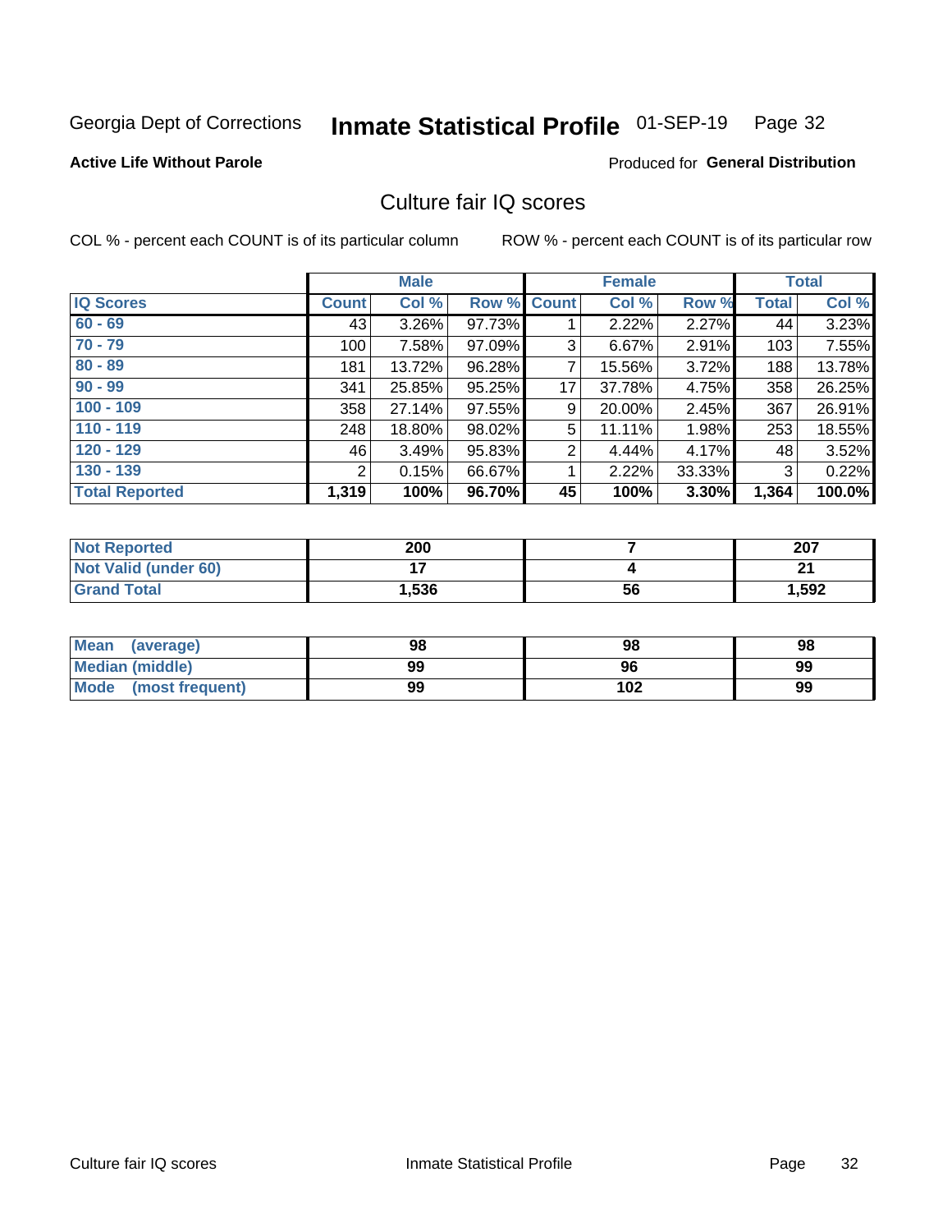Georgia Dept of Corrections **Inmate Statistical Profile** 01-SEP-19

**Active Life Without Parole**

Produced for **General Distribution**

## Culture fair IQ scores

COL % - percent each COUNT is of its particular column

ROW % - percent each COUNT is of its particular row

| | Male | | | Female | | | Total | |
|---|---|---|---|---|---|---|---|---|
| **IQ Scores** | **Count** | **Col %** | **Row %** | **Count** | **Col %** | **Row %** | **Total** | **Col %** |
| 60 - 69 | 43 | 3.26% | 97.73% | 1 | 2.22% | 2.27% | 44 | 3.23% |
| 70 - 79 | 100 | 7.58% | 97.09% | 3 | 6.67% | 2.91% | 103 | 7.55% |
| 80 - 89 | 181 | 13.72% | 96.28% | 7 | 15.56% | 3.72% | 188 | 13.78% |
| 90 - 99 | 341 | 25.85% | 95.25% | 17 | 37.78% | 4.75% | 358 | 26.25% |
| 100 - 109 | 358 | 27.14% | 97.55% | 9 | 20.00% | 2.45% | 367 | 26.91% |
| 110 - 119 | 248 | 18.80% | 98.02% | 5 | 11.11% | 1.98% | 253 | 18.55% |
| 120 - 129 | 46 | 3.49% | 95.83% | 2 | 4.44% | 4.17% | 48 | 3.52% |
| 130 - 139 | 2 | 0.15% | 66.67% | 1 | 2.22% | 33.33% | 3 | 0.22% |
| **Total Reported** | **1,319** | **100%** | **96.70%** | **45** | **100%** | **3.30%** | **1,364** | **100.0%** |

| | Male | Female | Total |
|---|---|---|---|
| Not Reported | **200** | **7** | **207** |
| Not Valid (under 60) | **17** | **4** | **21** |
| Grand Total | **1,536** | **56** | **1,592** |

| | Male | Female | Total |
|---|---|---|---|
| Mean (average) | **98** | **98** | **98** |
| Median (middle) | **99** | **96** | **99** |
| Mode (most frequent) | **99** | **102** | **99** |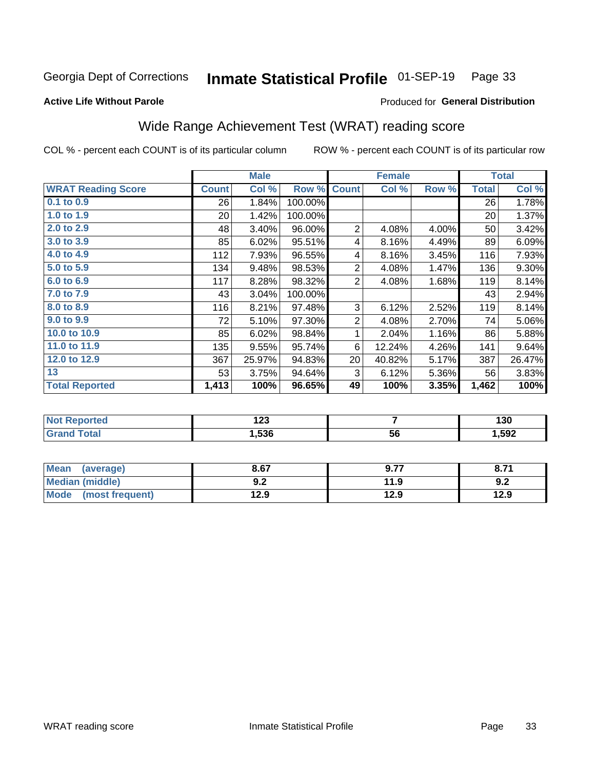Georgia Dept of Corrections **Inmate Statistical Profile** 01-SEP-19

**Active Life Without Parole**

Produced for **General Distribution**

## Wide Range Achievement Test (WRAT) reading score

COL % - percent each COUNT is of its particular column    ROW % - percent each COUNT is of its particular row

| | Male | | | Female | | | Total | |
|---|---|---|---|---|---|---|---|---|
| **WRAT Reading Score** | **Count** | **Col %** | **Row %** | **Count** | **Col %** | **Row %** | **Total** | **Col %** |
| 0.1 to 0.9 | 26 | 1.84% | 100.00% | | | | 26 | 1.78% |
| 1.0 to 1.9 | 20 | 1.42% | 100.00% | | | | 20 | 1.37% |
| 2.0 to 2.9 | 48 | 3.40% | 96.00% | 2 | 4.08% | 4.00% | 50 | 3.42% |
| 3.0 to 3.9 | 85 | 6.02% | 95.51% | 4 | 8.16% | 4.49% | 89 | 6.09% |
| 4.0 to 4.9 | 112 | 7.93% | 96.55% | 4 | 8.16% | 3.45% | 116 | 7.93% |
| 5.0 to 5.9 | 134 | 9.48% | 98.53% | 2 | 4.08% | 1.47% | 136 | 9.30% |
| 6.0 to 6.9 | 117 | 8.28% | 98.32% | 2 | 4.08% | 1.68% | 119 | 8.14% |
| 7.0 to 7.9 | 43 | 3.04% | 100.00% | | | | 43 | 2.94% |
| 8.0 to 8.9 | 116 | 8.21% | 97.48% | 3 | 6.12% | 2.52% | 119 | 8.14% |
| 9.0 to 9.9 | 72 | 5.10% | 97.30% | 2 | 4.08% | 2.70% | 74 | 5.06% |
| 10.0 to 10.9 | 85 | 6.02% | 98.84% | 1 | 2.04% | 1.16% | 86 | 5.88% |
| 11.0 to 11.9 | 135 | 9.55% | 95.74% | 6 | 12.24% | 4.26% | 141 | 9.64% |
| 12.0 to 12.9 | 367 | 25.97% | 94.83% | 20 | 40.82% | 5.17% | 387 | 26.47% |
| 13 | 53 | 3.75% | 94.64% | 3 | 6.12% | 5.36% | 56 | 3.83% |
| **Total Reported** | **1,413** | **100%** | **96.65%** | **49** | **100%** | **3.35%** | **1,462** | **100%** |

| | Male | Female | Total |
|---|---|---|---|
| Not Reported | 123 | 7 | 130 |
| Grand Total | 1,536 | 56 | 1,592 |

| | Male | Female | Total |
|---|---|---|---|
| Mean (average) | 8.67 | 9.77 | 8.71 |
| Median (middle) | 9.2 | 11.9 | 9.2 |
| Mode (most frequent) | 12.9 | 12.9 | 12.9 |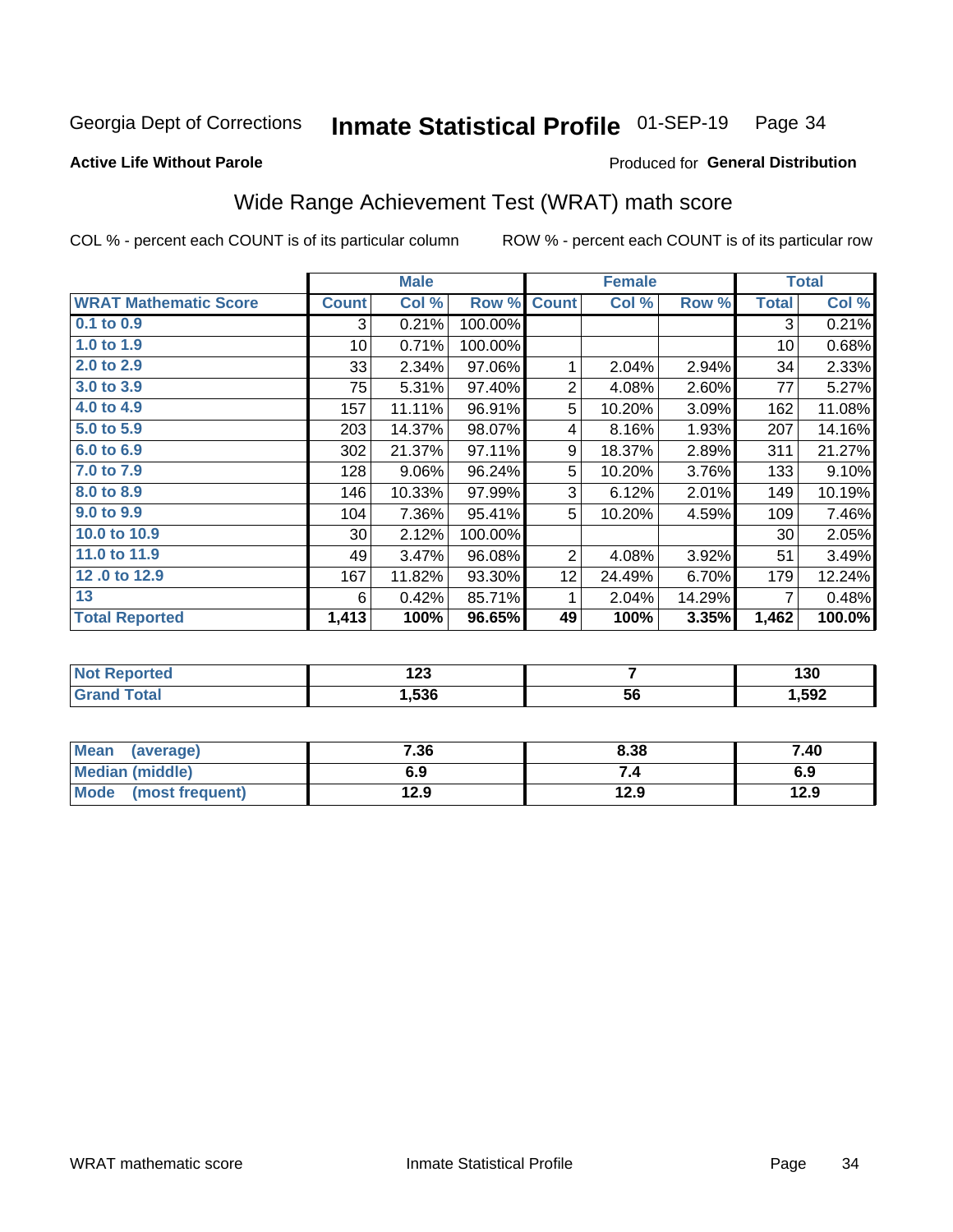Georgia Dept of Corrections **Inmate Statistical Profile** 01-SEP-19

**Active Life Without Parole**

Produced for **General Distribution**

## Wide Range Achievement Test (WRAT) math score

COL % - percent each COUNT is of its particular column ROW % - percent each COUNT is of its particular row

| | Male | | | Female | | | Total | |
|---|---|---|---|---|---|---|---|---|
| **WRAT Mathematic Score** | **Count** | **Col %** | **Row %** | **Count** | **Col %** | **Row %** | **Total** | **Col %** |
| **0.1 to 0.9** | 3 | 0.21% | 100.00% | | | | 3 | 0.21% |
| **1.0 to 1.9** | 10 | 0.71% | 100.00% | | | | 10 | 0.68% |
| **2.0 to 2.9** | 33 | 2.34% | 97.06% | 1 | 2.04% | 2.94% | 34 | 2.33% |
| **3.0 to 3.9** | 75 | 5.31% | 97.40% | 2 | 4.08% | 2.60% | 77 | 5.27% |
| **4.0 to 4.9** | 157 | 11.11% | 96.91% | 5 | 10.20% | 3.09% | 162 | 11.08% |
| **5.0 to 5.9** | 203 | 14.37% | 98.07% | 4 | 8.16% | 1.93% | 207 | 14.16% |
| **6.0 to 6.9** | 302 | 21.37% | 97.11% | 9 | 18.37% | 2.89% | 311 | 21.27% |
| **7.0 to 7.9** | 128 | 9.06% | 96.24% | 5 | 10.20% | 3.76% | 133 | 9.10% |
| **8.0 to 8.9** | 146 | 10.33% | 97.99% | 3 | 6.12% | 2.01% | 149 | 10.19% |
| **9.0 to 9.9** | 104 | 7.36% | 95.41% | 5 | 10.20% | 4.59% | 109 | 7.46% |
| **10.0 to 10.9** | 30 | 2.12% | 100.00% | | | | 30 | 2.05% |
| **11.0 to 11.9** | 49 | 3.47% | 96.08% | 2 | 4.08% | 3.92% | 51 | 3.49% |
| **12 .0 to 12.9** | 167 | 11.82% | 93.30% | 12 | 24.49% | 6.70% | 179 | 12.24% |
| **13** | 6 | 0.42% | 85.71% | 1 | 2.04% | 14.29% | 7 | 0.48% |
| **Total Reported** | **1,413** | **100%** | **96.65%** | **49** | **100%** | **3.35%** | **1,462** | **100.0%** |

| | Male | Female | Total |
|---|---|---|---|
| **Not Reported** | **123** | **7** | **130** |
| **Grand Total** | **1,536** | **56** | **1,592** |

| | Male | Female | Total |
|---|---|---|---|
| **Mean (average)** | **7.36** | **8.38** | **7.40** |
| **Median (middle)** | **6.9** | **7.4** | **6.9** |
| **Mode (most frequent)** | **12.9** | **12.9** | **12.9** |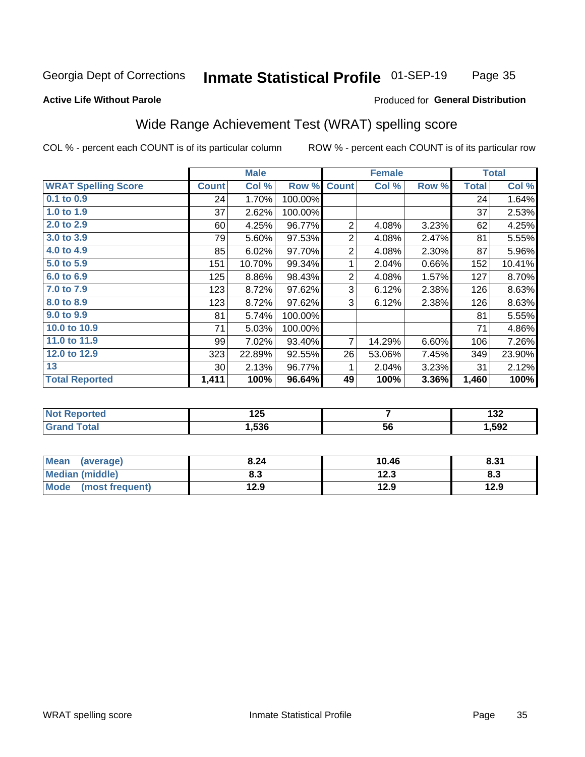Georgia Dept of Corrections **Inmate Statistical Profile** 01-SEP-19

**Active Life Without Parole** Produced for **General Distribution**

## Wide Range Achievement Test (WRAT) spelling score

COL % - percent each COUNT is of its particular column ROW % - percent each COUNT is of its particular row

| | Male | | | Female | | | Total | |
|---|---|---|---|---|---|---|---|---|
| **WRAT Spelling Score** | **Count** | **Col %** | **Row %** | **Count** | **Col %** | **Row %** | **Total** | **Col %** |
| 0.1 to 0.9 | 24 | 1.70% | 100.00% | | | | 24 | 1.64% |
| 1.0 to 1.9 | 37 | 2.62% | 100.00% | | | | 37 | 2.53% |
| 2.0 to 2.9 | 60 | 4.25% | 96.77% | 2 | 4.08% | 3.23% | 62 | 4.25% |
| 3.0 to 3.9 | 79 | 5.60% | 97.53% | 2 | 4.08% | 2.47% | 81 | 5.55% |
| 4.0 to 4.9 | 85 | 6.02% | 97.70% | 2 | 4.08% | 2.30% | 87 | 5.96% |
| 5.0 to 5.9 | 151 | 10.70% | 99.34% | 1 | 2.04% | 0.66% | 152 | 10.41% |
| 6.0 to 6.9 | 125 | 8.86% | 98.43% | 2 | 4.08% | 1.57% | 127 | 8.70% |
| 7.0 to 7.9 | 123 | 8.72% | 97.62% | 3 | 6.12% | 2.38% | 126 | 8.63% |
| 8.0 to 8.9 | 123 | 8.72% | 97.62% | 3 | 6.12% | 2.38% | 126 | 8.63% |
| 9.0 to 9.9 | 81 | 5.74% | 100.00% | | | | 81 | 5.55% |
| 10.0 to 10.9 | 71 | 5.03% | 100.00% | | | | 71 | 4.86% |
| 11.0 to 11.9 | 99 | 7.02% | 93.40% | 7 | 14.29% | 6.60% | 106 | 7.26% |
| 12.0 to 12.9 | 323 | 22.89% | 92.55% | 26 | 53.06% | 7.45% | 349 | 23.90% |
| 13 | 30 | 2.13% | 96.77% | 1 | 2.04% | 3.23% | 31 | 2.12% |
| **Total Reported** | **1,411** | **100%** | **96.64%** | **49** | **100%** | **3.36%** | **1,460** | **100%** |

| | Male | Female | Total |
|---|---|---|---|
| Not Reported | 125 | 7 | 132 |
| Grand Total | 1,536 | 56 | 1,592 |

| | Male | Female | Total |
|---|---|---|---|
| Mean (average) | 8.24 | 10.46 | 8.31 |
| Median (middle) | 8.3 | 12.3 | 8.3 |
| Mode (most frequent) | 12.9 | 12.9 | 12.9 |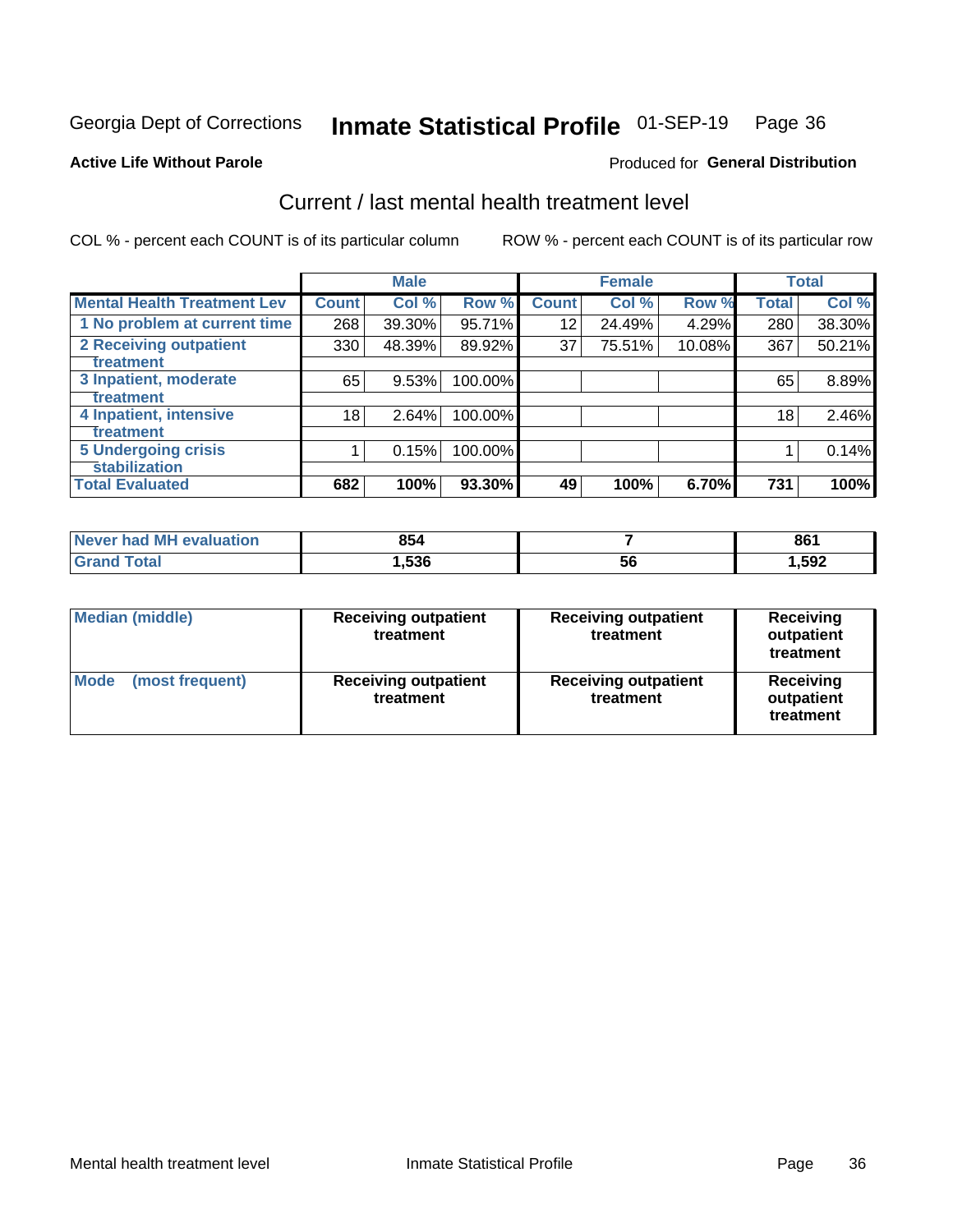Georgia Dept of Corrections **Inmate Statistical Profile** 01-SEP-19

**Active Life Without Parole**

Produced for **General Distribution**

## Current / last mental health treatment level

COL % - percent each COUNT is of its particular column

ROW % - percent each COUNT is of its particular row

| | Male | | | Female | | | Total | |
|---|---|---|---|---|---|---|---|---|
| **Mental Health Treatment Lev** | **Count** | **Col %** | **Row %** | **Count** | **Col %** | **Row %** | **Total** | **Col %** |
| 1 No problem at current time | 268 | 39.30% | 95.71% | 12 | 24.49% | 4.29% | 280 | 38.30% |
| 2 Receiving outpatient treatment | 330 | 48.39% | 89.92% | 37 | 75.51% | 10.08% | 367 | 50.21% |
| 3 Inpatient, moderate treatment | 65 | 9.53% | 100.00% | | | | 65 | 8.89% |
| 4 Inpatient, intensive treatment | 18 | 2.64% | 100.00% | | | | 18 | 2.46% |
| 5 Undergoing crisis stabilization | 1 | 0.15% | 100.00% | | | | 1 | 0.14% |
| **Total Evaluated** | **682** | **100%** | **93.30%** | **49** | **100%** | **6.70%** | **731** | **100%** |

| | Male | Female | Total |
|---|---|---|---|
| Never had MH evaluation | 854 | 7 | 861 |
| Grand Total | 1,536 | 56 | 1,592 |

| | Male | Female | Total |
|---|---|---|---|
| Median (middle) | Receiving outpatient treatment | Receiving outpatient treatment | Receiving outpatient treatment |
| Mode (most frequent) | Receiving outpatient treatment | Receiving outpatient treatment | Receiving outpatient treatment |

Mental health treatment level Inmate Statistical Profile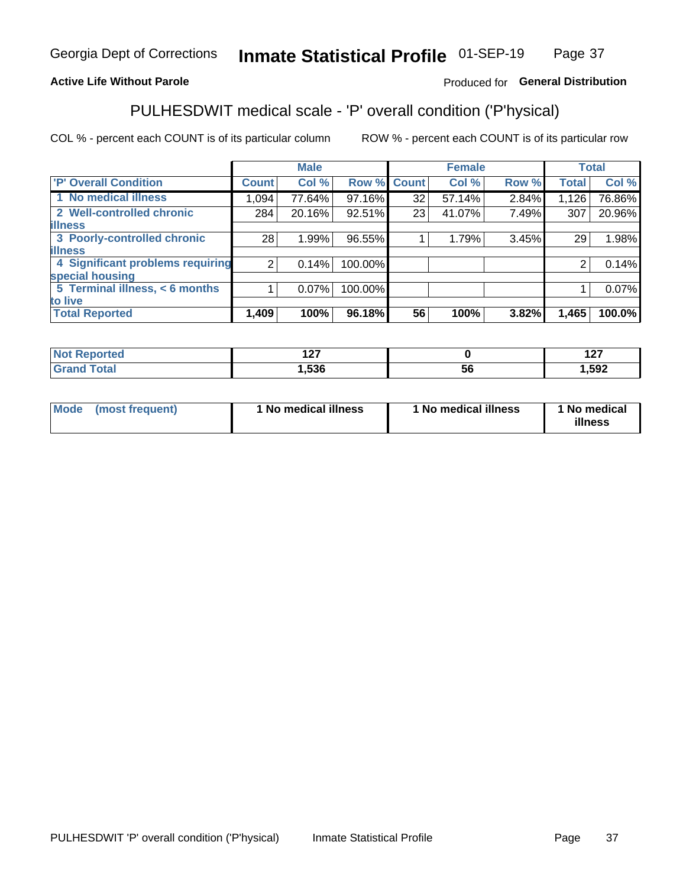Georgia Dept of Corrections **Inmate Statistical Profile** 01-SEP-19

**Active Life Without Parole**

Produced for **General Distribution**

## PULHESDWIT medical scale - 'P' overall condition ('P'hysical)

COL % - percent each COUNT is of its particular column

ROW % - percent each COUNT is of its particular row

| | Male | | | Female | | | Total | |
|---|---|---|---|---|---|---|---|---|
| **'P' Overall Condition** | **Count** | **Col %** | **Row %** | **Count** | **Col %** | **Row %** | **Total** | **Col %** |
| 1 No medical illness | 1,094 | 77.64% | 97.16% | 32 | 57.14% | 2.84% | 1,126 | 76.86% |
| 2 Well-controlled chronic illness | 284 | 20.16% | 92.51% | 23 | 41.07% | 7.49% | 307 | 20.96% |
| 3 Poorly-controlled chronic illness | 28 | 1.99% | 96.55% | 1 | 1.79% | 3.45% | 29 | 1.98% |
| 4 Significant problems requiring special housing | 2 | 0.14% | 100.00% | | | | 2 | 0.14% |
| 5 Terminal illness, < 6 months to live | 1 | 0.07% | 100.00% | | | | 1 | 0.07% |
| **Total Reported** | **1,409** | **100%** | **96.18%** | **56** | **100%** | **3.82%** | **1,465** | **100.0%** |

| | Male | Female | Total |
|---|---|---|---|
| **Not Reported** | **127** | **0** | **127** |
| **Grand Total** | **1,536** | **56** | **1,592** |

| | Male | Female | Total |
|---|---|---|---|
| **Mode (most frequent)** | **1 No medical illness** | **1 No medical illness** | **1 No medical illness** |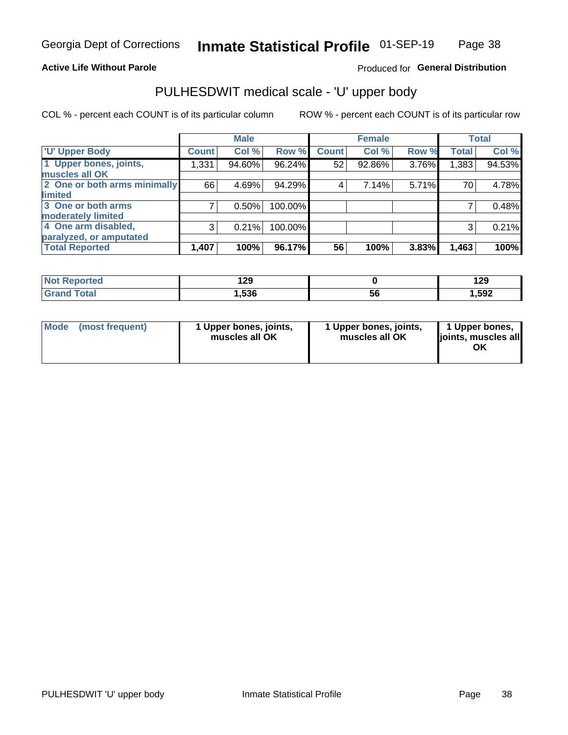Georgia Dept of Corrections **Inmate Statistical Profile** 01-SEP-19

**Active Life Without Parole**

Produced for **General Distribution**

## PULHESDWIT medical scale - 'U' upper body

COL % - percent each COUNT is of its particular column

ROW % - percent each COUNT is of its particular row

| | Male | | | Female | | | Total | |
|---|---|---|---|---|---|---|---|---|
| 'U' Upper Body | Count | Col % | Row % | Count | Col % | Row % | Total | Col % |
| 1 Upper bones, joints, muscles all OK | 1,331 | 94.60% | 96.24% | 52 | 92.86% | 3.76% | 1,383 | 94.53% |
| 2 One or both arms minimally limited | 66 | 4.69% | 94.29% | 4 | 7.14% | 5.71% | 70 | 4.78% |
| 3 One or both arms moderately limited | 7 | 0.50% | 100.00% | | | | 7 | 0.48% |
| 4 One arm disabled, paralyzed, or amputated | 3 | 0.21% | 100.00% | | | | 3 | 0.21% |
| **Total Reported** | **1,407** | **100%** | **96.17%** | **56** | **100%** | **3.83%** | **1,463** | **100%** |

| | Male | Female | Total |
|---|---|---|---|
| Not Reported | 129 | 0 | 129 |
| Grand Total | 1,536 | 56 | 1,592 |

| | Male | Female | Total |
|---|---|---|---|
| Mode (most frequent) | 1 Upper bones, joints, muscles all OK | 1 Upper bones, joints, muscles all OK | 1 Upper bones, joints, muscles all OK |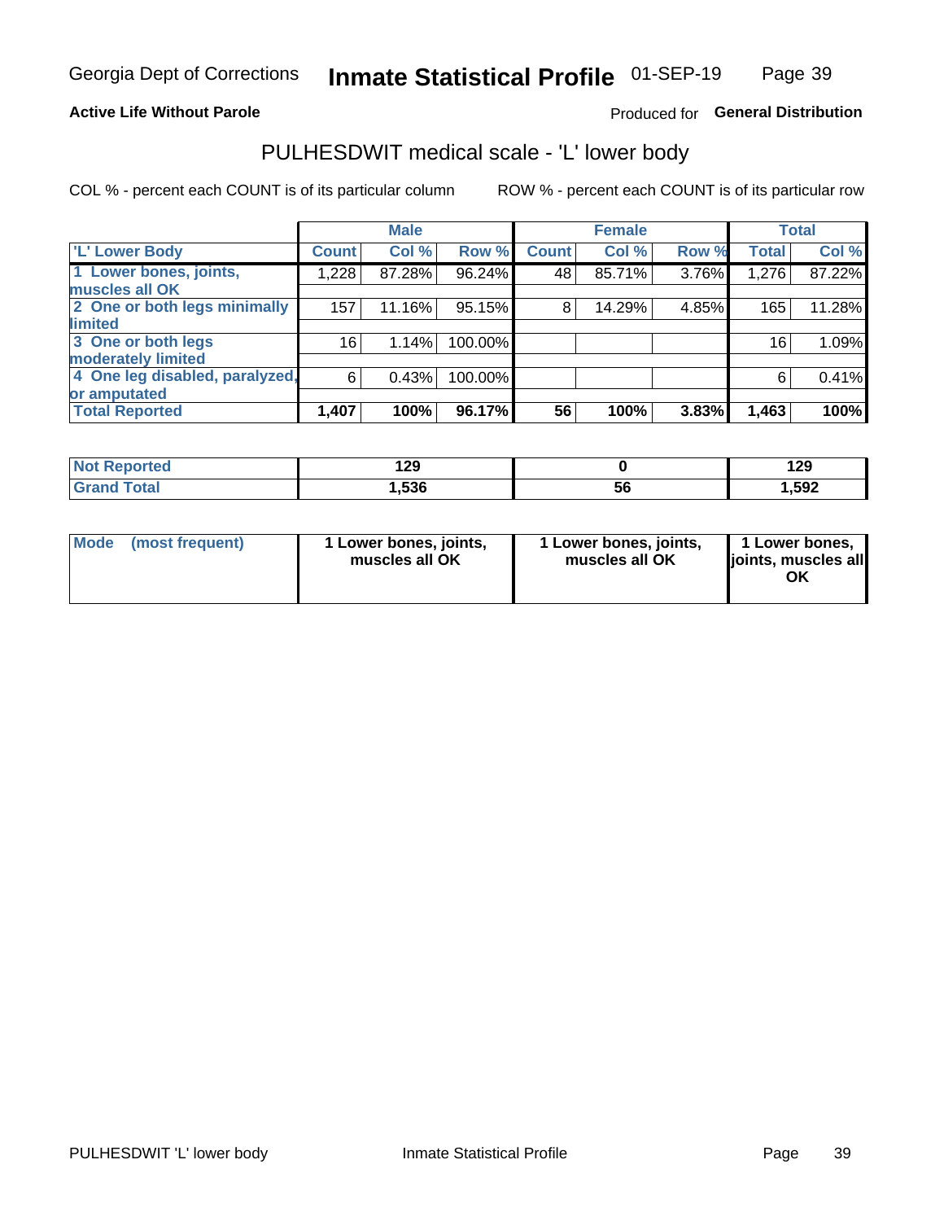**Active Life Without Parole**

Produced for **General Distribution**

## PULHESDWIT medical scale - 'L' lower body

COL % - percent each COUNT is of its particular column

ROW % - percent each COUNT is of its particular row

| | Male | | | Female | | | Total | |
|---|---|---|---|---|---|---|---|---|
| 'L' Lower Body | Count | Col % | Row % | Count | Col % | Row % | Total | Col % |
| 1 Lower bones, joints, muscles all OK | 1,228 | 87.28% | 96.24% | 48 | 85.71% | 3.76% | 1,276 | 87.22% |
| 2 One or both legs minimally limited | 157 | 11.16% | 95.15% | 8 | 14.29% | 4.85% | 165 | 11.28% |
| 3 One or both legs moderately limited | 16 | 1.14% | 100.00% | | | | 16 | 1.09% |
| 4 One leg disabled, paralyzed, or amputated | 6 | 0.43% | 100.00% | | | | 6 | 0.41% |
| **Total Reported** | **1,407** | **100%** | **96.17%** | **56** | **100%** | **3.83%** | **1,463** | **100%** |

| | Male | Female | Total |
|---|---|---|---|
| Not Reported | 129 | 0 | 129 |
| Grand Total | 1,536 | 56 | 1,592 |

| | Male | Female | Total |
|---|---|---|---|
| Mode (most frequent) | 1 Lower bones, joints, muscles all OK | 1 Lower bones, joints, muscles all OK | 1 Lower bones, joints, muscles all OK |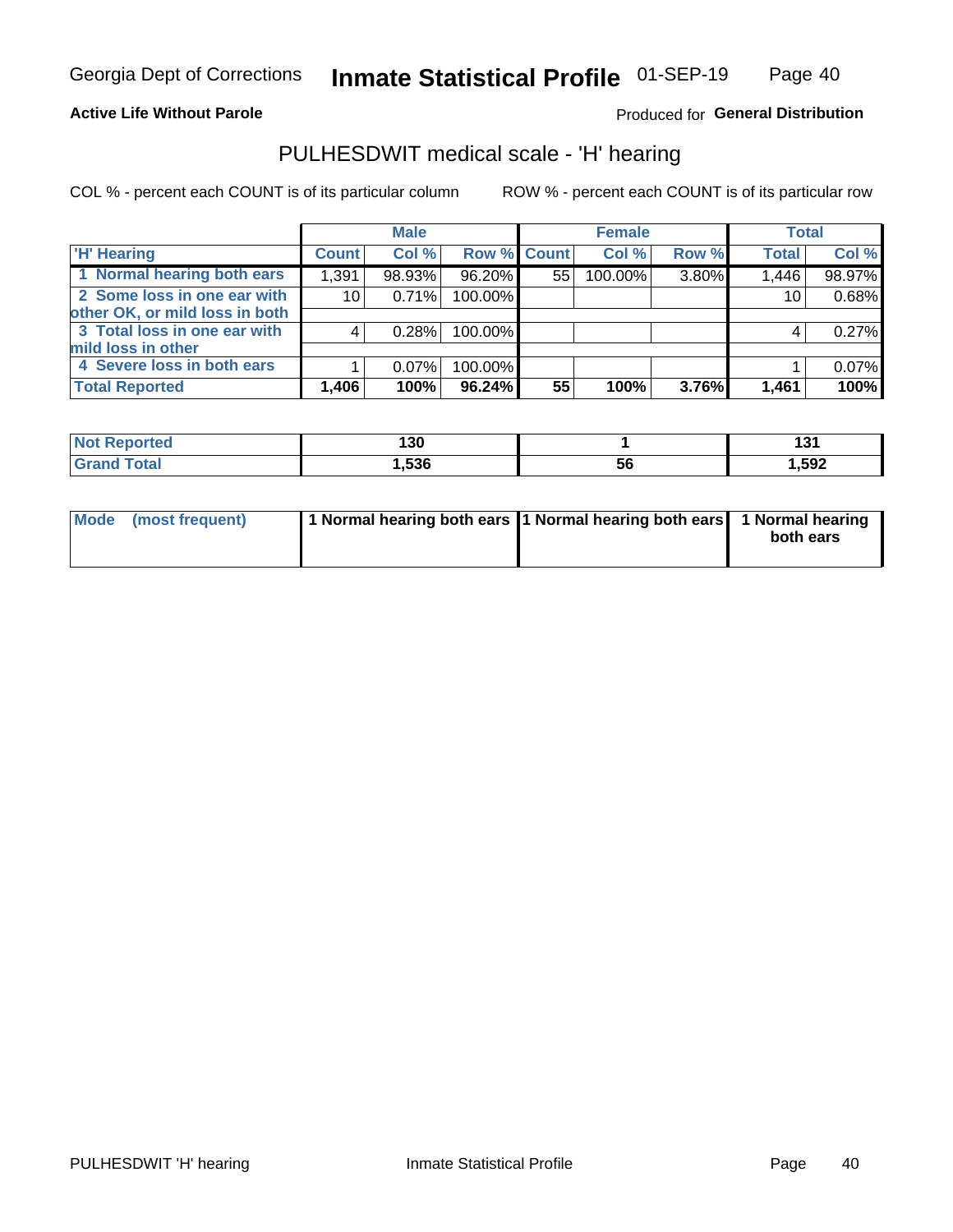Georgia Dept of Corrections **Inmate Statistical Profile** 01-SEP-19

**Active Life Without Parole**

Produced for **General Distribution**

## PULHESDWIT medical scale - 'H' hearing

COL % - percent each COUNT is of its particular column    ROW % - percent each COUNT is of its particular row

| | Male | | | Female | | | Total | |
|---|---|---|---|---|---|---|---|---|
| 'H' Hearing | Count | Col % | Row % | Count | Col % | Row % | Total | Col % |
| 1 Normal hearing both ears | 1,391 | 98.93% | 96.20% | 55 | 100.00% | 3.80% | 1,446 | 98.97% |
| 2 Some loss in one ear with other OK, or mild loss in both | 10 | 0.71% | 100.00% | | | | 10 | 0.68% |
| 3 Total loss in one ear with mild loss in other | 4 | 0.28% | 100.00% | | | | 4 | 0.27% |
| 4 Severe loss in both ears | 1 | 0.07% | 100.00% | | | | 1 | 0.07% |
| **Total Reported** | **1,406** | **100%** | **96.24%** | **55** | **100%** | **3.76%** | **1,461** | **100%** |

| | Male | Female | Total |
|---|---|---|---|
| Not Reported | 130 | 1 | 131 |
| Grand Total | 1,536 | 56 | 1,592 |

| | Male | Female | Total |
|---|---|---|---|
| Mode (most frequent) | 1 Normal hearing both ears | 1 Normal hearing both ears | 1 Normal hearing both ears |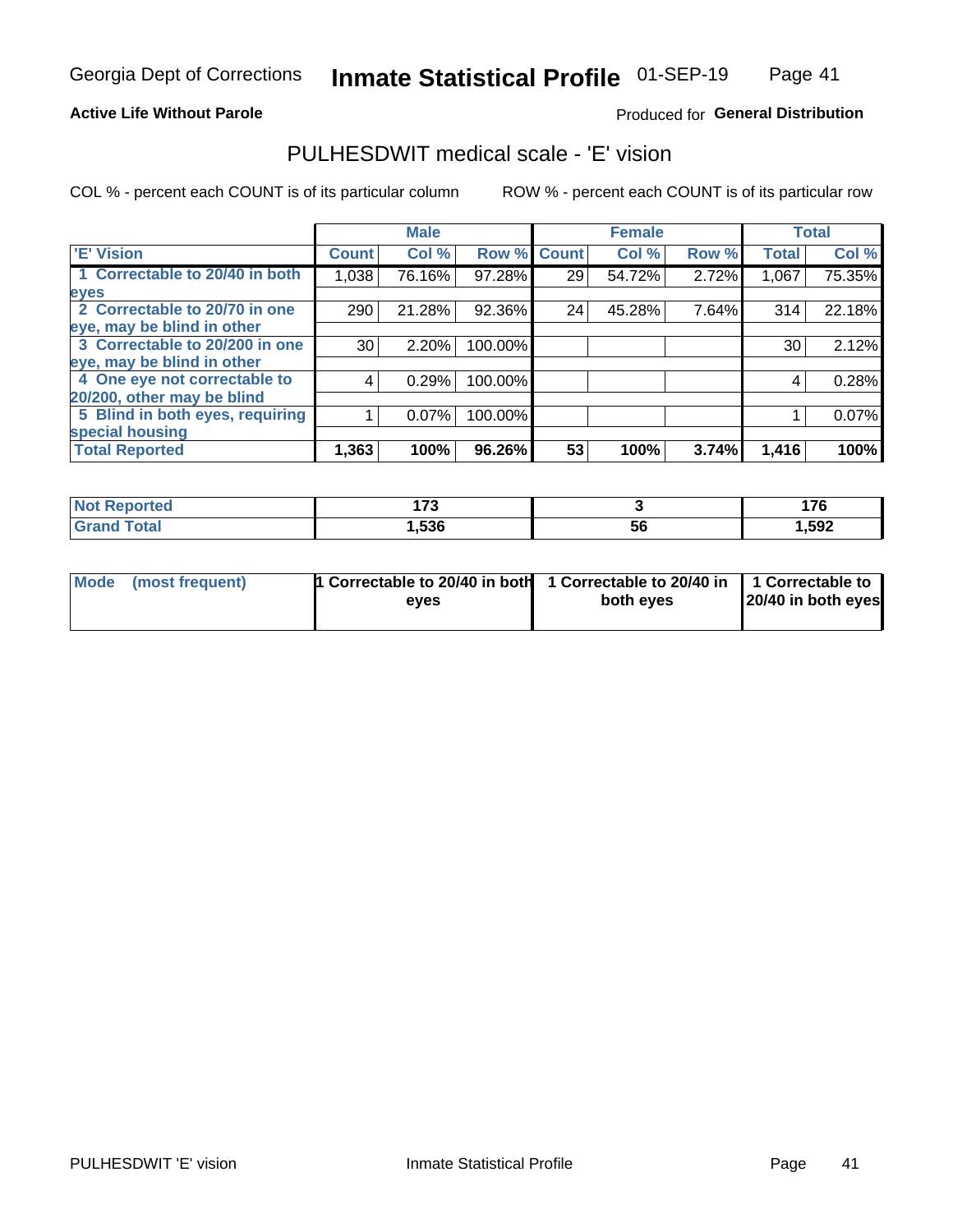Georgia Dept of Corrections **Inmate Statistical Profile** 01-SEP-19

**Active Life Without Parole**

Produced for **General Distribution**

## PULHESDWIT medical scale - 'E' vision

COL % - percent each COUNT is of its particular column ROW % - percent each COUNT is of its particular row

| | Male | | | Female | | | Total | |
|---|---|---|---|---|---|---|---|---|
| 'E' Vision | Count | Col % | Row % | Count | Col % | Row % | Total | Col % |
| 1 Correctable to 20/40 in both eyes | 1,038 | 76.16% | 97.28% | 29 | 54.72% | 2.72% | 1,067 | 75.35% |
| 2 Correctable to 20/70 in one eye, may be blind in other | 290 | 21.28% | 92.36% | 24 | 45.28% | 7.64% | 314 | 22.18% |
| 3 Correctable to 20/200 in one eye, may be blind in other | 30 | 2.20% | 100.00% | | | | 30 | 2.12% |
| 4 One eye not correctable to 20/200, other may be blind | 4 | 0.29% | 100.00% | | | | 4 | 0.28% |
| 5 Blind in both eyes, requiring special housing | 1 | 0.07% | 100.00% | | | | 1 | 0.07% |
| **Total Reported** | **1,363** | **100%** | **96.26%** | **53** | **100%** | **3.74%** | **1,416** | **100%** |

| | Male | Female | Total |
|---|---|---|---|
| **Not Reported** | **173** | **3** | **176** |
| **Grand Total** | **1,536** | **56** | **1,592** |

| | Male | Female | Total |
|---|---|---|---|
| **Mode (most frequent)** | **1 Correctable to 20/40 in both eyes** | **1 Correctable to 20/40 in both eyes** | **1 Correctable to 20/40 in both eyes** |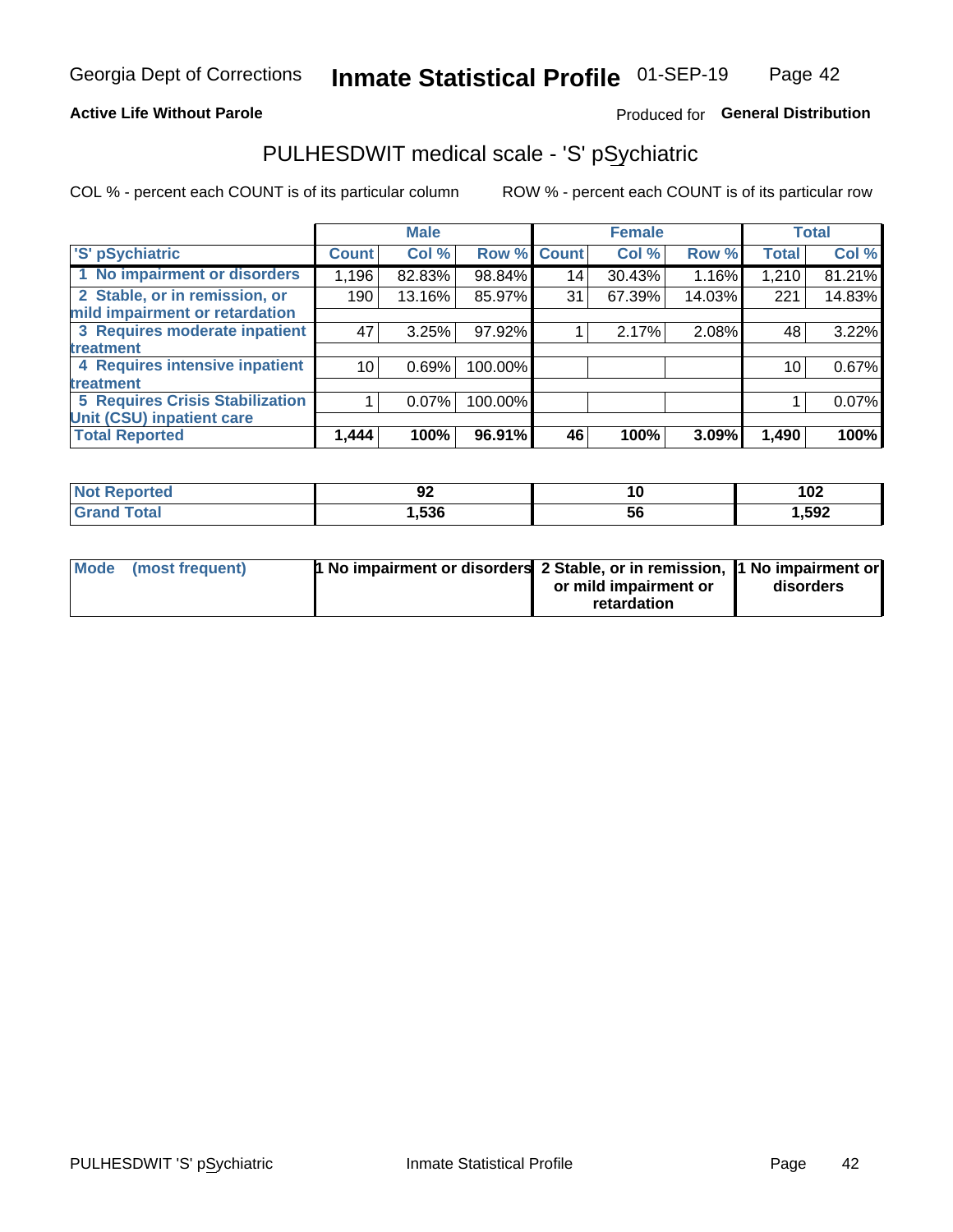Georgia Dept of Corrections **Inmate Statistical Profile** 01-SEP-19

**Active Life Without Parole** Produced for **General Distribution**

## PULHESDWIT medical scale - 'S' pSychiatric

COL % - percent each COUNT is of its particular column ROW % - percent each COUNT is of its particular row

| | Male | | | Female | | | Total | |
|---|---|---|---|---|---|---|---|---|
| 'S' pSychiatric | Count | Col % | Row % | Count | Col % | Row % | Total | Col % |
| 1 No impairment or disorders | 1,196 | 82.83% | 98.84% | 14 | 30.43% | 1.16% | 1,210 | 81.21% |
| 2 Stable, or in remission, or mild impairment or retardation | 190 | 13.16% | 85.97% | 31 | 67.39% | 14.03% | 221 | 14.83% |
| 3 Requires moderate inpatient treatment | 47 | 3.25% | 97.92% | 1 | 2.17% | 2.08% | 48 | 3.22% |
| 4 Requires intensive inpatient treatment | 10 | 0.69% | 100.00% | | | | 10 | 0.67% |
| 5 Requires Crisis Stabilization Unit (CSU) inpatient care | 1 | 0.07% | 100.00% | | | | 1 | 0.07% |
| **Total Reported** | **1,444** | **100%** | **96.91%** | **46** | **100%** | **3.09%** | **1,490** | **100%** |

| | Male | Female | Total |
|---|---|---|---|
| Not Reported | 92 | 10 | 102 |
| Grand Total | 1,536 | 56 | 1,592 |

| | Male | Female | Total |
|---|---|---|---|
| Mode (most frequent) | 1 No impairment or disorders | 2 Stable, or in remission, or mild impairment or retardation | 1 No impairment or disorders |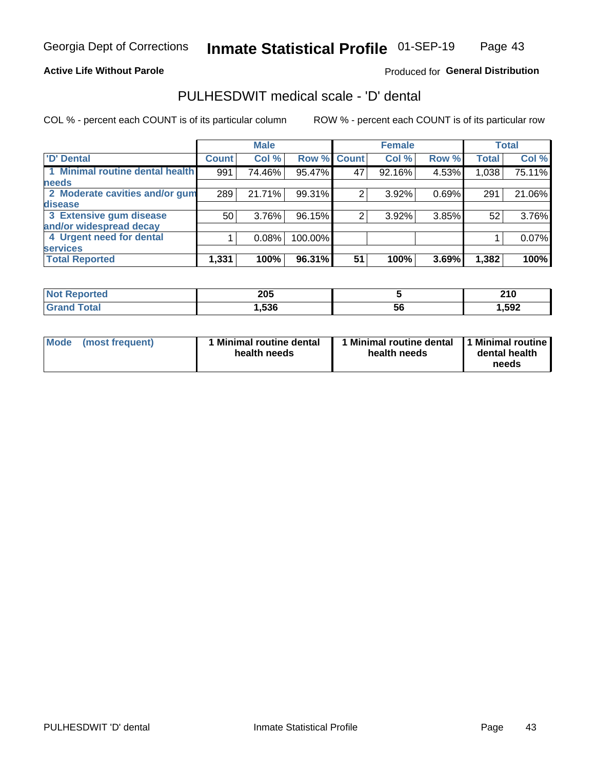Georgia Dept of Corrections **Inmate Statistical Profile** 01-SEP-19

**Active Life Without Parole**

Produced for **General Distribution**

## PULHESDWIT medical scale - 'D' dental

COL % - percent each COUNT is of its particular column

ROW % - percent each COUNT is of its particular row

| | Male | | | Female | | | Total | |
|---|---|---|---|---|---|---|---|---|
| 'D' Dental | Count | Col % | Row % | Count | Col % | Row % | Total | Col % |
| 1 Minimal routine dental health needs | 991 | 74.46% | 95.47% | 47 | 92.16% | 4.53% | 1,038 | 75.11% |
| 2 Moderate cavities and/or gum disease | 289 | 21.71% | 99.31% | 2 | 3.92% | 0.69% | 291 | 21.06% |
| 3 Extensive gum disease and/or widespread decay | 50 | 3.76% | 96.15% | 2 | 3.92% | 3.85% | 52 | 3.76% |
| 4 Urgent need for dental services | 1 | 0.08% | 100.00% | | | | 1 | 0.07% |
| **Total Reported** | **1,331** | **100%** | **96.31%** | **51** | **100%** | **3.69%** | **1,382** | **100%** |

| | Male | Female | Total |
|---|---|---|---|
| Not Reported | 205 | 5 | 210 |
| Grand Total | 1,536 | 56 | 1,592 |

| | Male | Female | Total |
|---|---|---|---|
| Mode (most frequent) | 1 Minimal routine dental health needs | 1 Minimal routine dental health needs | 1 Minimal routine dental health needs |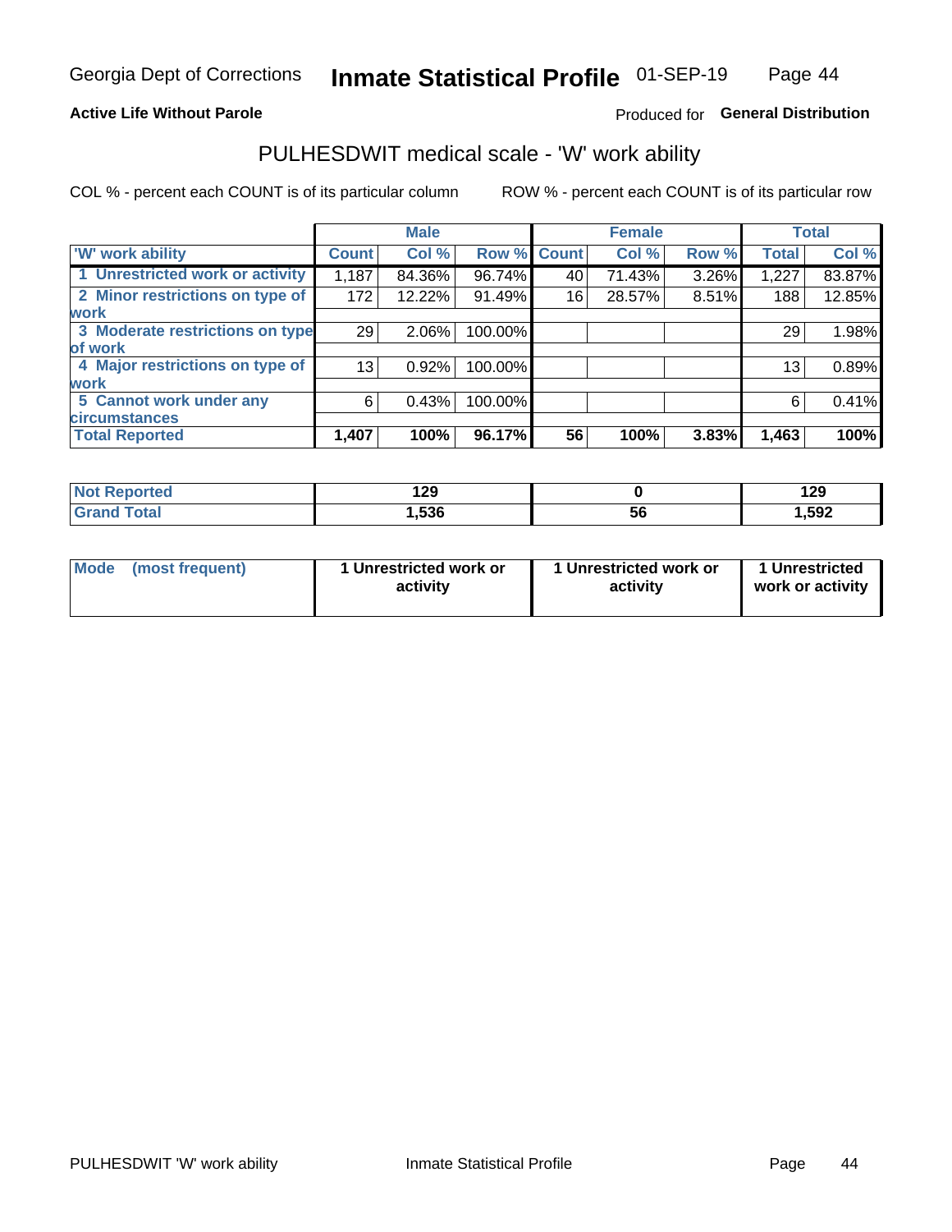Georgia Dept of Corrections **Inmate Statistical Profile** 01-SEP-19

**Active Life Without Parole**

Produced for **General Distribution**

## PULHESDWIT medical scale - 'W' work ability

COL % - percent each COUNT is of its particular column ROW % - percent each COUNT is of its particular row

| 'W' work ability | Male | | | Female | | | Total | |
|---|---|---|---|---|---|---|---|---|
| | Count | Col % | Row % | Count | Col % | Row % | Total | Col % |
| 1 Unrestricted work or activity | 1,187 | 84.36% | 96.74% | 40 | 71.43% | 3.26% | 1,227 | 83.87% |
| 2 Minor restrictions on type of work | 172 | 12.22% | 91.49% | 16 | 28.57% | 8.51% | 188 | 12.85% |
| 3 Moderate restrictions on type of work | 29 | 2.06% | 100.00% | | | | 29 | 1.98% |
| 4 Major restrictions on type of work | 13 | 0.92% | 100.00% | | | | 13 | 0.89% |
| 5 Cannot work under any circumstances | 6 | 0.43% | 100.00% | | | | 6 | 0.41% |
| **Total Reported** | **1,407** | **100%** | **96.17%** | **56** | **100%** | **3.83%** | **1,463** | **100%** |

| | Male | Female | Total |
|---|---|---|---|
| Not Reported | 129 | 0 | 129 |
| Grand Total | 1,536 | 56 | 1,592 |

| | Male | Female | Total |
|---|---|---|---|
| Mode (most frequent) | 1 Unrestricted work or activity | 1 Unrestricted work or activity | 1 Unrestricted work or activity |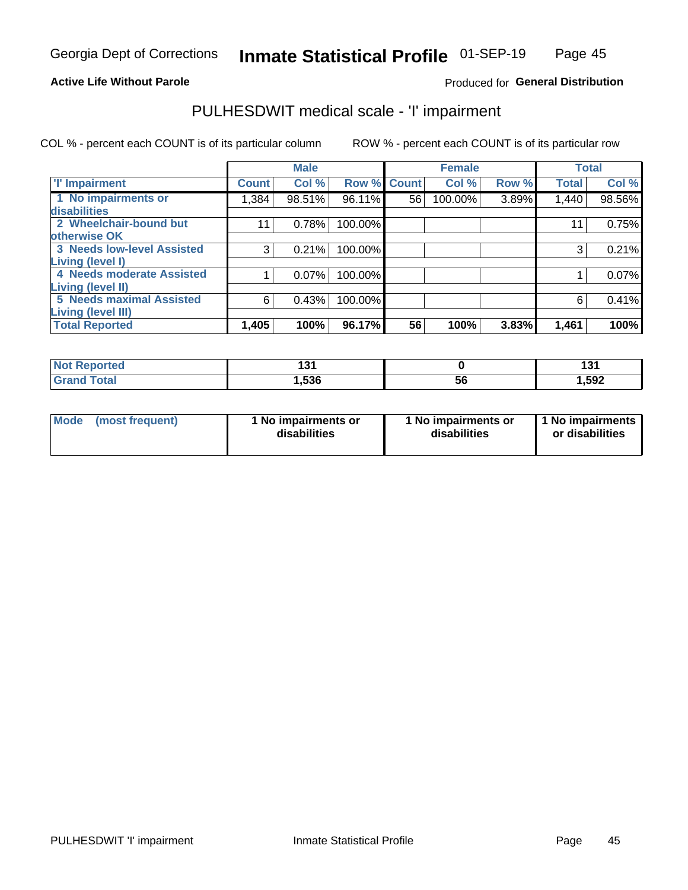Georgia Dept of Corrections **Inmate Statistical Profile** 01-SEP-19

**Active Life Without Parole**

Produced for **General Distribution**

## PULHESDWIT medical scale - 'I' impairment

COL % - percent each COUNT is of its particular column

ROW % - percent each COUNT is of its particular row

| | Male | | | Female | | | Total | |
|---|---|---|---|---|---|---|---|---|
| 'I' Impairment | Count | Col % | Row % | Count | Col % | Row % | Total | Col % |
| 1 No impairments or disabilities | 1,384 | 98.51% | 96.11% | 56 | 100.00% | 3.89% | 1,440 | 98.56% |
| 2 Wheelchair-bound but otherwise OK | 11 | 0.78% | 100.00% | | | | 11 | 0.75% |
| 3 Needs low-level Assisted Living (level I) | 3 | 0.21% | 100.00% | | | | 3 | 0.21% |
| 4 Needs moderate Assisted Living (level II) | 1 | 0.07% | 100.00% | | | | 1 | 0.07% |
| 5 Needs maximal Assisted Living (level III) | 6 | 0.43% | 100.00% | | | | 6 | 0.41% |
| **Total Reported** | **1,405** | **100%** | **96.17%** | **56** | **100%** | **3.83%** | **1,461** | **100%** |

| | Male | Female | Total |
|---|---|---|---|
| Not Reported | 131 | 0 | 131 |
| Grand Total | 1,536 | 56 | 1,592 |

| | Male | Female | Total |
|---|---|---|---|
| Mode (most frequent) | 1 No impairments or disabilities | 1 No impairments or disabilities | 1 No impairments or disabilities |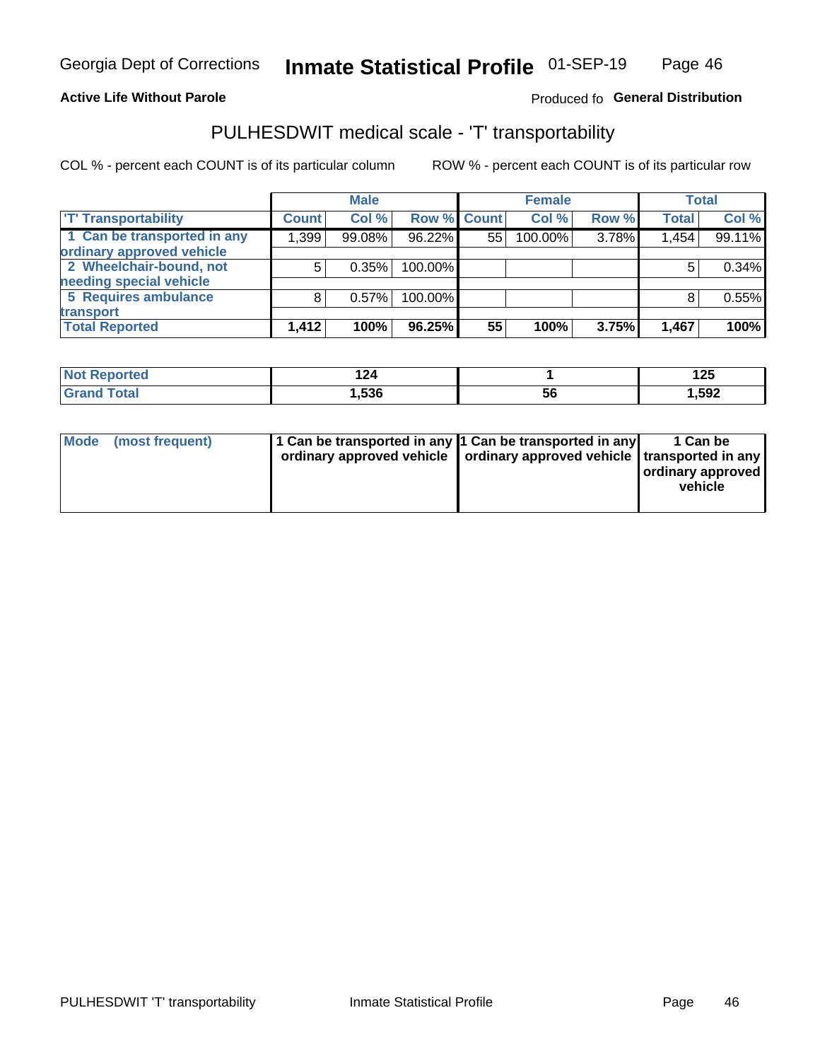Georgia Dept of Corrections **Inmate Statistical Profile** 01-SEP-19

**Active Life Without Parole** Produced fo **General Distribution**

## PULHESDWIT medical scale - 'T' transportability

COL % - percent each COUNT is of its particular column ROW % - percent each COUNT is of its particular row

| | Male | | | Female | | | Total | |
|---|---|---|---|---|---|---|---|---|
| 'T' Transportability | Count | Col % | Row % | Count | Col % | Row % | Total | Col % |
| 1 Can be transported in any ordinary approved vehicle | 1,399 | 99.08% | 96.22% | 55 | 100.00% | 3.78% | 1,454 | 99.11% |
| 2 Wheelchair-bound, not needing special vehicle | 5 | 0.35% | 100.00% | | | | 5 | 0.34% |
| 5 Requires ambulance transport | 8 | 0.57% | 100.00% | | | | 8 | 0.55% |
| **Total Reported** | **1,412** | **100%** | **96.25%** | **55** | **100%** | **3.75%** | **1,467** | **100%** |

| | Male | Female | Total |
|---|---|---|---|
| Not Reported | 124 | 1 | 125 |
| Grand Total | 1,536 | 56 | 1,592 |

| Mode (most frequent) | 1 Can be transported in any ordinary approved vehicle | 1 Can be transported in any ordinary approved vehicle | 1 Can be transported in any ordinary approved vehicle |
|---|---|---|---|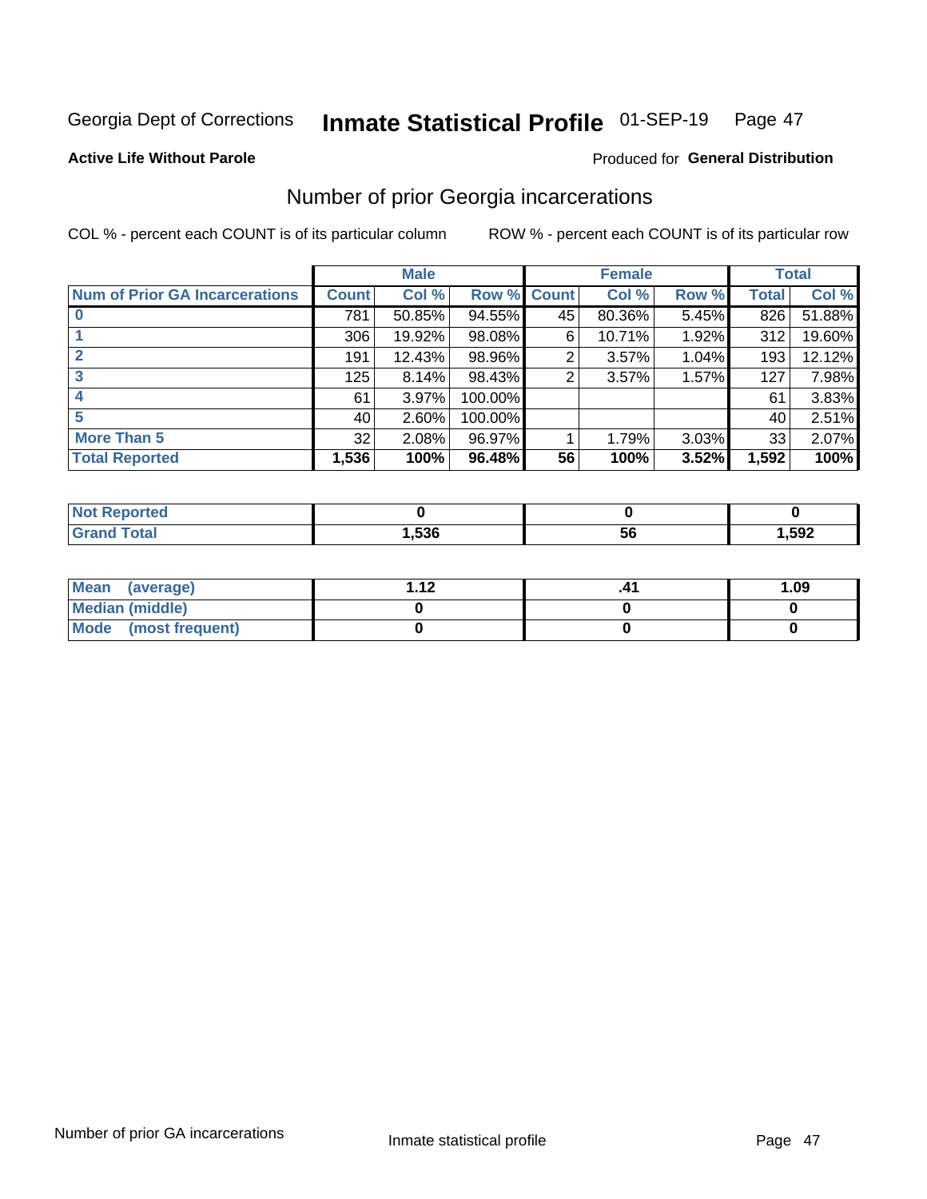Georgia Dept of Corrections **Inmate Statistical Profile** 01-SEP-19

**Active Life Without Parole**

Produced for **General Distribution**

## Number of prior Georgia incarcerations

COL % - percent each COUNT is of its particular column    ROW % - percent each COUNT is of its particular row

| | Male | | | Female | | | Total | |
|---|---|---|---|---|---|---|---|---|
| **Num of Prior GA Incarcerations** | **Count** | **Col %** | **Row %** | **Count** | **Col %** | **Row %** | **Total** | **Col %** |
| **0** | 781 | 50.85% | 94.55% | 45 | 80.36% | 5.45% | 826 | 51.88% |
| **1** | 306 | 19.92% | 98.08% | 6 | 10.71% | 1.92% | 312 | 19.60% |
| **2** | 191 | 12.43% | 98.96% | 2 | 3.57% | 1.04% | 193 | 12.12% |
| **3** | 125 | 8.14% | 98.43% | 2 | 3.57% | 1.57% | 127 | 7.98% |
| **4** | 61 | 3.97% | 100.00% | | | | 61 | 3.83% |
| **5** | 40 | 2.60% | 100.00% | | | | 40 | 2.51% |
| **More Than 5** | 32 | 2.08% | 96.97% | 1 | 1.79% | 3.03% | 33 | 2.07% |
| **Total Reported** | **1,536** | **100%** | **96.48%** | **56** | **100%** | **3.52%** | **1,592** | **100%** |

| | Male | Female | Total |
|---|---|---|---|
| **Not Reported** | **0** | **0** | **0** |
| **Grand Total** | **1,536** | **56** | **1,592** |

| | Male | Female | Total |
|---|---|---|---|
| **Mean (average)** | **1.12** | **.41** | **1.09** |
| **Median (middle)** | **0** | **0** | **0** |
| **Mode (most frequent)** | **0** | **0** | **0** |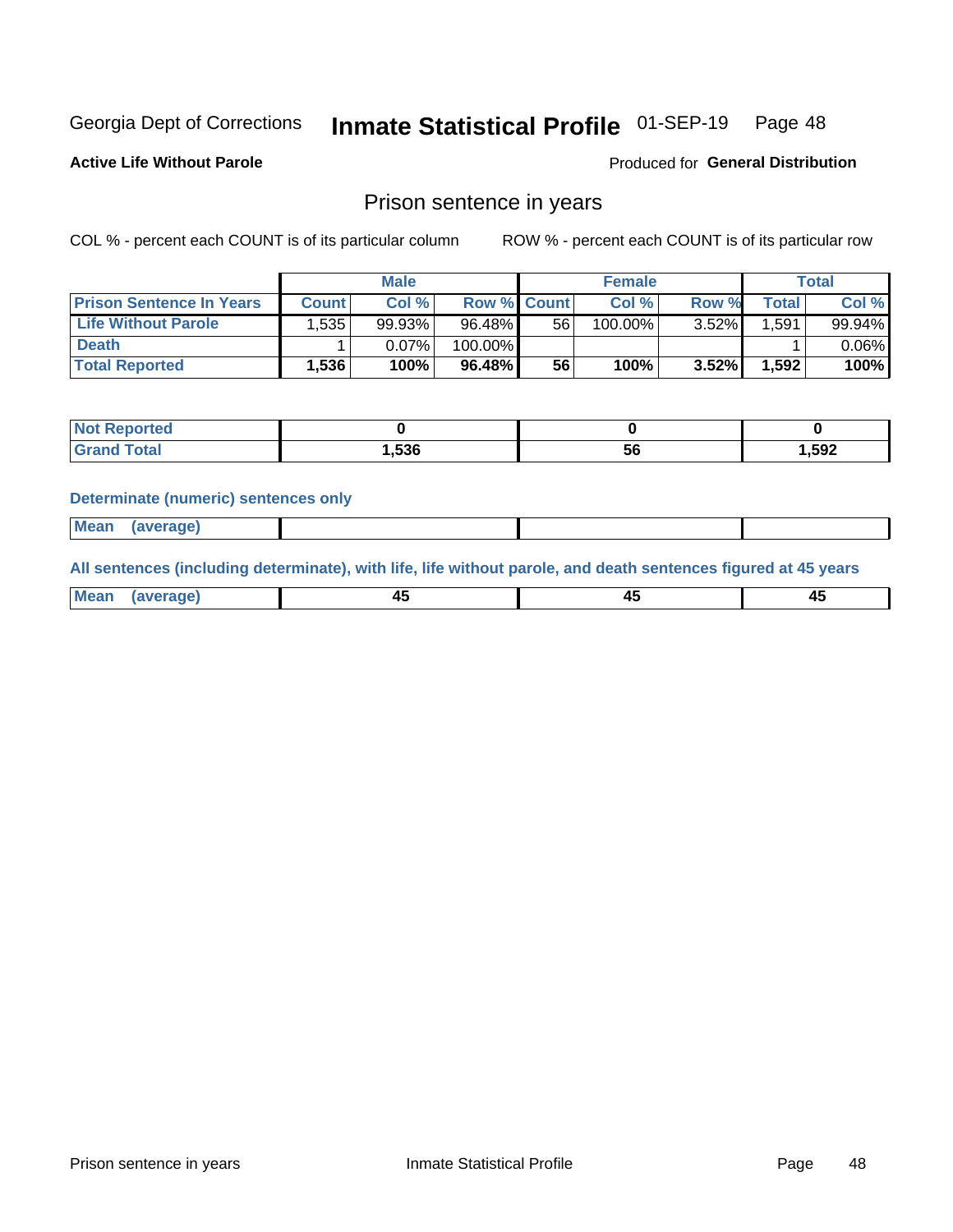Georgia Dept of Corrections **Inmate Statistical Profile** 01-SEP-19

**Active Life Without Parole**

Produced for **General Distribution**

## Prison sentence in years

COL % - percent each COUNT is of its particular column

ROW % - percent each COUNT is of its particular row

| | Male | | | Female | | | Total | |
|---|---|---|---|---|---|---|---|---|
| **Prison Sentence In Years** | **Count** | **Col %** | **Row %** | **Count** | **Col %** | **Row %** | **Total** | **Col %** |
| **Life Without Parole** | 1,535 | 99.93% | 96.48% | 56 | 100.00% | 3.52% | 1,591 | 99.94% |
| **Death** | 1 | 0.07% | 100.00% | | | | 1 | 0.06% |
| **Total Reported** | **1,536** | **100%** | **96.48%** | **56** | **100%** | **3.52%** | **1,592** | **100%** |

| | Male | Female | Total |
|---|---|---|---|
| **Not Reported** | **0** | **0** | **0** |
| **Grand Total** | **1,536** | **56** | **1,592** |

### Determinate (numeric) sentences only

| | Male | Female | Total |
|---|---|---|---|
| **Mean (average)** | | | |

### All sentences (including determinate), with life, life without parole, and death sentences figured at 45 years

| | Male | Female | Total |
|---|---|---|---|
| **Mean (average)** | **45** | **45** | **45** |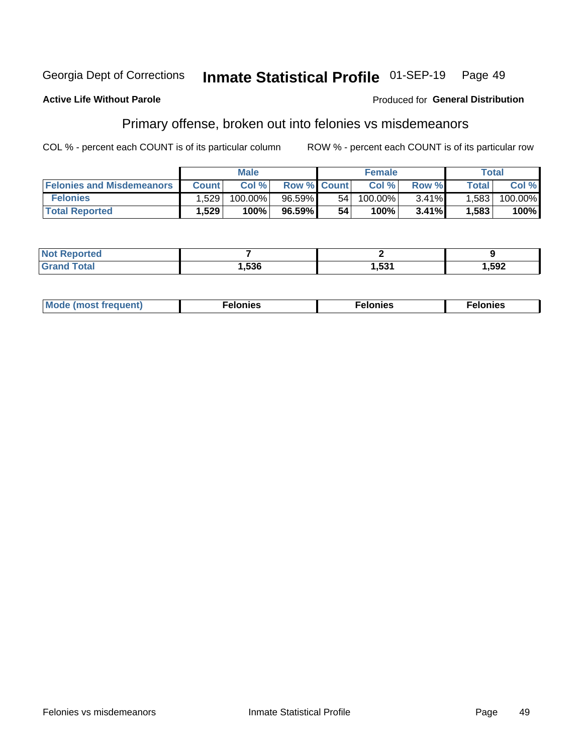Georgia Dept of Corrections **Inmate Statistical Profile** 01-SEP-19

**Active Life Without Parole** Produced for **General Distribution**

## Primary offense, broken out into felonies vs misdemeanors

COL % - percent each COUNT is of its particular column ROW % - percent each COUNT is of its particular row

| | Male | | | Female | | | Total | |
|---|---|---|---|---|---|---|---|---|
| **Felonies and Misdemeanors** | **Count** | **Col %** | **Row %** | **Count** | **Col %** | **Row %** | **Total** | **Col %** |
| **Felonies** | 1,529 | 100.00% | 96.59% | 54 | 100.00% | 3.41% | 1,583 | 100.00% |
| **Total Reported** | **1,529** | **100%** | **96.59%** | **54** | **100%** | **3.41%** | **1,583** | **100%** |

| | Male | Female | Total |
|---|---|---|---|
| **Not Reported** | **7** | **2** | **9** |
| **Grand Total** | **1,536** | **1,531** | **1,592** |

| | Male | Female | Total |
|---|---|---|---|
| **Mode (most frequent)** | **Felonies** | **Felonies** | **Felonies** |

Felonies vs misdemeanors Inmate Statistical Profile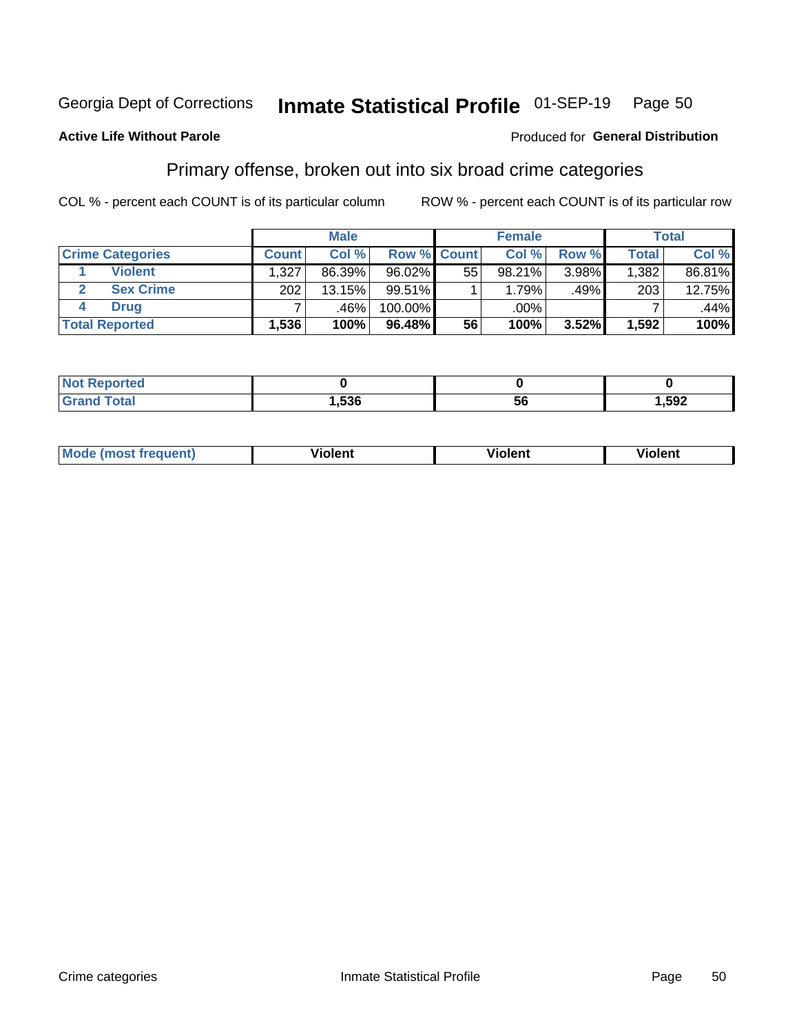Georgia Dept of Corrections **Inmate Statistical Profile** 01-SEP-19 Page 50

**Active Life Without Parole**

Produced for **General Distribution**

## Primary offense, broken out into six broad crime categories

COL % - percent each COUNT is of its particular column ROW % - percent each COUNT is of its particular row

| | | Male | | | Female | | | Total | |
|---|---|---|---|---|---|---|---|---|---|
| **Crime Categories** | | **Count** | **Col %** | **Row %** | **Count** | **Col %** | **Row %** | **Total** | **Col %** |
| 1 | **Violent** | 1,327 | 86.39% | 96.02% | 55 | 98.21% | 3.98% | 1,382 | 86.81% |
| 2 | **Sex Crime** | 202 | 13.15% | 99.51% | 1 | 1.79% | .49% | 203 | 12.75% |
| 4 | **Drug** | 7 | .46% | 100.00% | | .00% | | 7 | .44% |
| **Total Reported** | | **1,536** | **100%** | **96.48%** | **56** | **100%** | **3.52%** | **1,592** | **100%** |

| | Male | Female | Total |
|---|---|---|---|
| **Not Reported** | **0** | **0** | **0** |
| **Grand Total** | **1,536** | **56** | **1,592** |

| | Male | Female | Total |
|---|---|---|---|
| **Mode (most frequent)** | **Violent** | **Violent** | **Violent** |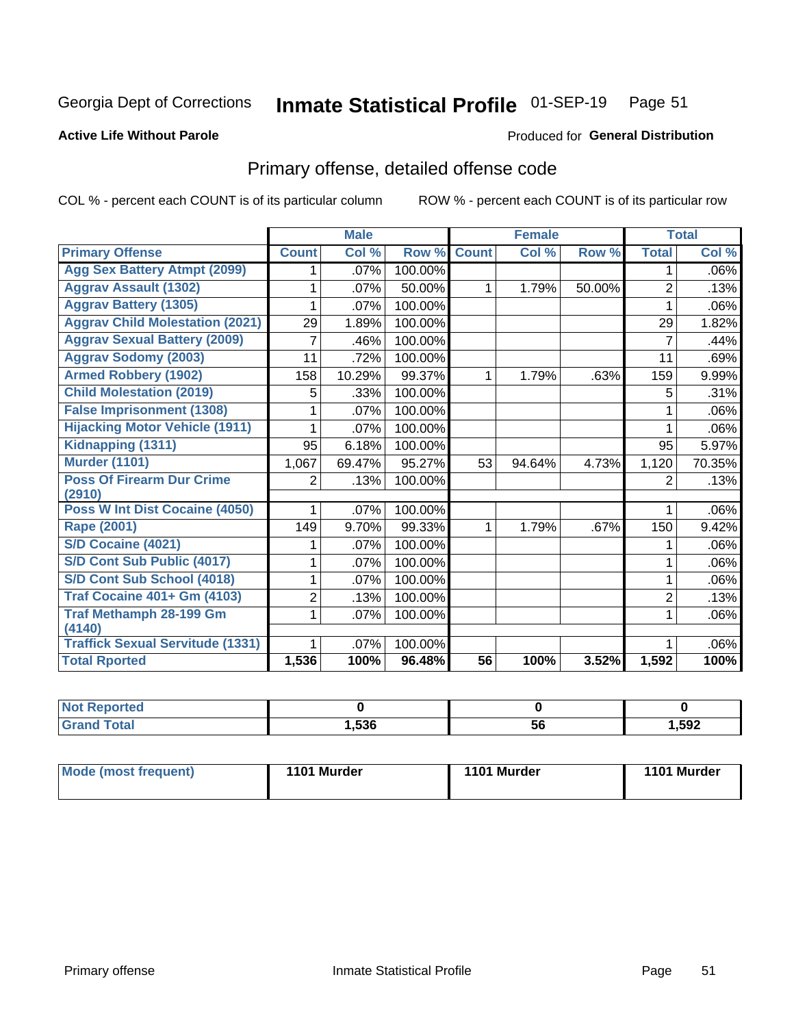Georgia Dept of Corrections **Inmate Statistical Profile** 01-SEP-19 Page 51

**Active Life Without Parole**

Produced for **General Distribution**

## Primary offense, detailed offense code

COL % - percent each COUNT is of its particular column ROW % - percent each COUNT is of its particular row

| | Male | | | Female | | | Total | |
|---|---|---|---|---|---|---|---|---|
| **Primary Offense** | **Count** | **Col %** | **Row %** | **Count** | **Col %** | **Row %** | **Total** | **Col %** |
| Agg Sex Battery Atmpt (2099) | 1 | .07% | 100.00% | | | | 1 | .06% |
| Aggrav Assault (1302) | 1 | .07% | 50.00% | 1 | 1.79% | 50.00% | 2 | .13% |
| Aggrav Battery (1305) | 1 | .07% | 100.00% | | | | 1 | .06% |
| Aggrav Child Molestation (2021) | 29 | 1.89% | 100.00% | | | | 29 | 1.82% |
| Aggrav Sexual Battery (2009) | 7 | .46% | 100.00% | | | | 7 | .44% |
| Aggrav Sodomy (2003) | 11 | .72% | 100.00% | | | | 11 | .69% |
| Armed Robbery (1902) | 158 | 10.29% | 99.37% | 1 | 1.79% | .63% | 159 | 9.99% |
| Child Molestation (2019) | 5 | .33% | 100.00% | | | | 5 | .31% |
| False Imprisonment (1308) | 1 | .07% | 100.00% | | | | 1 | .06% |
| Hijacking Motor Vehicle (1911) | 1 | .07% | 100.00% | | | | 1 | .06% |
| Kidnapping (1311) | 95 | 6.18% | 100.00% | | | | 95 | 5.97% |
| Murder (1101) | 1,067 | 69.47% | 95.27% | 53 | 94.64% | 4.73% | 1,120 | 70.35% |
| Poss Of Firearm Dur Crime (2910) | 2 | .13% | 100.00% | | | | 2 | .13% |
| Poss W Int Dist Cocaine (4050) | 1 | .07% | 100.00% | | | | 1 | .06% |
| Rape (2001) | 149 | 9.70% | 99.33% | 1 | 1.79% | .67% | 150 | 9.42% |
| S/D Cocaine (4021) | 1 | .07% | 100.00% | | | | 1 | .06% |
| S/D Cont Sub Public (4017) | 1 | .07% | 100.00% | | | | 1 | .06% |
| S/D Cont Sub School (4018) | 1 | .07% | 100.00% | | | | 1 | .06% |
| Traf Cocaine 401+ Gm (4103) | 2 | .13% | 100.00% | | | | 2 | .13% |
| Traf Methamph 28-199 Gm (4140) | 1 | .07% | 100.00% | | | | 1 | .06% |
| Traffick Sexual Servitude (1331) | 1 | .07% | 100.00% | | | | 1 | .06% |
| **Total Rported** | **1,536** | **100%** | **96.48%** | **56** | **100%** | **3.52%** | **1,592** | **100%** |

| | Male | Female | Total |
|---|---|---|---|
| Not Reported | **0** | **0** | **0** |
| Grand Total | **1,536** | **56** | **1,592** |

| | Male | Female | Total |
|---|---|---|---|
| Mode (most frequent) | **1101 Murder** | **1101 Murder** | **1101 Murder** |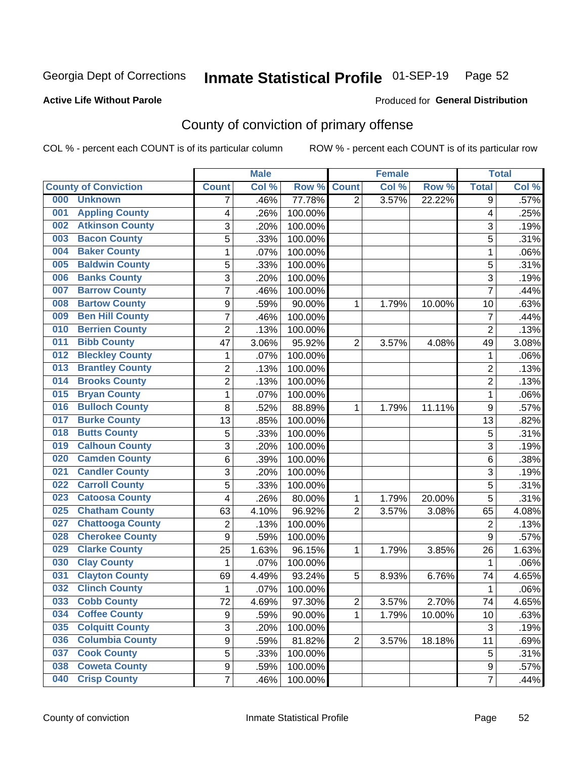Georgia Dept of Corrections **Inmate Statistical Profile** 01-SEP-19

**Active Life Without Parole**

Produced for **General Distribution**

## County of conviction of primary offense

COL % - percent each COUNT is of its particular column ROW % - percent each COUNT is of its particular row

| County of Conviction | Male | | | Female | | | Total | |
|---|---|---|---|---|---|---|---|---|
| | Count | Col % | Row % | Count | Col % | Row % | Total | Col % |
| 000 Unknown | 7 | .46% | 77.78% | 2 | 3.57% | 22.22% | 9 | .57% |
| 001 Appling County | 4 | .26% | 100.00% | | | | 4 | .25% |
| 002 Atkinson County | 3 | .20% | 100.00% | | | | 3 | .19% |
| 003 Bacon County | 5 | .33% | 100.00% | | | | 5 | .31% |
| 004 Baker County | 1 | .07% | 100.00% | | | | 1 | .06% |
| 005 Baldwin County | 5 | .33% | 100.00% | | | | 5 | .31% |
| 006 Banks County | 3 | .20% | 100.00% | | | | 3 | .19% |
| 007 Barrow County | 7 | .46% | 100.00% | | | | 7 | .44% |
| 008 Bartow County | 9 | .59% | 90.00% | 1 | 1.79% | 10.00% | 10 | .63% |
| 009 Ben Hill County | 7 | .46% | 100.00% | | | | 7 | .44% |
| 010 Berrien County | 2 | .13% | 100.00% | | | | 2 | .13% |
| 011 Bibb County | 47 | 3.06% | 95.92% | 2 | 3.57% | 4.08% | 49 | 3.08% |
| 012 Bleckley County | 1 | .07% | 100.00% | | | | 1 | .06% |
| 013 Brantley County | 2 | .13% | 100.00% | | | | 2 | .13% |
| 014 Brooks County | 2 | .13% | 100.00% | | | | 2 | .13% |
| 015 Bryan County | 1 | .07% | 100.00% | | | | 1 | .06% |
| 016 Bulloch County | 8 | .52% | 88.89% | 1 | 1.79% | 11.11% | 9 | .57% |
| 017 Burke County | 13 | .85% | 100.00% | | | | 13 | .82% |
| 018 Butts County | 5 | .33% | 100.00% | | | | 5 | .31% |
| 019 Calhoun County | 3 | .20% | 100.00% | | | | 3 | .19% |
| 020 Camden County | 6 | .39% | 100.00% | | | | 6 | .38% |
| 021 Candler County | 3 | .20% | 100.00% | | | | 3 | .19% |
| 022 Carroll County | 5 | .33% | 100.00% | | | | 5 | .31% |
| 023 Catoosa County | 4 | .26% | 80.00% | 1 | 1.79% | 20.00% | 5 | .31% |
| 025 Chatham County | 63 | 4.10% | 96.92% | 2 | 3.57% | 3.08% | 65 | 4.08% |
| 027 Chattooga County | 2 | .13% | 100.00% | | | | 2 | .13% |
| 028 Cherokee County | 9 | .59% | 100.00% | | | | 9 | .57% |
| 029 Clarke County | 25 | 1.63% | 96.15% | 1 | 1.79% | 3.85% | 26 | 1.63% |
| 030 Clay County | 1 | .07% | 100.00% | | | | 1 | .06% |
| 031 Clayton County | 69 | 4.49% | 93.24% | 5 | 8.93% | 6.76% | 74 | 4.65% |
| 032 Clinch County | 1 | .07% | 100.00% | | | | 1 | .06% |
| 033 Cobb County | 72 | 4.69% | 97.30% | 2 | 3.57% | 2.70% | 74 | 4.65% |
| 034 Coffee County | 9 | .59% | 90.00% | 1 | 1.79% | 10.00% | 10 | .63% |
| 035 Colquitt County | 3 | .20% | 100.00% | | | | 3 | .19% |
| 036 Columbia County | 9 | .59% | 81.82% | 2 | 3.57% | 18.18% | 11 | .69% |
| 037 Cook County | 5 | .33% | 100.00% | | | | 5 | .31% |
| 038 Coweta County | 9 | .59% | 100.00% | | | | 9 | .57% |
| 040 Crisp County | 7 | .46% | 100.00% | | | | 7 | .44% |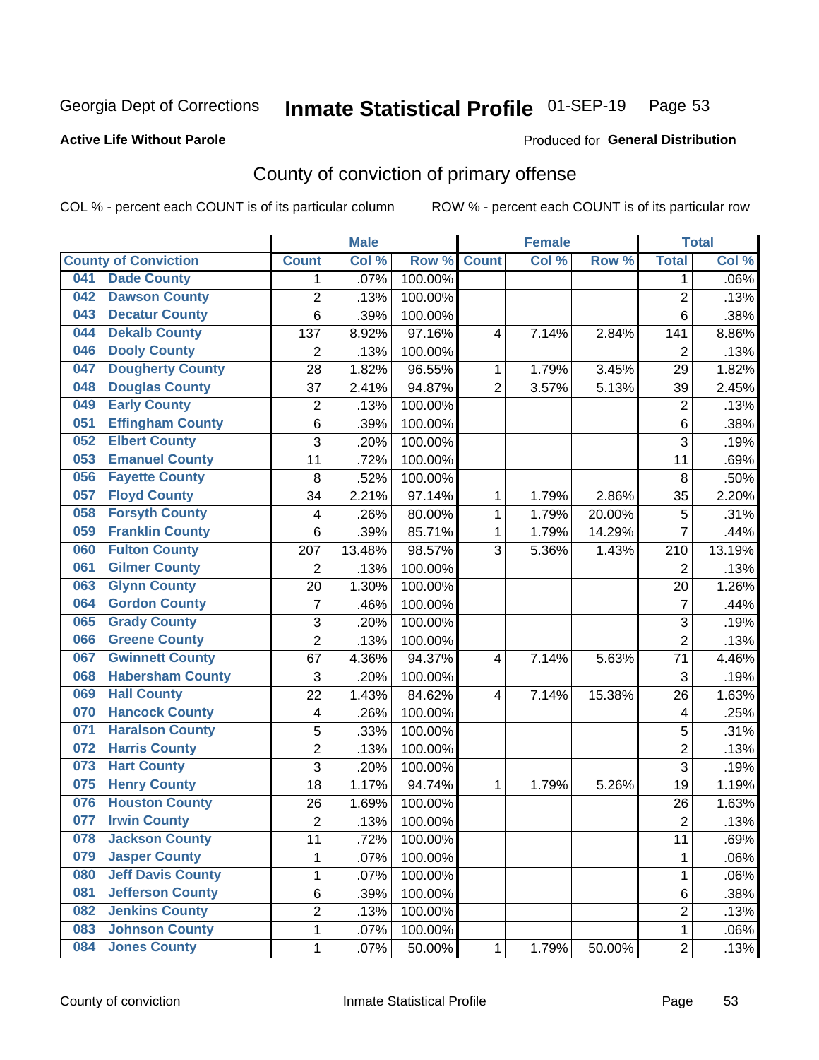Georgia Dept of Corrections **Inmate Statistical Profile** 01-SEP-19 Page 53

**Active Life Without Parole**

Produced for **General Distribution**

## County of conviction of primary offense

COL % - percent each COUNT is of its particular column ROW % - percent each COUNT is of its particular row

| County of Conviction | Male | | | Female | | | Total | |
|---|---|---|---|---|---|---|---|---|
| | Count | Col % | Row % | Count | Col % | Row % | Total | Col % |
| 041 Dade County | 1 | .07% | 100.00% | | | | 1 | .06% |
| 042 Dawson County | 2 | .13% | 100.00% | | | | 2 | .13% |
| 043 Decatur County | 6 | .39% | 100.00% | | | | 6 | .38% |
| 044 Dekalb County | 137 | 8.92% | 97.16% | 4 | 7.14% | 2.84% | 141 | 8.86% |
| 046 Dooly County | 2 | .13% | 100.00% | | | | 2 | .13% |
| 047 Dougherty County | 28 | 1.82% | 96.55% | 1 | 1.79% | 3.45% | 29 | 1.82% |
| 048 Douglas County | 37 | 2.41% | 94.87% | 2 | 3.57% | 5.13% | 39 | 2.45% |
| 049 Early County | 2 | .13% | 100.00% | | | | 2 | .13% |
| 051 Effingham County | 6 | .39% | 100.00% | | | | 6 | .38% |
| 052 Elbert County | 3 | .20% | 100.00% | | | | 3 | .19% |
| 053 Emanuel County | 11 | .72% | 100.00% | | | | 11 | .69% |
| 056 Fayette County | 8 | .52% | 100.00% | | | | 8 | .50% |
| 057 Floyd County | 34 | 2.21% | 97.14% | 1 | 1.79% | 2.86% | 35 | 2.20% |
| 058 Forsyth County | 4 | .26% | 80.00% | 1 | 1.79% | 20.00% | 5 | .31% |
| 059 Franklin County | 6 | .39% | 85.71% | 1 | 1.79% | 14.29% | 7 | .44% |
| 060 Fulton County | 207 | 13.48% | 98.57% | 3 | 5.36% | 1.43% | 210 | 13.19% |
| 061 Gilmer County | 2 | .13% | 100.00% | | | | 2 | .13% |
| 063 Glynn County | 20 | 1.30% | 100.00% | | | | 20 | 1.26% |
| 064 Gordon County | 7 | .46% | 100.00% | | | | 7 | .44% |
| 065 Grady County | 3 | .20% | 100.00% | | | | 3 | .19% |
| 066 Greene County | 2 | .13% | 100.00% | | | | 2 | .13% |
| 067 Gwinnett County | 67 | 4.36% | 94.37% | 4 | 7.14% | 5.63% | 71 | 4.46% |
| 068 Habersham County | 3 | .20% | 100.00% | | | | 3 | .19% |
| 069 Hall County | 22 | 1.43% | 84.62% | 4 | 7.14% | 15.38% | 26 | 1.63% |
| 070 Hancock County | 4 | .26% | 100.00% | | | | 4 | .25% |
| 071 Haralson County | 5 | .33% | 100.00% | | | | 5 | .31% |
| 072 Harris County | 2 | .13% | 100.00% | | | | 2 | .13% |
| 073 Hart County | 3 | .20% | 100.00% | | | | 3 | .19% |
| 075 Henry County | 18 | 1.17% | 94.74% | 1 | 1.79% | 5.26% | 19 | 1.19% |
| 076 Houston County | 26 | 1.69% | 100.00% | | | | 26 | 1.63% |
| 077 Irwin County | 2 | .13% | 100.00% | | | | 2 | .13% |
| 078 Jackson County | 11 | .72% | 100.00% | | | | 11 | .69% |
| 079 Jasper County | 1 | .07% | 100.00% | | | | 1 | .06% |
| 080 Jeff Davis County | 1 | .07% | 100.00% | | | | 1 | .06% |
| 081 Jefferson County | 6 | .39% | 100.00% | | | | 6 | .38% |
| 082 Jenkins County | 2 | .13% | 100.00% | | | | 2 | .13% |
| 083 Johnson County | 1 | .07% | 100.00% | | | | 1 | .06% |
| 084 Jones County | 1 | .07% | 50.00% | 1 | 1.79% | 50.00% | 2 | .13% |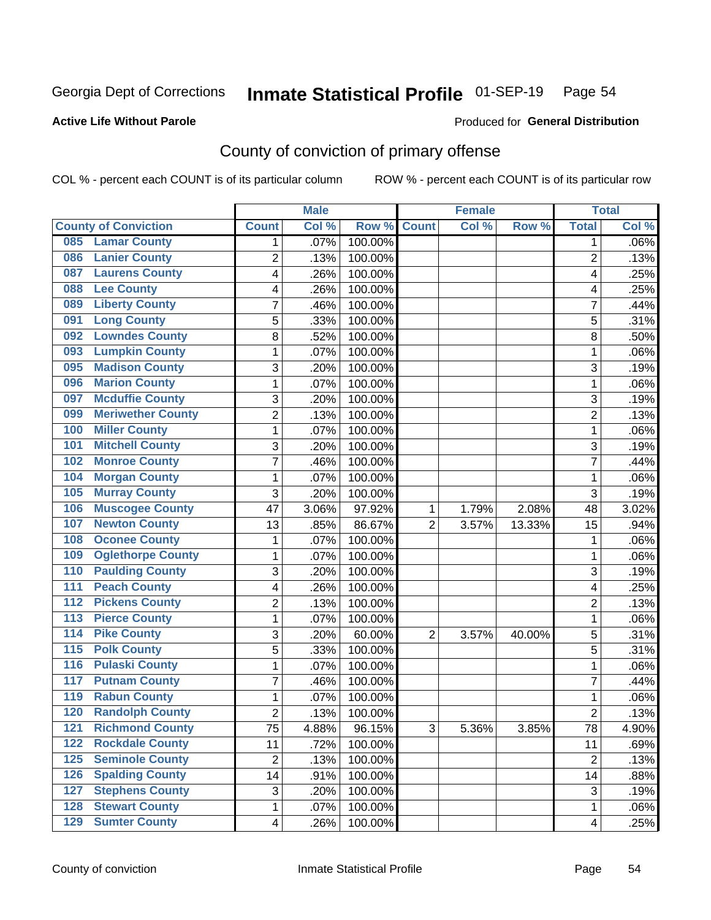Georgia Dept of Corrections **Inmate Statistical Profile** 01-SEP-19

**Active Life Without Parole**

Produced for **General Distribution**

## County of conviction of primary offense

COL % - percent each COUNT is of its particular column    ROW % - percent each COUNT is of its particular row

| County of Conviction | Male | | | Female | | | Total | |
|---|---|---|---|---|---|---|---|---|
| | Count | Col % | Row % | Count | Col % | Row % | Total | Col % |
| 085 Lamar County | 1 | .07% | 100.00% | | | | 1 | .06% |
| 086 Lanier County | 2 | .13% | 100.00% | | | | 2 | .13% |
| 087 Laurens County | 4 | .26% | 100.00% | | | | 4 | .25% |
| 088 Lee County | 4 | .26% | 100.00% | | | | 4 | .25% |
| 089 Liberty County | 7 | .46% | 100.00% | | | | 7 | .44% |
| 091 Long County | 5 | .33% | 100.00% | | | | 5 | .31% |
| 092 Lowndes County | 8 | .52% | 100.00% | | | | 8 | .50% |
| 093 Lumpkin County | 1 | .07% | 100.00% | | | | 1 | .06% |
| 095 Madison County | 3 | .20% | 100.00% | | | | 3 | .19% |
| 096 Marion County | 1 | .07% | 100.00% | | | | 1 | .06% |
| 097 Mcduffie County | 3 | .20% | 100.00% | | | | 3 | .19% |
| 099 Meriwether County | 2 | .13% | 100.00% | | | | 2 | .13% |
| 100 Miller County | 1 | .07% | 100.00% | | | | 1 | .06% |
| 101 Mitchell County | 3 | .20% | 100.00% | | | | 3 | .19% |
| 102 Monroe County | 7 | .46% | 100.00% | | | | 7 | .44% |
| 104 Morgan County | 1 | .07% | 100.00% | | | | 1 | .06% |
| 105 Murray County | 3 | .20% | 100.00% | | | | 3 | .19% |
| 106 Muscogee County | 47 | 3.06% | 97.92% | 1 | 1.79% | 2.08% | 48 | 3.02% |
| 107 Newton County | 13 | .85% | 86.67% | 2 | 3.57% | 13.33% | 15 | .94% |
| 108 Oconee County | 1 | .07% | 100.00% | | | | 1 | .06% |
| 109 Oglethorpe County | 1 | .07% | 100.00% | | | | 1 | .06% |
| 110 Paulding County | 3 | .20% | 100.00% | | | | 3 | .19% |
| 111 Peach County | 4 | .26% | 100.00% | | | | 4 | .25% |
| 112 Pickens County | 2 | .13% | 100.00% | | | | 2 | .13% |
| 113 Pierce County | 1 | .07% | 100.00% | | | | 1 | .06% |
| 114 Pike County | 3 | .20% | 60.00% | 2 | 3.57% | 40.00% | 5 | .31% |
| 115 Polk County | 5 | .33% | 100.00% | | | | 5 | .31% |
| 116 Pulaski County | 1 | .07% | 100.00% | | | | 1 | .06% |
| 117 Putnam County | 7 | .46% | 100.00% | | | | 7 | .44% |
| 119 Rabun County | 1 | .07% | 100.00% | | | | 1 | .06% |
| 120 Randolph County | 2 | .13% | 100.00% | | | | 2 | .13% |
| 121 Richmond County | 75 | 4.88% | 96.15% | 3 | 5.36% | 3.85% | 78 | 4.90% |
| 122 Rockdale County | 11 | .72% | 100.00% | | | | 11 | .69% |
| 125 Seminole County | 2 | .13% | 100.00% | | | | 2 | .13% |
| 126 Spalding County | 14 | .91% | 100.00% | | | | 14 | .88% |
| 127 Stephens County | 3 | .20% | 100.00% | | | | 3 | .19% |
| 128 Stewart County | 1 | .07% | 100.00% | | | | 1 | .06% |
| 129 Sumter County | 4 | .26% | 100.00% | | | | 4 | .25% |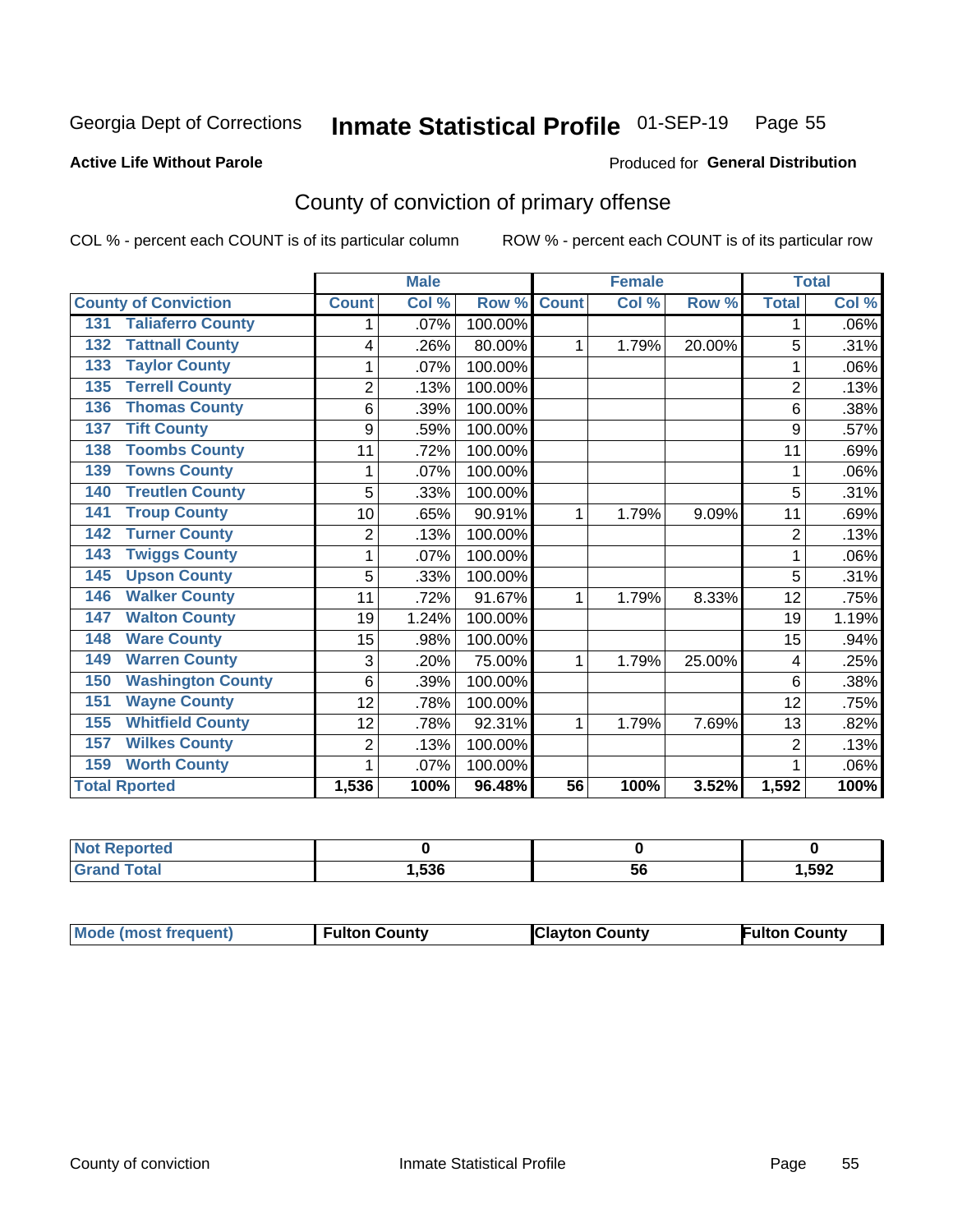Georgia Dept of Corrections **Inmate Statistical Profile** 01-SEP-19

**Active Life Without Parole**

Produced for **General Distribution**

## County of conviction of primary offense

COL % - percent each COUNT is of its particular column

ROW % - percent each COUNT is of its particular row

| | | Male | | | Female | | | Total | |
|---|---|---|---|---|---|---|---|---|---|
| County of Conviction | | Count | Col % | Row % | Count | Col % | Row % | Total | Col % |
| 131 | Taliaferro County | 1 | .07% | 100.00% | | | | 1 | .06% |
| 132 | Tattnall County | 4 | .26% | 80.00% | 1 | 1.79% | 20.00% | 5 | .31% |
| 133 | Taylor County | 1 | .07% | 100.00% | | | | 1 | .06% |
| 135 | Terrell County | 2 | .13% | 100.00% | | | | 2 | .13% |
| 136 | Thomas County | 6 | .39% | 100.00% | | | | 6 | .38% |
| 137 | Tift County | 9 | .59% | 100.00% | | | | 9 | .57% |
| 138 | Toombs County | 11 | .72% | 100.00% | | | | 11 | .69% |
| 139 | Towns County | 1 | .07% | 100.00% | | | | 1 | .06% |
| 140 | Treutlen County | 5 | .33% | 100.00% | | | | 5 | .31% |
| 141 | Troup County | 10 | .65% | 90.91% | 1 | 1.79% | 9.09% | 11 | .69% |
| 142 | Turner County | 2 | .13% | 100.00% | | | | 2 | .13% |
| 143 | Twiggs County | 1 | .07% | 100.00% | | | | 1 | .06% |
| 145 | Upson County | 5 | .33% | 100.00% | | | | 5 | .31% |
| 146 | Walker County | 11 | .72% | 91.67% | 1 | 1.79% | 8.33% | 12 | .75% |
| 147 | Walton County | 19 | 1.24% | 100.00% | | | | 19 | 1.19% |
| 148 | Ware County | 15 | .98% | 100.00% | | | | 15 | .94% |
| 149 | Warren County | 3 | .20% | 75.00% | 1 | 1.79% | 25.00% | 4 | .25% |
| 150 | Washington County | 6 | .39% | 100.00% | | | | 6 | .38% |
| 151 | Wayne County | 12 | .78% | 100.00% | | | | 12 | .75% |
| 155 | Whitfield County | 12 | .78% | 92.31% | 1 | 1.79% | 7.69% | 13 | .82% |
| 157 | Wilkes County | 2 | .13% | 100.00% | | | | 2 | .13% |
| 159 | Worth County | 1 | .07% | 100.00% | | | | 1 | .06% |
| **Total Rported** | | **1,536** | **100%** | **96.48%** | **56** | **100%** | **3.52%** | **1,592** | **100%** |

| | Male | Female | Total |
|---|---|---|---|
| Not Reported | 0 | 0 | 0 |
| Grand Total | 1,536 | 56 | 1,592 |

| | Male | Female | Total |
|---|---|---|---|
| Mode (most frequent) | Fulton County | Clayton County | Fulton County |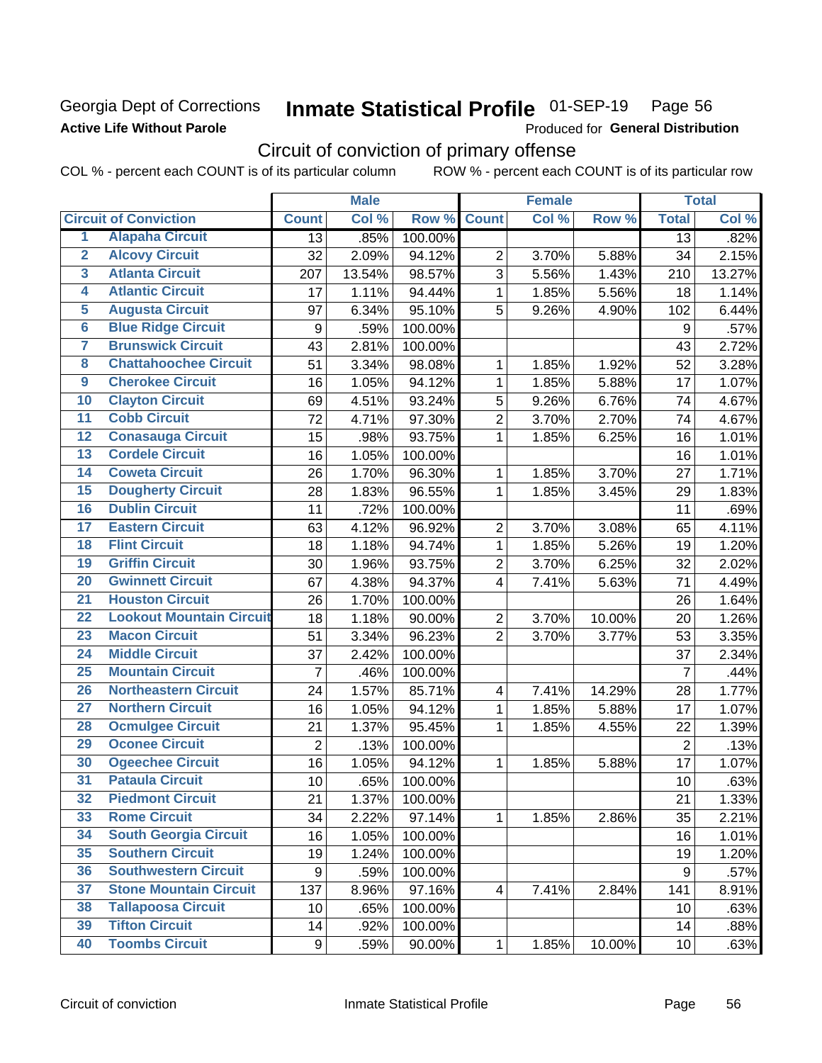Georgia Dept of Corrections
**Active Life Without Parole**

# Inmate Statistical Profile 01-SEP-19 Page 56

Produced for **General Distribution**

## Circuit of conviction of primary offense

COL % - percent each COUNT is of its particular column ROW % - percent each COUNT is of its particular row

| | | Male | | | Female | | | Total | |
|---|---|---|---|---|---|---|---|---|---|
| **Circuit of Conviction** | | **Count** | **Col %** | **Row %** | **Count** | **Col %** | **Row %** | **Total** | **Col %** |
| 1 | Alapaha Circuit | 13 | .85% | 100.00% | | | | 13 | .82% |
| 2 | Alcovy Circuit | 32 | 2.09% | 94.12% | 2 | 3.70% | 5.88% | 34 | 2.15% |
| 3 | Atlanta Circuit | 207 | 13.54% | 98.57% | 3 | 5.56% | 1.43% | 210 | 13.27% |
| 4 | Atlantic Circuit | 17 | 1.11% | 94.44% | 1 | 1.85% | 5.56% | 18 | 1.14% |
| 5 | Augusta Circuit | 97 | 6.34% | 95.10% | 5 | 9.26% | 4.90% | 102 | 6.44% |
| 6 | Blue Ridge Circuit | 9 | .59% | 100.00% | | | | 9 | .57% |
| 7 | Brunswick Circuit | 43 | 2.81% | 100.00% | | | | 43 | 2.72% |
| 8 | Chattahoochee Circuit | 51 | 3.34% | 98.08% | 1 | 1.85% | 1.92% | 52 | 3.28% |
| 9 | Cherokee Circuit | 16 | 1.05% | 94.12% | 1 | 1.85% | 5.88% | 17 | 1.07% |
| 10 | Clayton Circuit | 69 | 4.51% | 93.24% | 5 | 9.26% | 6.76% | 74 | 4.67% |
| 11 | Cobb Circuit | 72 | 4.71% | 97.30% | 2 | 3.70% | 2.70% | 74 | 4.67% |
| 12 | Conasauga Circuit | 15 | .98% | 93.75% | 1 | 1.85% | 6.25% | 16 | 1.01% |
| 13 | Cordele Circuit | 16 | 1.05% | 100.00% | | | | 16 | 1.01% |
| 14 | Coweta Circuit | 26 | 1.70% | 96.30% | 1 | 1.85% | 3.70% | 27 | 1.71% |
| 15 | Dougherty Circuit | 28 | 1.83% | 96.55% | 1 | 1.85% | 3.45% | 29 | 1.83% |
| 16 | Dublin Circuit | 11 | .72% | 100.00% | | | | 11 | .69% |
| 17 | Eastern Circuit | 63 | 4.12% | 96.92% | 2 | 3.70% | 3.08% | 65 | 4.11% |
| 18 | Flint Circuit | 18 | 1.18% | 94.74% | 1 | 1.85% | 5.26% | 19 | 1.20% |
| 19 | Griffin Circuit | 30 | 1.96% | 93.75% | 2 | 3.70% | 6.25% | 32 | 2.02% |
| 20 | Gwinnett Circuit | 67 | 4.38% | 94.37% | 4 | 7.41% | 5.63% | 71 | 4.49% |
| 21 | Houston Circuit | 26 | 1.70% | 100.00% | | | | 26 | 1.64% |
| 22 | Lookout Mountain Circuit | 18 | 1.18% | 90.00% | 2 | 3.70% | 10.00% | 20 | 1.26% |
| 23 | Macon Circuit | 51 | 3.34% | 96.23% | 2 | 3.70% | 3.77% | 53 | 3.35% |
| 24 | Middle Circuit | 37 | 2.42% | 100.00% | | | | 37 | 2.34% |
| 25 | Mountain Circuit | 7 | .46% | 100.00% | | | | 7 | .44% |
| 26 | Northeastern Circuit | 24 | 1.57% | 85.71% | 4 | 7.41% | 14.29% | 28 | 1.77% |
| 27 | Northern Circuit | 16 | 1.05% | 94.12% | 1 | 1.85% | 5.88% | 17 | 1.07% |
| 28 | Ocmulgee Circuit | 21 | 1.37% | 95.45% | 1 | 1.85% | 4.55% | 22 | 1.39% |
| 29 | Oconee Circuit | 2 | .13% | 100.00% | | | | 2 | .13% |
| 30 | Ogeechee Circuit | 16 | 1.05% | 94.12% | 1 | 1.85% | 5.88% | 17 | 1.07% |
| 31 | Pataula Circuit | 10 | .65% | 100.00% | | | | 10 | .63% |
| 32 | Piedmont Circuit | 21 | 1.37% | 100.00% | | | | 21 | 1.33% |
| 33 | Rome Circuit | 34 | 2.22% | 97.14% | 1 | 1.85% | 2.86% | 35 | 2.21% |
| 34 | South Georgia Circuit | 16 | 1.05% | 100.00% | | | | 16 | 1.01% |
| 35 | Southern Circuit | 19 | 1.24% | 100.00% | | | | 19 | 1.20% |
| 36 | Southwestern Circuit | 9 | .59% | 100.00% | | | | 9 | .57% |
| 37 | Stone Mountain Circuit | 137 | 8.96% | 97.16% | 4 | 7.41% | 2.84% | 141 | 8.91% |
| 38 | Tallapoosa Circuit | 10 | .65% | 100.00% | | | | 10 | .63% |
| 39 | Tifton Circuit | 14 | .92% | 100.00% | | | | 14 | .88% |
| 40 | Toombs Circuit | 9 | .59% | 90.00% | 1 | 1.85% | 10.00% | 10 | .63% |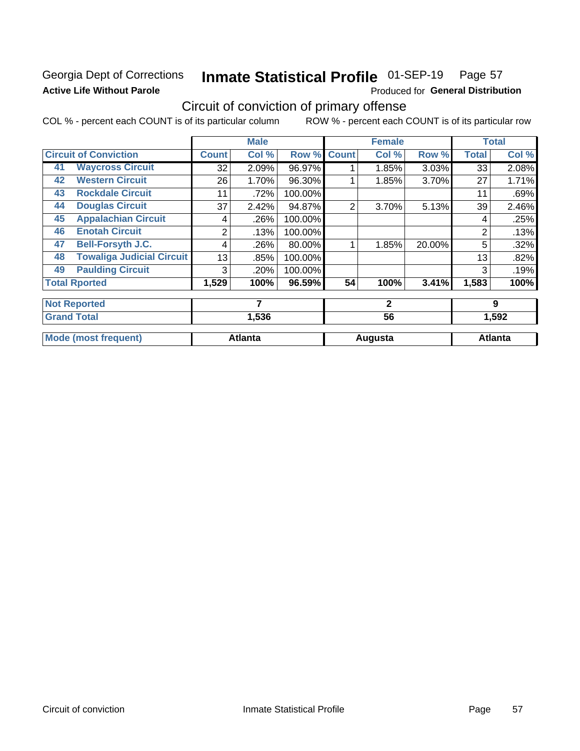Georgia Dept of Corrections **Inmate Statistical Profile** 01-SEP-19 Page 57

**Active Life Without Parole**

Produced for **General Distribution**

## Circuit of conviction of primary offense

COL % - percent each COUNT is of its particular column ROW % - percent each COUNT is of its particular row

| | | Male | | | Female | | | Total | |
|---|---|---|---|---|---|---|---|---|---|
| **Circuit of Conviction** | | **Count** | **Col %** | **Row %** | **Count** | **Col %** | **Row %** | **Total** | **Col %** |
| 41 | **Waycross Circuit** | 32 | 2.09% | 96.97% | 1 | 1.85% | 3.03% | 33 | 2.08% |
| 42 | **Western Circuit** | 26 | 1.70% | 96.30% | 1 | 1.85% | 3.70% | 27 | 1.71% |
| 43 | **Rockdale Circuit** | 11 | .72% | 100.00% | | | | 11 | .69% |
| 44 | **Douglas Circuit** | 37 | 2.42% | 94.87% | 2 | 3.70% | 5.13% | 39 | 2.46% |
| 45 | **Appalachian Circuit** | 4 | .26% | 100.00% | | | | 4 | .25% |
| 46 | **Enotah Circuit** | 2 | .13% | 100.00% | | | | 2 | .13% |
| 47 | **Bell-Forsyth J.C.** | 4 | .26% | 80.00% | 1 | 1.85% | 20.00% | 5 | .32% |
| 48 | **Towaliga Judicial Circuit** | 13 | .85% | 100.00% | | | | 13 | .82% |
| 49 | **Paulding Circuit** | 3 | .20% | 100.00% | | | | 3 | .19% |
| **Total Rported** | | **1,529** | **100%** | **96.59%** | **54** | **100%** | **3.41%** | **1,583** | **100%** |

| | Male | Female | Total |
|---|---|---|---|
| **Not Reported** | **7** | **2** | **9** |
| **Grand Total** | **1,536** | **56** | **1,592** |
| **Mode (most frequent)** | **Atlanta** | **Augusta** | **Atlanta** |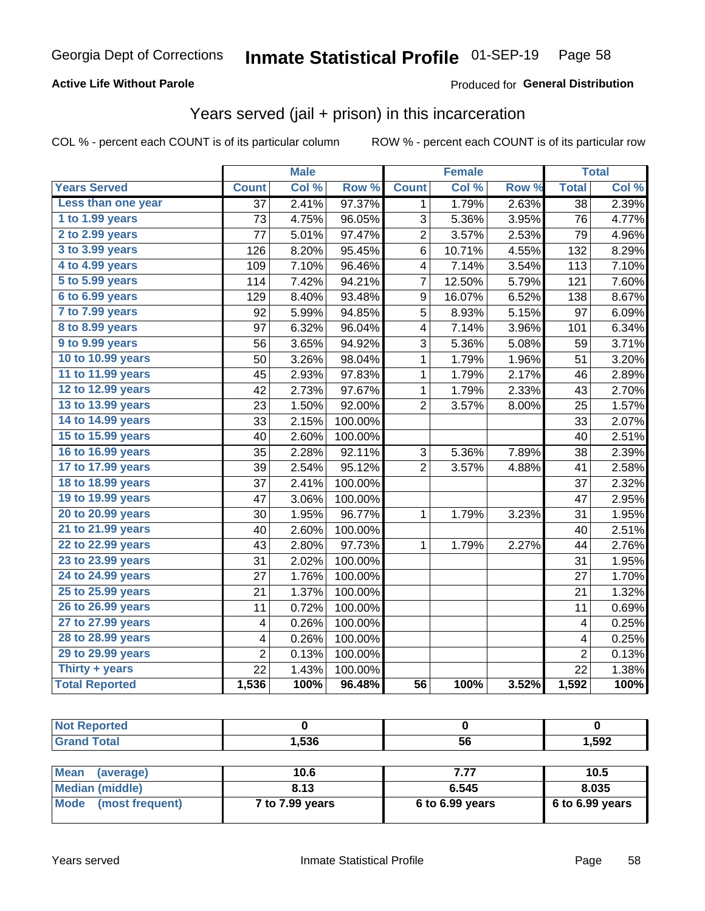Georgia Dept of Corrections **Inmate Statistical Profile** 01-SEP-19

**Active Life Without Parole**

Produced for **General Distribution**

## Years served (jail + prison) in this incarceration

COL % - percent each COUNT is of its particular column    ROW % - percent each COUNT is of its particular row

| | Male | | | Female | | | Total | |
|---|---|---|---|---|---|---|---|---|
| **Years Served** | **Count** | **Col %** | **Row %** | **Count** | **Col %** | **Row %** | **Total** | **Col %** |
| Less than one year | 37 | 2.41% | 97.37% | 1 | 1.79% | 2.63% | 38 | 2.39% |
| 1 to 1.99 years | 73 | 4.75% | 96.05% | 3 | 5.36% | 3.95% | 76 | 4.77% |
| 2 to 2.99 years | 77 | 5.01% | 97.47% | 2 | 3.57% | 2.53% | 79 | 4.96% |
| 3 to 3.99 years | 126 | 8.20% | 95.45% | 6 | 10.71% | 4.55% | 132 | 8.29% |
| 4 to 4.99 years | 109 | 7.10% | 96.46% | 4 | 7.14% | 3.54% | 113 | 7.10% |
| 5 to 5.99 years | 114 | 7.42% | 94.21% | 7 | 12.50% | 5.79% | 121 | 7.60% |
| 6 to 6.99 years | 129 | 8.40% | 93.48% | 9 | 16.07% | 6.52% | 138 | 8.67% |
| 7 to 7.99 years | 92 | 5.99% | 94.85% | 5 | 8.93% | 5.15% | 97 | 6.09% |
| 8 to 8.99 years | 97 | 6.32% | 96.04% | 4 | 7.14% | 3.96% | 101 | 6.34% |
| 9 to 9.99 years | 56 | 3.65% | 94.92% | 3 | 5.36% | 5.08% | 59 | 3.71% |
| 10 to 10.99 years | 50 | 3.26% | 98.04% | 1 | 1.79% | 1.96% | 51 | 3.20% |
| 11 to 11.99 years | 45 | 2.93% | 97.83% | 1 | 1.79% | 2.17% | 46 | 2.89% |
| 12 to 12.99 years | 42 | 2.73% | 97.67% | 1 | 1.79% | 2.33% | 43 | 2.70% |
| 13 to 13.99 years | 23 | 1.50% | 92.00% | 2 | 3.57% | 8.00% | 25 | 1.57% |
| 14 to 14.99 years | 33 | 2.15% | 100.00% | | | | 33 | 2.07% |
| 15 to 15.99 years | 40 | 2.60% | 100.00% | | | | 40 | 2.51% |
| 16 to 16.99 years | 35 | 2.28% | 92.11% | 3 | 5.36% | 7.89% | 38 | 2.39% |
| 17 to 17.99 years | 39 | 2.54% | 95.12% | 2 | 3.57% | 4.88% | 41 | 2.58% |
| 18 to 18.99 years | 37 | 2.41% | 100.00% | | | | 37 | 2.32% |
| 19 to 19.99 years | 47 | 3.06% | 100.00% | | | | 47 | 2.95% |
| 20 to 20.99 years | 30 | 1.95% | 96.77% | 1 | 1.79% | 3.23% | 31 | 1.95% |
| 21 to 21.99 years | 40 | 2.60% | 100.00% | | | | 40 | 2.51% |
| 22 to 22.99 years | 43 | 2.80% | 97.73% | 1 | 1.79% | 2.27% | 44 | 2.76% |
| 23 to 23.99 years | 31 | 2.02% | 100.00% | | | | 31 | 1.95% |
| 24 to 24.99 years | 27 | 1.76% | 100.00% | | | | 27 | 1.70% |
| 25 to 25.99 years | 21 | 1.37% | 100.00% | | | | 21 | 1.32% |
| 26 to 26.99 years | 11 | 0.72% | 100.00% | | | | 11 | 0.69% |
| 27 to 27.99 years | 4 | 0.26% | 100.00% | | | | 4 | 0.25% |
| 28 to 28.99 years | 4 | 0.26% | 100.00% | | | | 4 | 0.25% |
| 29 to 29.99 years | 2 | 0.13% | 100.00% | | | | 2 | 0.13% |
| Thirty + years | 22 | 1.43% | 100.00% | | | | 22 | 1.38% |
| **Total Reported** | **1,536** | **100%** | **96.48%** | **56** | **100%** | **3.52%** | **1,592** | **100%** |

| | Male | Female | Total |
|---|---|---|---|
| Not Reported | 0 | 0 | 0 |
| Grand Total | 1,536 | 56 | 1,592 |

| | Male | Female | Total |
|---|---|---|---|
| Mean (average) | 10.6 | 7.77 | 10.5 |
| Median (middle) | 8.13 | 6.545 | 8.035 |
| Mode (most frequent) | 7 to 7.99 years | 6 to 6.99 years | 6 to 6.99 years |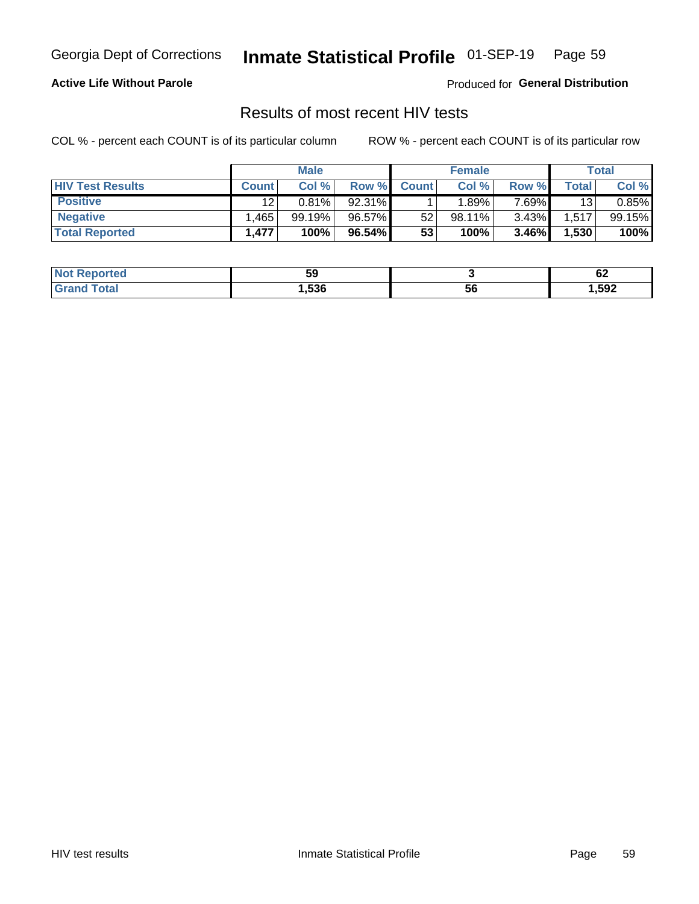Georgia Dept of Corrections **Inmate Statistical Profile** 01-SEP-19

**Active Life Without Parole**

Produced for **General Distribution**

## Results of most recent HIV tests

COL % - percent each COUNT is of its particular column    ROW % - percent each COUNT is of its particular row

| | Male | | | Female | | | Total | |
|---|---|---|---|---|---|---|---|---|
| **HIV Test Results** | **Count** | **Col %** | **Row %** | **Count** | **Col %** | **Row %** | **Total** | **Col %** |
| **Positive** | 12 | 0.81% | 92.31% | 1 | 1.89% | 7.69% | 13 | 0.85% |
| **Negative** | 1,465 | 99.19% | 96.57% | 52 | 98.11% | 3.43% | 1,517 | 99.15% |
| **Total Reported** | **1,477** | **100%** | **96.54%** | **53** | **100%** | **3.46%** | **1,530** | **100%** |

| | Male | Female | Total |
|---|---|---|---|
| **Not Reported** | **59** | **3** | **62** |
| **Grand Total** | **1,536** | **56** | **1,592** |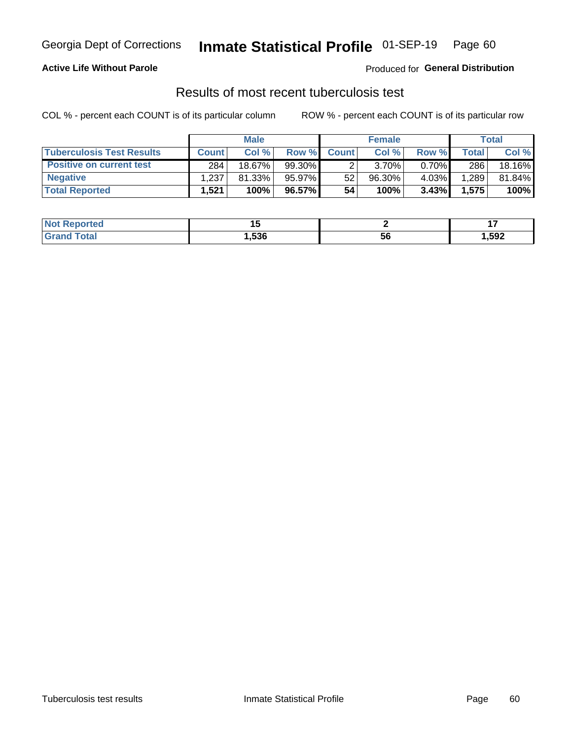Georgia Dept of Corrections **Inmate Statistical Profile** 01-SEP-19 Page 60

**Active Life Without Parole**

Produced for **General Distribution**

## Results of most recent tuberculosis test

COL % - percent each COUNT is of its particular column

ROW % - percent each COUNT is of its particular row

| | Male | | | Female | | | Total | |
|---|---|---|---|---|---|---|---|---|
| **Tuberculosis Test Results** | **Count** | **Col %** | **Row %** | **Count** | **Col %** | **Row %** | **Total** | **Col %** |
| **Positive on current test** | 284 | 18.67% | 99.30% | 2 | 3.70% | 0.70% | 286 | 18.16% |
| **Negative** | 1,237 | 81.33% | 95.97% | 52 | 96.30% | 4.03% | 1,289 | 81.84% |
| **Total Reported** | **1,521** | **100%** | **96.57%** | **54** | **100%** | **3.43%** | **1,575** | **100%** |

| | Male | Female | Total |
|---|---|---|---|
| **Not Reported** | **15** | **2** | **17** |
| **Grand Total** | **1,536** | **56** | **1,592** |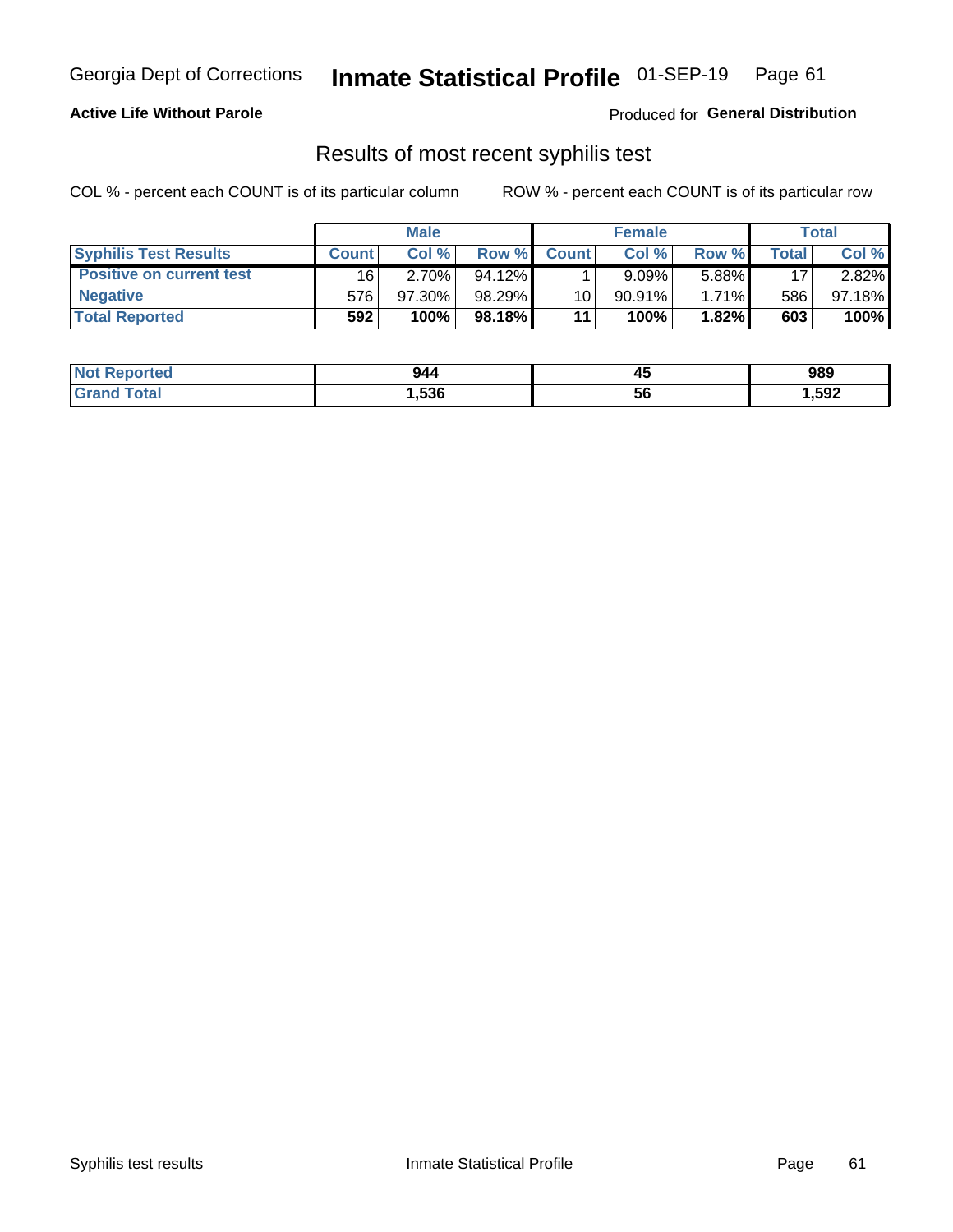Georgia Dept of Corrections **Inmate Statistical Profile** 01-SEP-19

**Active Life Without Parole**

Produced for **General Distribution**

## Results of most recent syphilis test

COL % - percent each COUNT is of its particular column ROW % - percent each COUNT is of its particular row

| | Male | | | Female | | | Total | |
|---|---|---|---|---|---|---|---|---|
| **Syphilis Test Results** | **Count** | **Col %** | **Row %** | **Count** | **Col %** | **Row %** | **Total** | **Col %** |
| **Positive on current test** | 16 | 2.70% | 94.12% | 1 | 9.09% | 5.88% | 17 | 2.82% |
| **Negative** | 576 | 97.30% | 98.29% | 10 | 90.91% | 1.71% | 586 | 97.18% |
| **Total Reported** | **592** | **100%** | **98.18%** | **11** | **100%** | **1.82%** | **603** | **100%** |

| | Male | Female | Total |
|---|---|---|---|
| **Not Reported** | **944** | **45** | **989** |
| **Grand Total** | **1,536** | **56** | **1,592** |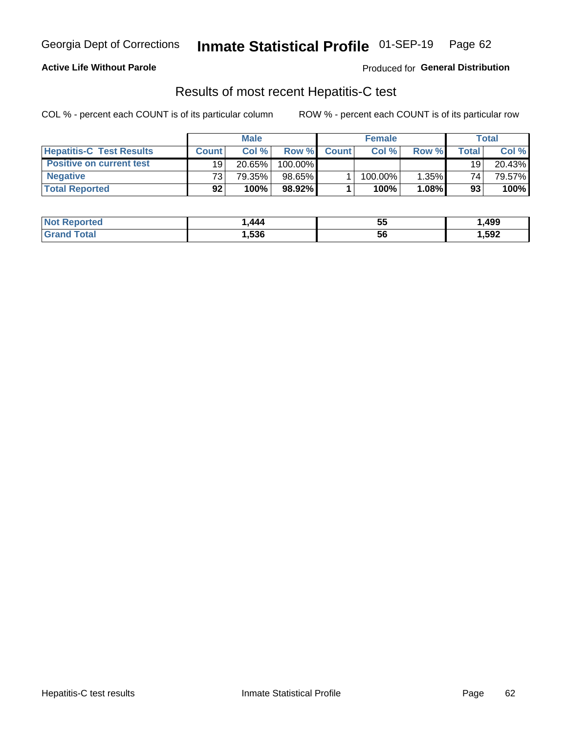Georgia Dept of Corrections **Inmate Statistical Profile** 01-SEP-19

**Active Life Without Parole**

Produced for **General Distribution**

## Results of most recent Hepatitis-C test

COL % - percent each COUNT is of its particular column ROW % - percent each COUNT is of its particular row

| | Male | | | Female | | | Total | |
|---|---|---|---|---|---|---|---|---|
| **Hepatitis-C Test Results** | **Count** | **Col %** | **Row %** | **Count** | **Col %** | **Row %** | **Total** | **Col %** |
| **Positive on current test** | 19 | 20.65% | 100.00% | | | | 19 | 20.43% |
| **Negative** | 73 | 79.35% | 98.65% | 1 | 100.00% | 1.35% | 74 | 79.57% |
| **Total Reported** | **92** | **100%** | **98.92%** | **1** | **100%** | **1.08%** | **93** | **100%** |

| | Male | Female | Total |
|---|---|---|---|
| **Not Reported** | **1,444** | **55** | **1,499** |
| **Grand Total** | **1,536** | **56** | **1,592** |